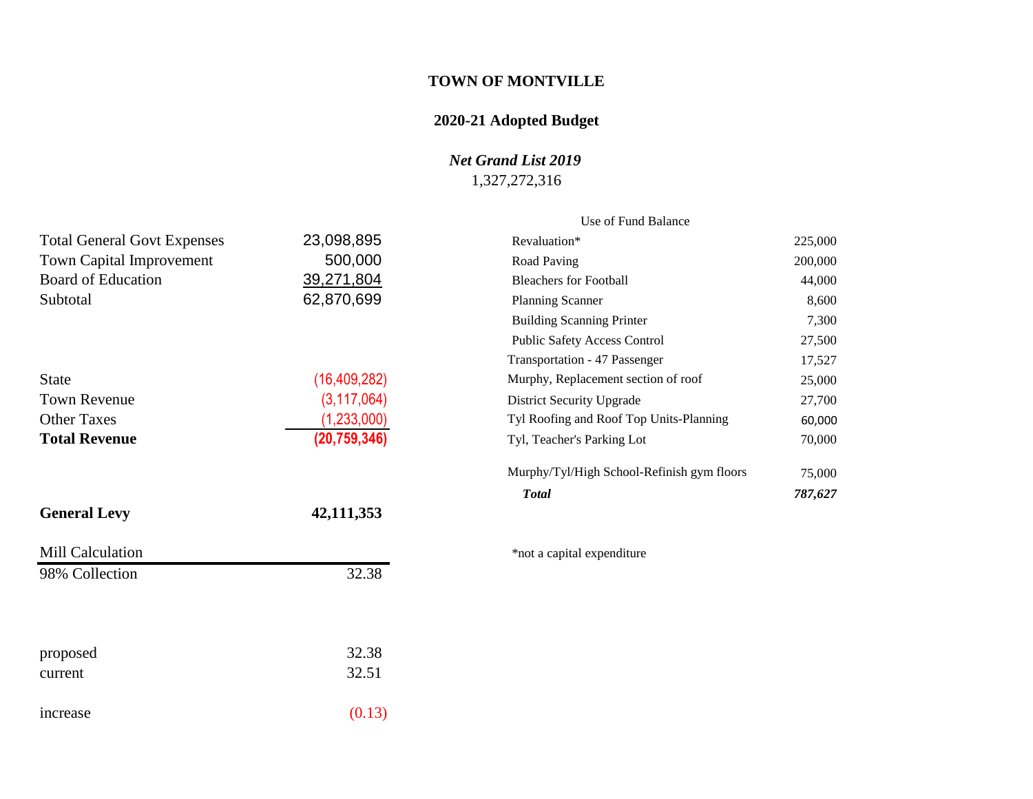# TOWN OF MONTVILLE

## 2020-21 Adopted Budget

***Net Grand List 2019***

1,327,272,316

| | |
|---|---|
| Total General Govt Expenses | 23,098,895 |
| Town Capital Improvement | 500,000 |
| Board of Education | 39,271,804 |
| Subtotal | 62,870,699 |
| | |
| State | (16,409,282) |
| Town Revenue | (3,117,064) |
| Other Taxes | (1,233,000) |
| **Total Revenue** | **(20,759,346)** |
| | |
| **General Levy** | **42,111,353** |
| | |
| Mill Calculation | |
| 98% Collection | 32.38 |
| | |
| proposed | 32.38 |
| current | 32.51 |
| | |
| increase | (0.13) |

| Use of Fund Balance | |
|---|---|
| Revaluation* | 225,000 |
| Road Paving | 200,000 |
| Bleachers for Football | 44,000 |
| Planning Scanner | 8,600 |
| Building Scanning Printer | 7,300 |
| Public Safety Access Control | 27,500 |
| Transportation - 47 Passenger | 17,527 |
| Murphy, Replacement section of roof | 25,000 |
| District Security Upgrade | 27,700 |
| Tyl Roofing and Roof Top Units-Planning | 60,000 |
| Tyl, Teacher's Parking Lot | 70,000 |
| Murphy/Tyl/High School-Refinish gym floors | 75,000 |
| ***Total*** | ***787,627*** |

*not a capital expenditure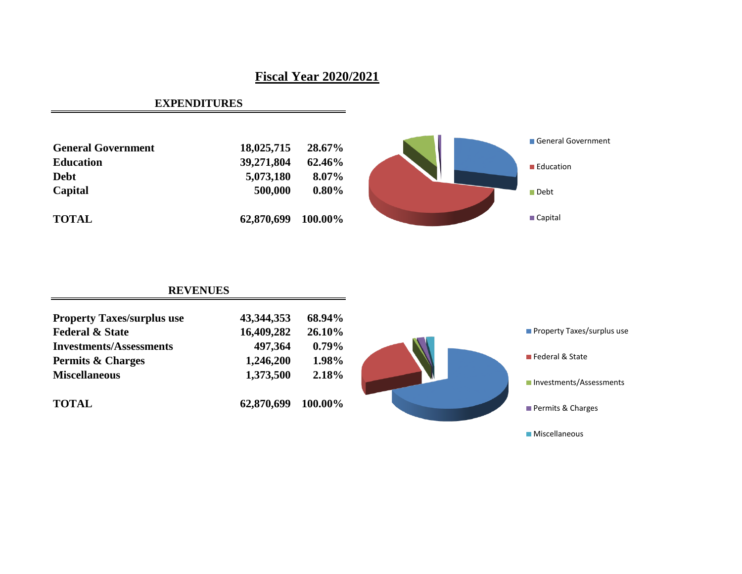# Fiscal Year 2020/2021

## EXPENDITURES

| | | |
|---|---|---|
| **General Government** | **18,025,715** | **28.67%** |
| **Education** | **39,271,804** | **62.46%** |
| **Debt** | **5,073,180** | **8.07%** |
| **Capital** | **500,000** | **0.80%** |
| **TOTAL** | **62,870,699** | **100.00%** |

## REVENUES

| | | |
|---|---|---|
| **Property Taxes/surplus use** | **43,344,353** | **68.94%** |
| **Federal & State** | **16,409,282** | **26.10%** |
| **Investments/Assessments** | **497,364** | **0.79%** |
| **Permits & Charges** | **1,246,200** | **1.98%** |
| **Miscellaneous** | **1,373,500** | **2.18%** |
| **TOTAL** | **62,870,699** | **100.00%** |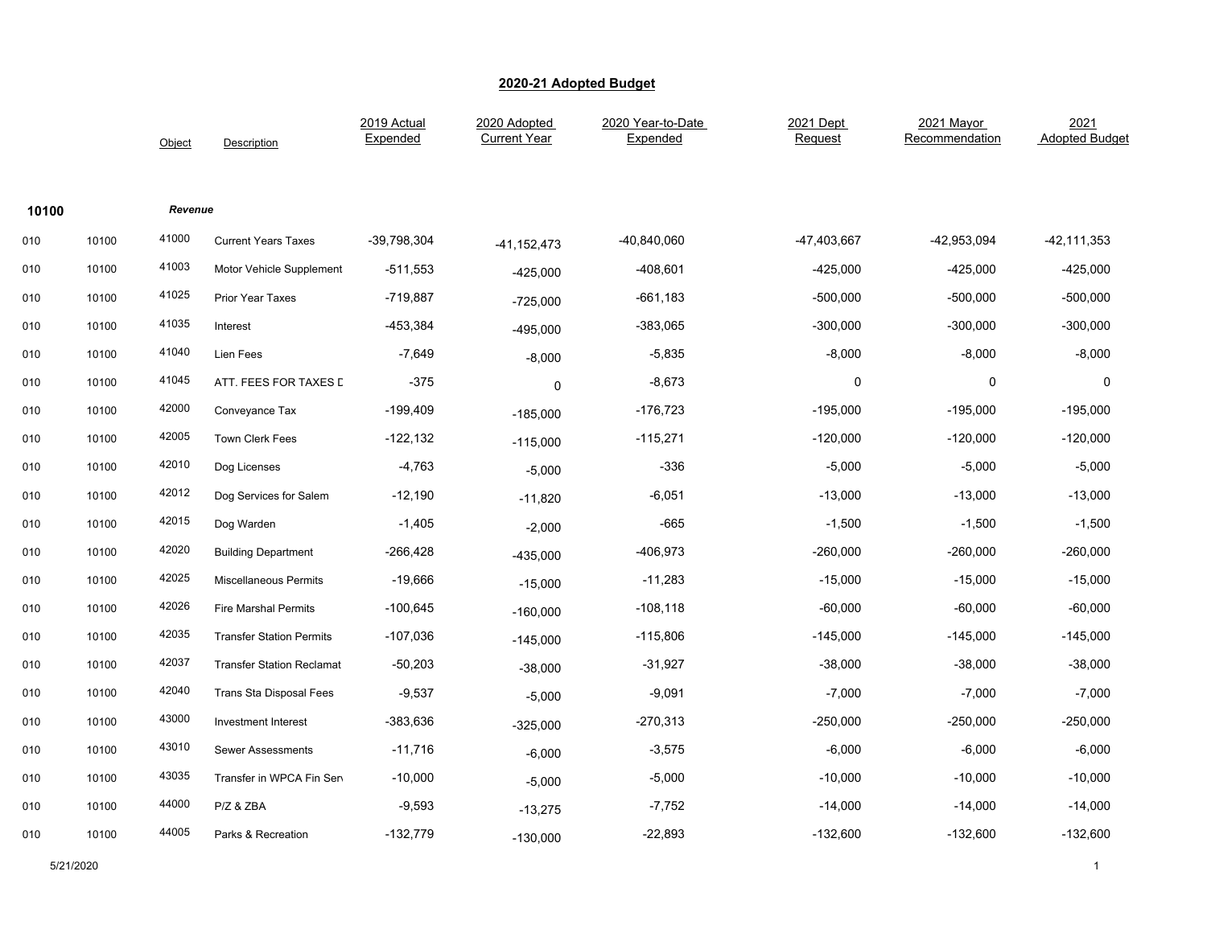# 2020-21 Adopted Budget

| | | Object | Description | 2019 Actual Expended | 2020 Adopted Current Year | 2020 Year-to-Date Expended | 2021 Dept Request | 2021 Mayor Recommendation | 2021 Adopted Budget |
|---|---|---|---|---|---|---|---|---|---|
| **10100** | | ***Revenue*** | | | | | | | |
| 010 | 10100 | 41000 | Current Years Taxes | -39,798,304 | -41,152,473 | -40,840,060 | -47,403,667 | -42,953,094 | -42,111,353 |
| 010 | 10100 | 41003 | Motor Vehicle Supplement | -511,553 | -425,000 | -408,601 | -425,000 | -425,000 | -425,000 |
| 010 | 10100 | 41025 | Prior Year Taxes | -719,887 | -725,000 | -661,183 | -500,000 | -500,000 | -500,000 |
| 010 | 10100 | 41035 | Interest | -453,384 | -495,000 | -383,065 | -300,000 | -300,000 | -300,000 |
| 010 | 10100 | 41040 | Lien Fees | -7,649 | -8,000 | -5,835 | -8,000 | -8,000 | -8,000 |
| 010 | 10100 | 41045 | ATT. FEES FOR TAXES D | -375 | 0 | -8,673 | 0 | 0 | 0 |
| 010 | 10100 | 42000 | Conveyance Tax | -199,409 | -185,000 | -176,723 | -195,000 | -195,000 | -195,000 |
| 010 | 10100 | 42005 | Town Clerk Fees | -122,132 | -115,000 | -115,271 | -120,000 | -120,000 | -120,000 |
| 010 | 10100 | 42010 | Dog Licenses | -4,763 | -5,000 | -336 | -5,000 | -5,000 | -5,000 |
| 010 | 10100 | 42012 | Dog Services for Salem | -12,190 | -11,820 | -6,051 | -13,000 | -13,000 | -13,000 |
| 010 | 10100 | 42015 | Dog Warden | -1,405 | -2,000 | -665 | -1,500 | -1,500 | -1,500 |
| 010 | 10100 | 42020 | Building Department | -266,428 | -435,000 | -406,973 | -260,000 | -260,000 | -260,000 |
| 010 | 10100 | 42025 | Miscellaneous Permits | -19,666 | -15,000 | -11,283 | -15,000 | -15,000 | -15,000 |
| 010 | 10100 | 42026 | Fire Marshal Permits | -100,645 | -160,000 | -108,118 | -60,000 | -60,000 | -60,000 |
| 010 | 10100 | 42035 | Transfer Station Permits | -107,036 | -145,000 | -115,806 | -145,000 | -145,000 | -145,000 |
| 010 | 10100 | 42037 | Transfer Station Reclamat | -50,203 | -38,000 | -31,927 | -38,000 | -38,000 | -38,000 |
| 010 | 10100 | 42040 | Trans Sta Disposal Fees | -9,537 | -5,000 | -9,091 | -7,000 | -7,000 | -7,000 |
| 010 | 10100 | 43000 | Investment Interest | -383,636 | -325,000 | -270,313 | -250,000 | -250,000 | -250,000 |
| 010 | 10100 | 43010 | Sewer Assessments | -11,716 | -6,000 | -3,575 | -6,000 | -6,000 | -6,000 |
| 010 | 10100 | 43035 | Transfer in WPCA Fin Serv | -10,000 | -5,000 | -5,000 | -10,000 | -10,000 | -10,000 |
| 010 | 10100 | 44000 | P/Z & ZBA | -9,593 | -13,275 | -7,752 | -14,000 | -14,000 | -14,000 |
| 010 | 10100 | 44005 | Parks & Recreation | -132,779 | -130,000 | -22,893 | -132,600 | -132,600 | -132,600 |

5/21/2020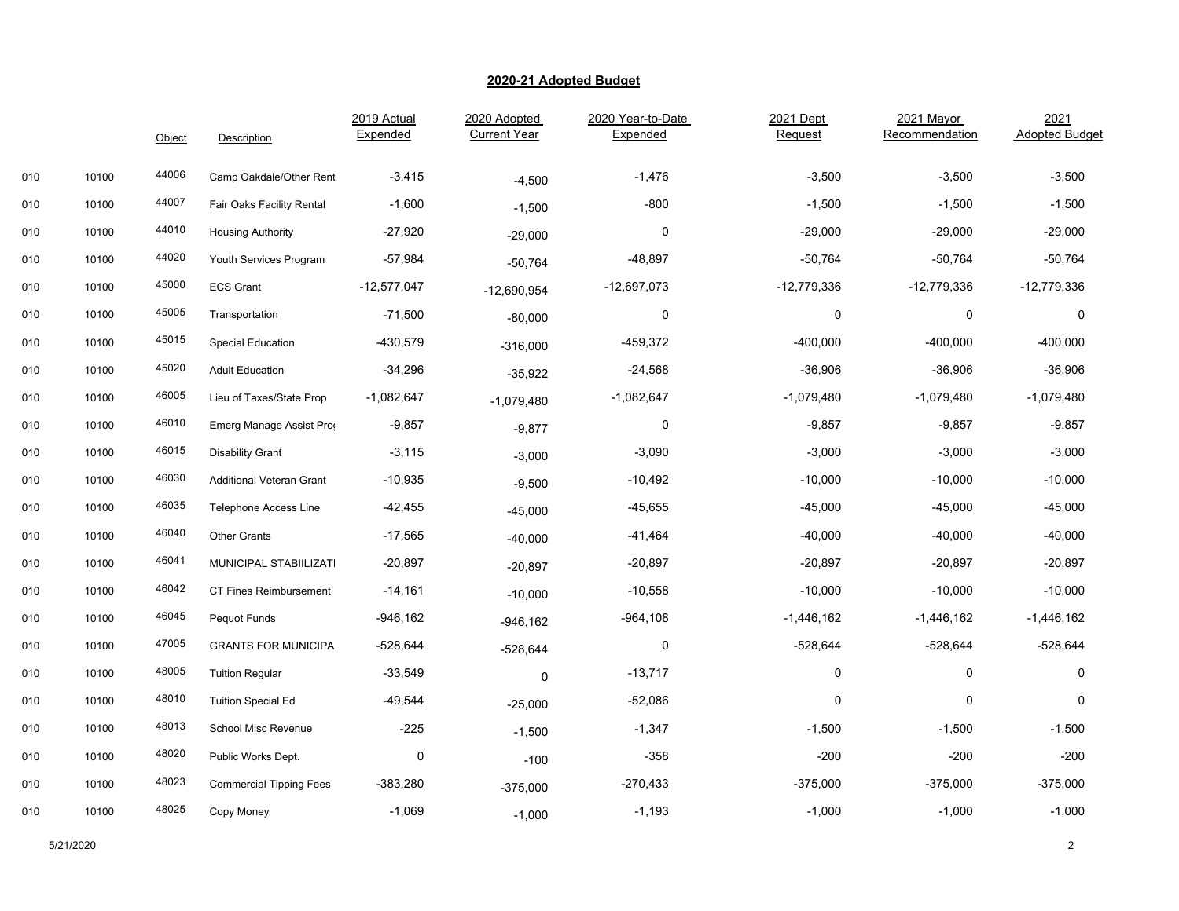## 2020-21 Adopted Budget

| | | Object | Description | 2019 Actual Expended | 2020 Adopted Current Year | 2020 Year-to-Date Expended | 2021 Dept Request | 2021 Mayor Recommendation | 2021 Adopted Budget |
|---|---|---|---|---|---|---|---|---|---|
| 010 | 10100 | 44006 | Camp Oakdale/Other Rent | -3,415 | -4,500 | -1,476 | -3,500 | -3,500 | -3,500 |
| 010 | 10100 | 44007 | Fair Oaks Facility Rental | -1,600 | -1,500 | -800 | -1,500 | -1,500 | -1,500 |
| 010 | 10100 | 44010 | Housing Authority | -27,920 | -29,000 | 0 | -29,000 | -29,000 | -29,000 |
| 010 | 10100 | 44020 | Youth Services Program | -57,984 | -50,764 | -48,897 | -50,764 | -50,764 | -50,764 |
| 010 | 10100 | 45000 | ECS Grant | -12,577,047 | -12,690,954 | -12,697,073 | -12,779,336 | -12,779,336 | -12,779,336 |
| 010 | 10100 | 45005 | Transportation | -71,500 | -80,000 | 0 | 0 | 0 | 0 |
| 010 | 10100 | 45015 | Special Education | -430,579 | -316,000 | -459,372 | -400,000 | -400,000 | -400,000 |
| 010 | 10100 | 45020 | Adult Education | -34,296 | -35,922 | -24,568 | -36,906 | -36,906 | -36,906 |
| 010 | 10100 | 46005 | Lieu of Taxes/State Prop | -1,082,647 | -1,079,480 | -1,082,647 | -1,079,480 | -1,079,480 | -1,079,480 |
| 010 | 10100 | 46010 | Emerg Manage Assist Prog | -9,857 | -9,877 | 0 | -9,857 | -9,857 | -9,857 |
| 010 | 10100 | 46015 | Disability Grant | -3,115 | -3,000 | -3,090 | -3,000 | -3,000 | -3,000 |
| 010 | 10100 | 46030 | Additional Veteran Grant | -10,935 | -9,500 | -10,492 | -10,000 | -10,000 | -10,000 |
| 010 | 10100 | 46035 | Telephone Access Line | -42,455 | -45,000 | -45,655 | -45,000 | -45,000 | -45,000 |
| 010 | 10100 | 46040 | Other Grants | -17,565 | -40,000 | -41,464 | -40,000 | -40,000 | -40,000 |
| 010 | 10100 | 46041 | MUNICIPAL STABIILIZATI | -20,897 | -20,897 | -20,897 | -20,897 | -20,897 | -20,897 |
| 010 | 10100 | 46042 | CT Fines Reimbursement | -14,161 | -10,000 | -10,558 | -10,000 | -10,000 | -10,000 |
| 010 | 10100 | 46045 | Pequot Funds | -946,162 | -946,162 | -964,108 | -1,446,162 | -1,446,162 | -1,446,162 |
| 010 | 10100 | 47005 | GRANTS FOR MUNICIPA | -528,644 | -528,644 | 0 | -528,644 | -528,644 | -528,644 |
| 010 | 10100 | 48005 | Tuition Regular | -33,549 | 0 | -13,717 | 0 | 0 | 0 |
| 010 | 10100 | 48010 | Tuition Special Ed | -49,544 | -25,000 | -52,086 | 0 | 0 | 0 |
| 010 | 10100 | 48013 | School Misc Revenue | -225 | -1,500 | -1,347 | -1,500 | -1,500 | -1,500 |
| 010 | 10100 | 48020 | Public Works Dept. | 0 | -100 | -358 | -200 | -200 | -200 |
| 010 | 10100 | 48023 | Commercial Tipping Fees | -383,280 | -375,000 | -270,433 | -375,000 | -375,000 | -375,000 |
| 010 | 10100 | 48025 | Copy Money | -1,069 | -1,000 | -1,193 | -1,000 | -1,000 | -1,000 |

5/21/2020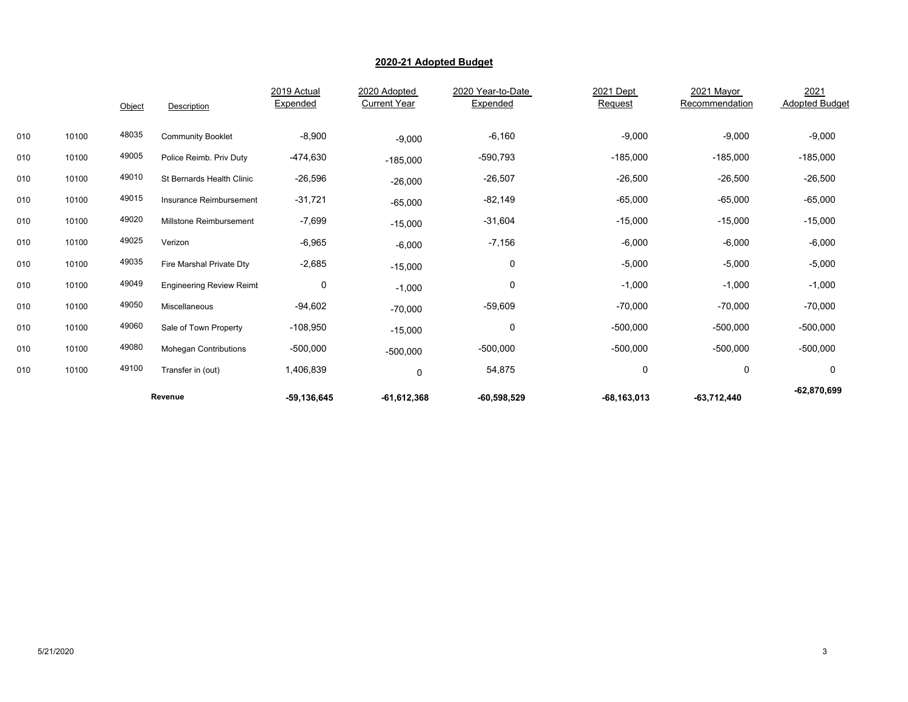## 2020-21 Adopted Budget

| | | Object | Description | 2019 Actual Expended | 2020 Adopted Current Year | 2020 Year-to-Date Expended | 2021 Dept Request | 2021 Mayor Recommendation | 2021 Adopted Budget |
|---|---|---|---|---|---|---|---|---|---|
| 010 | 10100 | 48035 | Community Booklet | -8,900 | -9,000 | -6,160 | -9,000 | -9,000 | -9,000 |
| 010 | 10100 | 49005 | Police Reimb. Priv Duty | -474,630 | -185,000 | -590,793 | -185,000 | -185,000 | -185,000 |
| 010 | 10100 | 49010 | St Bernards Health Clinic | -26,596 | -26,000 | -26,507 | -26,500 | -26,500 | -26,500 |
| 010 | 10100 | 49015 | Insurance Reimbursement | -31,721 | -65,000 | -82,149 | -65,000 | -65,000 | -65,000 |
| 010 | 10100 | 49020 | Millstone Reimbursement | -7,699 | -15,000 | -31,604 | -15,000 | -15,000 | -15,000 |
| 010 | 10100 | 49025 | Verizon | -6,965 | -6,000 | -7,156 | -6,000 | -6,000 | -6,000 |
| 010 | 10100 | 49035 | Fire Marshal Private Dty | -2,685 | -15,000 | 0 | -5,000 | -5,000 | -5,000 |
| 010 | 10100 | 49049 | Engineering Review Reimt | 0 | -1,000 | 0 | -1,000 | -1,000 | -1,000 |
| 010 | 10100 | 49050 | Miscellaneous | -94,602 | -70,000 | -59,609 | -70,000 | -70,000 | -70,000 |
| 010 | 10100 | 49060 | Sale of Town Property | -108,950 | -15,000 | 0 | -500,000 | -500,000 | -500,000 |
| 010 | 10100 | 49080 | Mohegan Contributions | -500,000 | -500,000 | -500,000 | -500,000 | -500,000 | -500,000 |
| 010 | 10100 | 49100 | Transfer in (out) | 1,406,839 | 0 | 54,875 | 0 | 0 | 0 |
| | | | **Revenue** | **-59,136,645** | **-61,612,368** | **-60,598,529** | **-68,163,013** | **-63,712,440** | **-62,870,699** |

5/21/2020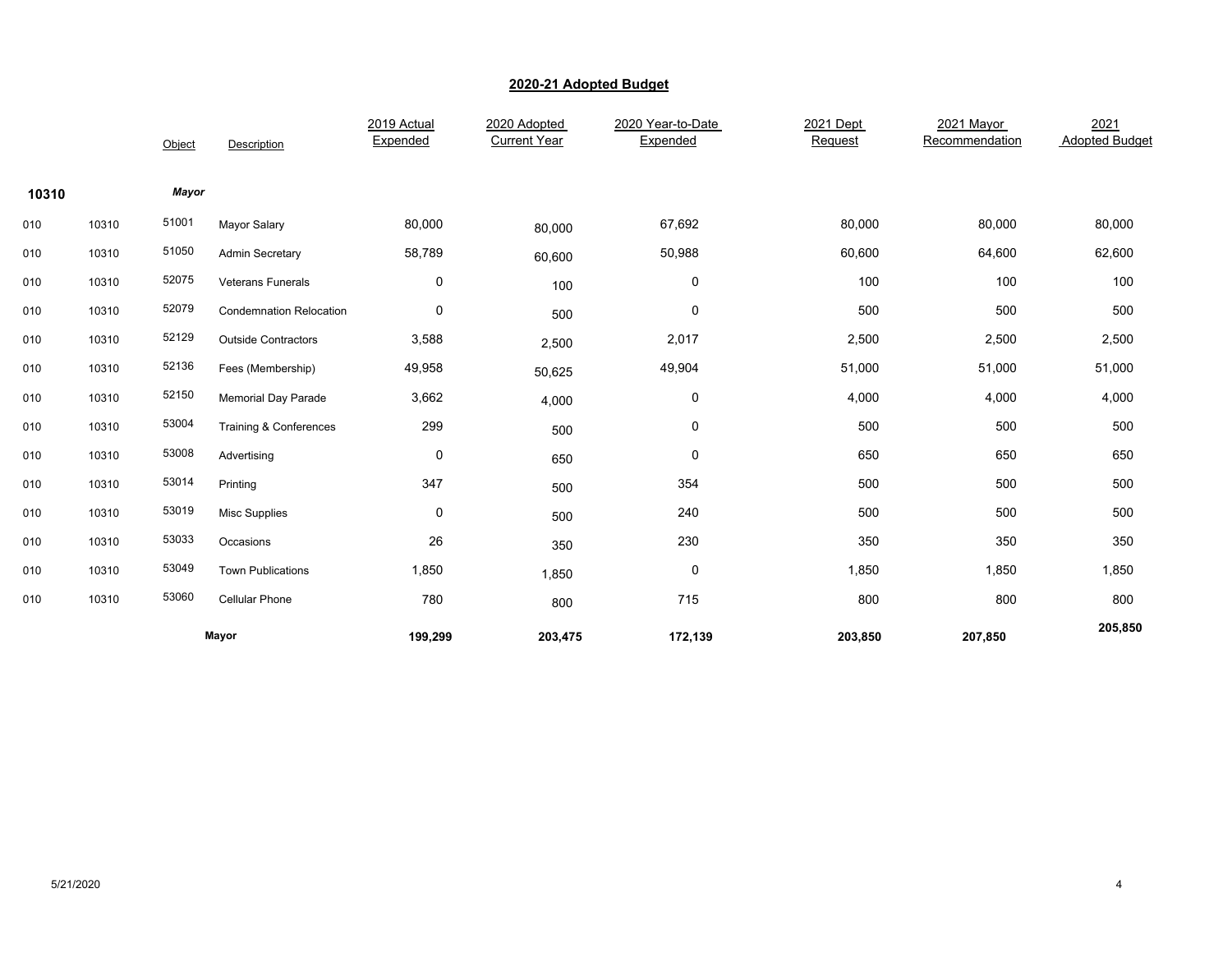## 2020-21 Adopted Budget

| | | Object | Description | 2019 Actual Expended | 2020 Adopted Current Year | 2020 Year-to-Date Expended | 2021 Dept Request | 2021 Mayor Recommendation | 2021 Adopted Budget |
|---|---|---|---|---|---|---|---|---|---|
| **10310** | | ***Mayor*** | | | | | | | |
| 010 | 10310 | 51001 | Mayor Salary | 80,000 | 80,000 | 67,692 | 80,000 | 80,000 | 80,000 |
| 010 | 10310 | 51050 | Admin Secretary | 58,789 | 60,600 | 50,988 | 60,600 | 64,600 | 62,600 |
| 010 | 10310 | 52075 | Veterans Funerals | 0 | 100 | 0 | 100 | 100 | 100 |
| 010 | 10310 | 52079 | Condemnation Relocation | 0 | 500 | 0 | 500 | 500 | 500 |
| 010 | 10310 | 52129 | Outside Contractors | 3,588 | 2,500 | 2,017 | 2,500 | 2,500 | 2,500 |
| 010 | 10310 | 52136 | Fees (Membership) | 49,958 | 50,625 | 49,904 | 51,000 | 51,000 | 51,000 |
| 010 | 10310 | 52150 | Memorial Day Parade | 3,662 | 4,000 | 0 | 4,000 | 4,000 | 4,000 |
| 010 | 10310 | 53004 | Training & Conferences | 299 | 500 | 0 | 500 | 500 | 500 |
| 010 | 10310 | 53008 | Advertising | 0 | 650 | 0 | 650 | 650 | 650 |
| 010 | 10310 | 53014 | Printing | 347 | 500 | 354 | 500 | 500 | 500 |
| 010 | 10310 | 53019 | Misc Supplies | 0 | 500 | 240 | 500 | 500 | 500 |
| 010 | 10310 | 53033 | Occasions | 26 | 350 | 230 | 350 | 350 | 350 |
| 010 | 10310 | 53049 | Town Publications | 1,850 | 1,850 | 0 | 1,850 | 1,850 | 1,850 |
| 010 | 10310 | 53060 | Cellular Phone | 780 | 800 | 715 | 800 | 800 | 800 |
| | | | **Mayor** | **199,299** | **203,475** | **172,139** | **203,850** | **207,850** | **205,850** |

5/21/2020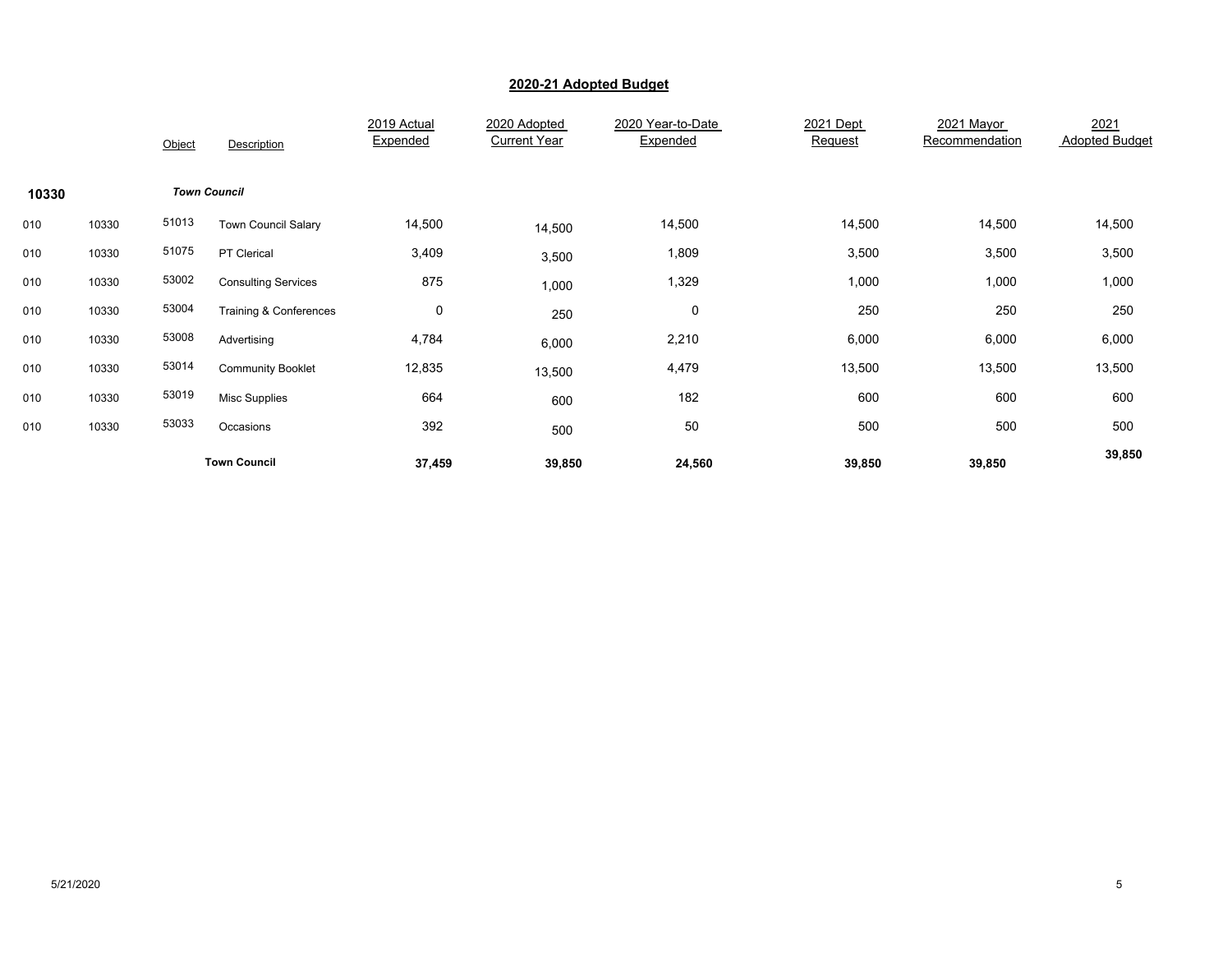## 2020-21 Adopted Budget

| | | Object | Description | 2019 Actual Expended | 2020 Adopted Current Year | 2020 Year-to-Date Expended | 2021 Dept Request | 2021 Mayor Recommendation | 2021 Adopted Budget |
|---|---|---|---|---|---|---|---|---|---|
| **10330** | | | ***Town Council*** | | | | | | |
| 010 | 10330 | 51013 | Town Council Salary | 14,500 | 14,500 | 14,500 | 14,500 | 14,500 | 14,500 |
| 010 | 10330 | 51075 | PT Clerical | 3,409 | 3,500 | 1,809 | 3,500 | 3,500 | 3,500 |
| 010 | 10330 | 53002 | Consulting Services | 875 | 1,000 | 1,329 | 1,000 | 1,000 | 1,000 |
| 010 | 10330 | 53004 | Training & Conferences | 0 | 250 | 0 | 250 | 250 | 250 |
| 010 | 10330 | 53008 | Advertising | 4,784 | 6,000 | 2,210 | 6,000 | 6,000 | 6,000 |
| 010 | 10330 | 53014 | Community Booklet | 12,835 | 13,500 | 4,479 | 13,500 | 13,500 | 13,500 |
| 010 | 10330 | 53019 | Misc Supplies | 664 | 600 | 182 | 600 | 600 | 600 |
| 010 | 10330 | 53033 | Occasions | 392 | 500 | 50 | 500 | 500 | 500 |
| | | | **Town Council** | **37,459** | **39,850** | **24,560** | **39,850** | **39,850** | **39,850** |

5/21/2020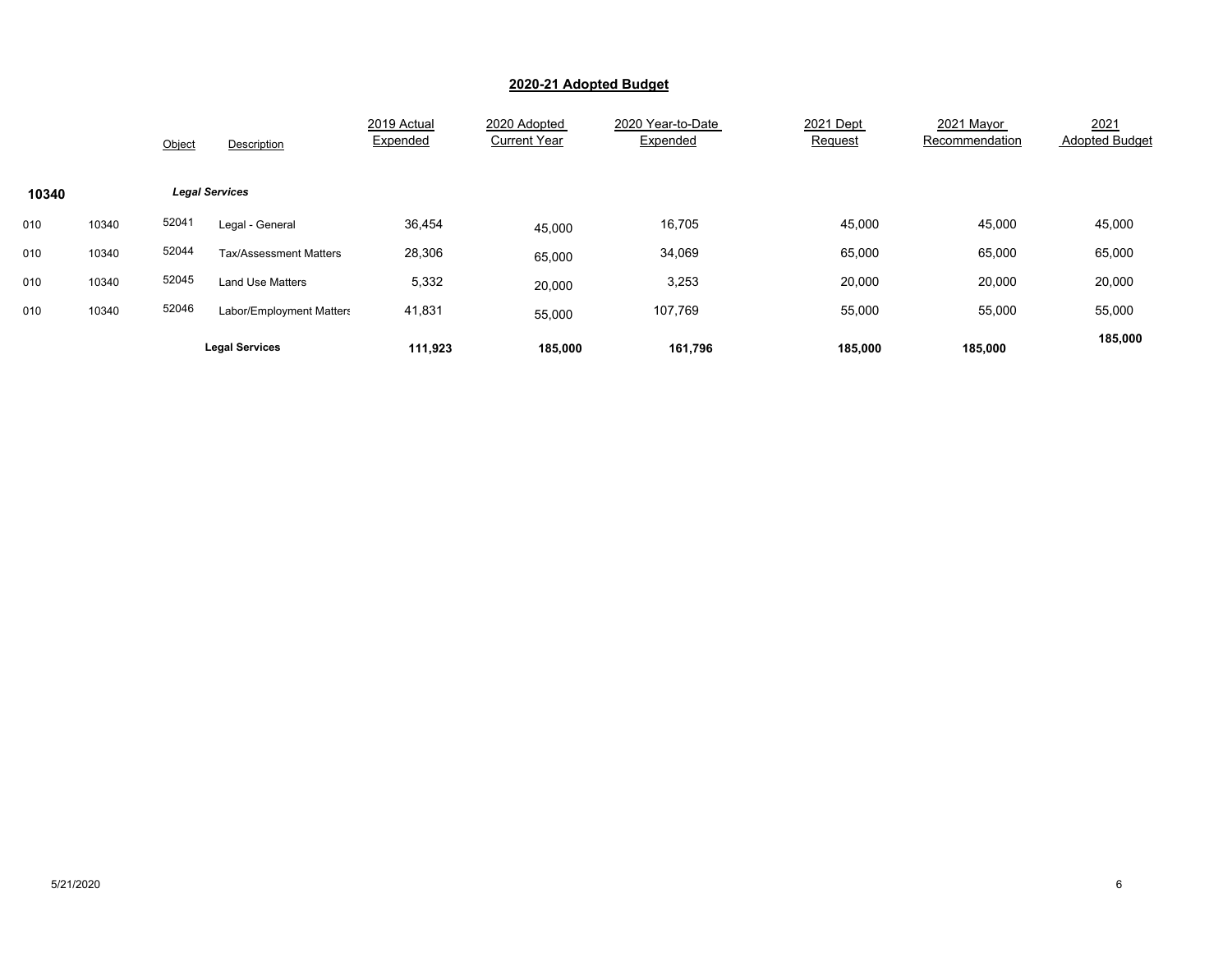## 2020-21 Adopted Budget

| | | Object | Description | 2019 Actual Expended | 2020 Adopted Current Year | 2020 Year-to-Date Expended | 2021 Dept Request | 2021 Mayor Recommendation | 2021 Adopted Budget |
|---|---|---|---|---|---|---|---|---|---|
| **10340** | | | ***Legal Services*** | | | | | | |
| 010 | 10340 | 52041 | Legal - General | 36,454 | 45,000 | 16,705 | 45,000 | 45,000 | 45,000 |
| 010 | 10340 | 52044 | Tax/Assessment Matters | 28,306 | 65,000 | 34,069 | 65,000 | 65,000 | 65,000 |
| 010 | 10340 | 52045 | Land Use Matters | 5,332 | 20,000 | 3,253 | 20,000 | 20,000 | 20,000 |
| 010 | 10340 | 52046 | Labor/Employment Matters | 41,831 | 55,000 | 107,769 | 55,000 | 55,000 | 55,000 |
| | | | **Legal Services** | **111,923** | **185,000** | **161,796** | **185,000** | **185,000** | **185,000** |

5/21/2020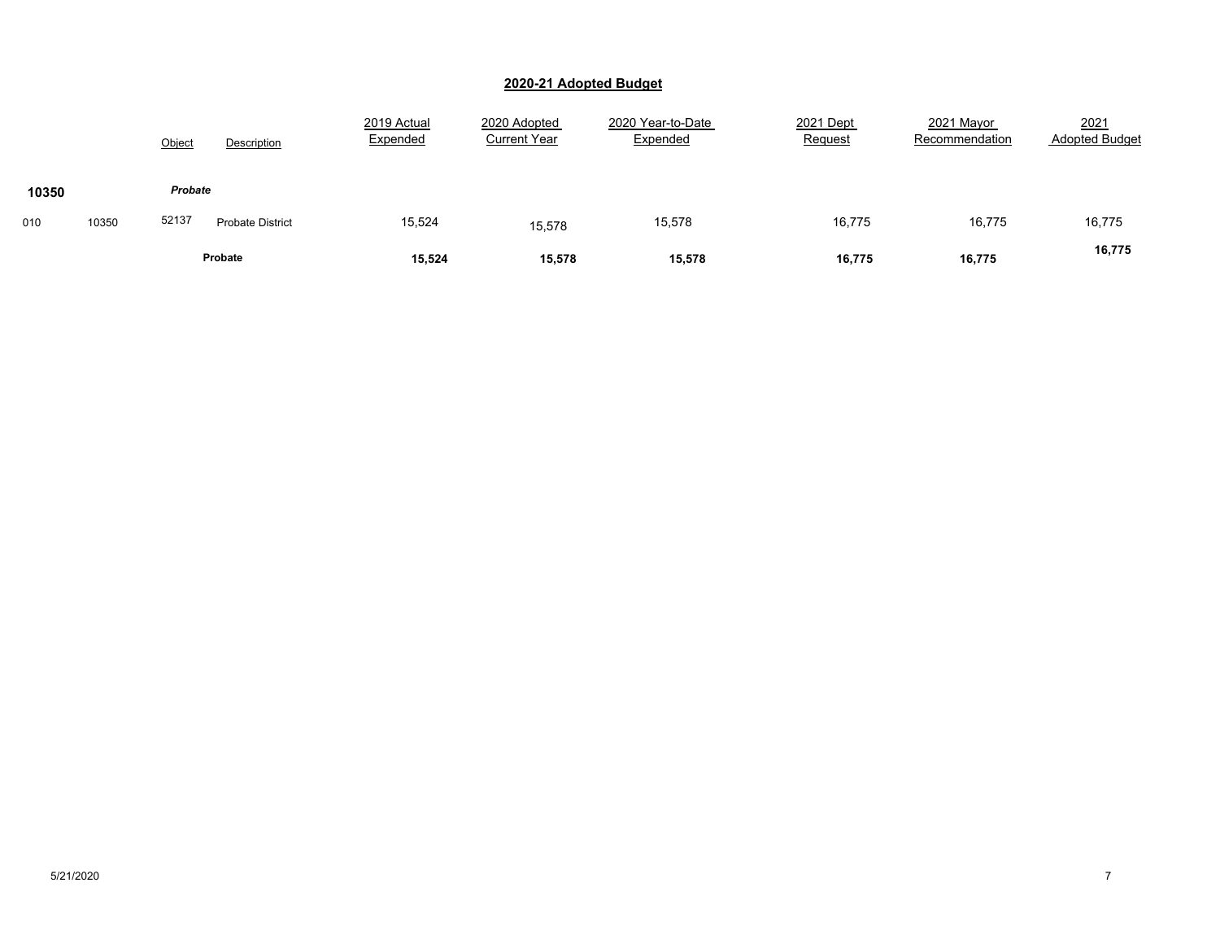## 2020-21 Adopted Budget

| | | Object | Description | 2019 Actual Expended | 2020 Adopted Current Year | 2020 Year-to-Date Expended | 2021 Dept Request | 2021 Mayor Recommendation | 2021 Adopted Budget |
|---|---|---|---|---|---|---|---|---|---|
| **10350** | | ***Probate*** | | | | | | | |
| 010 | 10350 | 52137 | Probate District | 15,524 | 15,578 | 15,578 | 16,775 | 16,775 | 16,775 |
| | | | **Probate** | **15,524** | **15,578** | **15,578** | **16,775** | **16,775** | **16,775** |

5/21/2020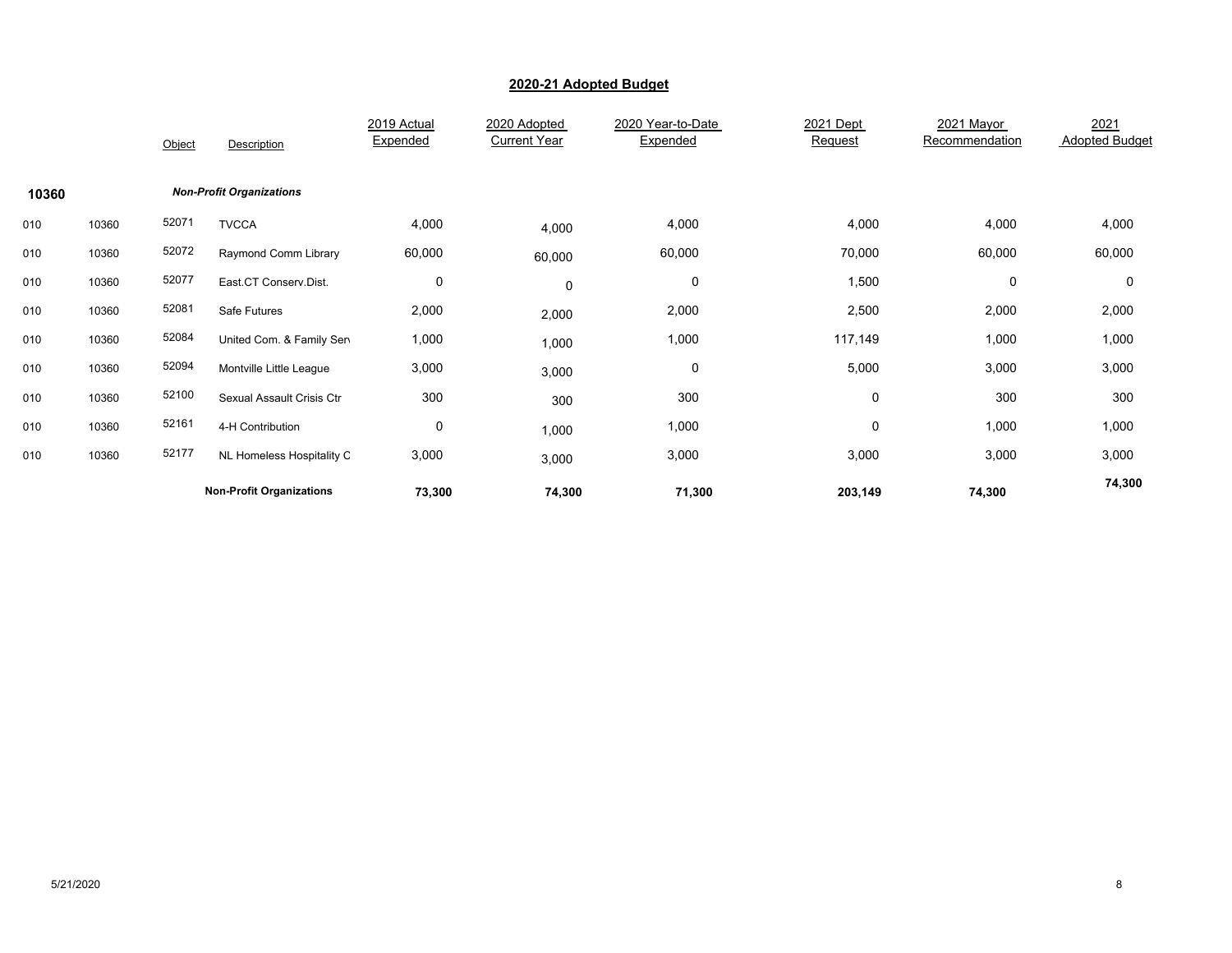## 2020-21 Adopted Budget

| | | Object | Description | 2019 Actual Expended | 2020 Adopted Current Year | 2020 Year-to-Date Expended | 2021 Dept Request | 2021 Mayor Recommendation | 2021 Adopted Budget |
|---|---|---|---|---|---|---|---|---|---|
| **10360** | | | ***Non-Profit Organizations*** | | | | | | |
| 010 | 10360 | 52071 | TVCCA | 4,000 | 4,000 | 4,000 | 4,000 | 4,000 | 4,000 |
| 010 | 10360 | 52072 | Raymond Comm Library | 60,000 | 60,000 | 60,000 | 70,000 | 60,000 | 60,000 |
| 010 | 10360 | 52077 | East.CT Conserv.Dist. | 0 | 0 | 0 | 1,500 | 0 | 0 |
| 010 | 10360 | 52081 | Safe Futures | 2,000 | 2,000 | 2,000 | 2,500 | 2,000 | 2,000 |
| 010 | 10360 | 52084 | United Com. & Family Serv | 1,000 | 1,000 | 1,000 | 117,149 | 1,000 | 1,000 |
| 010 | 10360 | 52094 | Montville Little League | 3,000 | 3,000 | 0 | 5,000 | 3,000 | 3,000 |
| 010 | 10360 | 52100 | Sexual Assault Crisis Ctr | 300 | 300 | 300 | 0 | 300 | 300 |
| 010 | 10360 | 52161 | 4-H Contribution | 0 | 1,000 | 1,000 | 0 | 1,000 | 1,000 |
| 010 | 10360 | 52177 | NL Homeless Hospitality C | 3,000 | 3,000 | 3,000 | 3,000 | 3,000 | 3,000 |
| | | | **Non-Profit Organizations** | **73,300** | **74,300** | **71,300** | **203,149** | **74,300** | **74,300** |

5/21/2020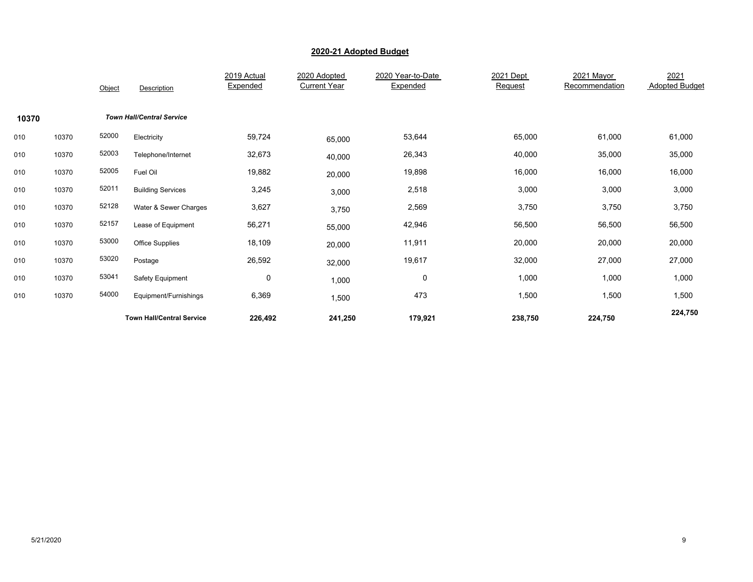## 2020-21 Adopted Budget

| | | Object | Description | 2019 Actual Expended | 2020 Adopted Current Year | 2020 Year-to-Date Expended | 2021 Dept Request | 2021 Mayor Recommendation | 2021 Adopted Budget |
|---|---|---|---|---|---|---|---|---|---|
| **10370** | | | ***Town Hall/Central Service*** | | | | | | |
| 010 | 10370 | 52000 | Electricity | 59,724 | 65,000 | 53,644 | 65,000 | 61,000 | 61,000 |
| 010 | 10370 | 52003 | Telephone/Internet | 32,673 | 40,000 | 26,343 | 40,000 | 35,000 | 35,000 |
| 010 | 10370 | 52005 | Fuel Oil | 19,882 | 20,000 | 19,898 | 16,000 | 16,000 | 16,000 |
| 010 | 10370 | 52011 | Building Services | 3,245 | 3,000 | 2,518 | 3,000 | 3,000 | 3,000 |
| 010 | 10370 | 52128 | Water & Sewer Charges | 3,627 | 3,750 | 2,569 | 3,750 | 3,750 | 3,750 |
| 010 | 10370 | 52157 | Lease of Equipment | 56,271 | 55,000 | 42,946 | 56,500 | 56,500 | 56,500 |
| 010 | 10370 | 53000 | Office Supplies | 18,109 | 20,000 | 11,911 | 20,000 | 20,000 | 20,000 |
| 010 | 10370 | 53020 | Postage | 26,592 | 32,000 | 19,617 | 32,000 | 27,000 | 27,000 |
| 010 | 10370 | 53041 | Safety Equipment | 0 | 1,000 | 0 | 1,000 | 1,000 | 1,000 |
| 010 | 10370 | 54000 | Equipment/Furnishings | 6,369 | 1,500 | 473 | 1,500 | 1,500 | 1,500 |
| | | | **Town Hall/Central Service** | **226,492** | **241,250** | **179,921** | **238,750** | **224,750** | **224,750** |

5/21/2020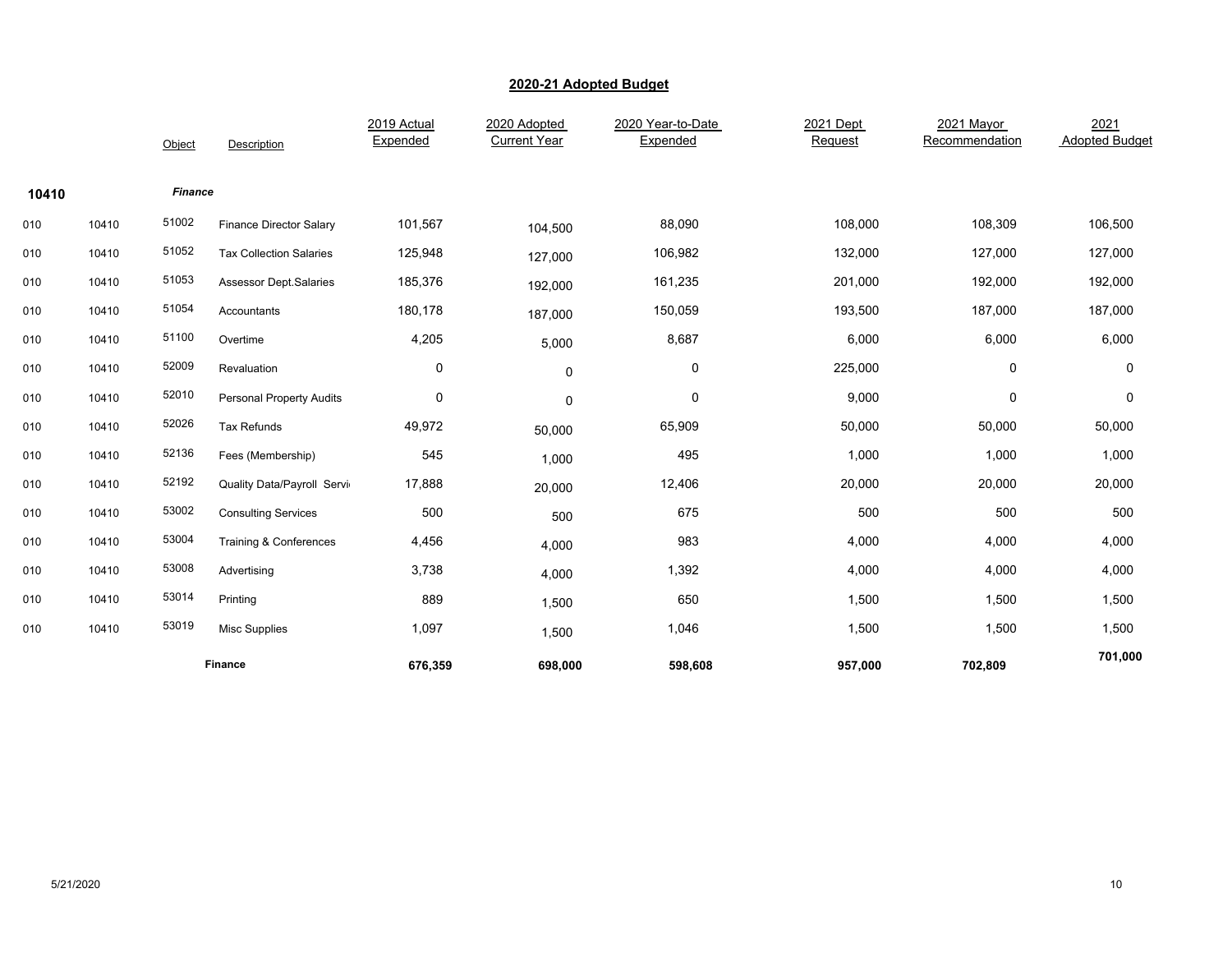## 2020-21 Adopted Budget

| | | Object | Description | 2019 Actual Expended | 2020 Adopted Current Year | 2020 Year-to-Date Expended | 2021 Dept Request | 2021 Mayor Recommendation | 2021 Adopted Budget |
|---|---|---|---|---|---|---|---|---|---|
| **10410** | | ***Finance*** | | | | | | | |
| 010 | 10410 | 51002 | Finance Director Salary | 101,567 | 104,500 | 88,090 | 108,000 | 108,309 | 106,500 |
| 010 | 10410 | 51052 | Tax Collection Salaries | 125,948 | 127,000 | 106,982 | 132,000 | 127,000 | 127,000 |
| 010 | 10410 | 51053 | Assessor Dept.Salaries | 185,376 | 192,000 | 161,235 | 201,000 | 192,000 | 192,000 |
| 010 | 10410 | 51054 | Accountants | 180,178 | 187,000 | 150,059 | 193,500 | 187,000 | 187,000 |
| 010 | 10410 | 51100 | Overtime | 4,205 | 5,000 | 8,687 | 6,000 | 6,000 | 6,000 |
| 010 | 10410 | 52009 | Revaluation | 0 | 0 | 0 | 225,000 | 0 | 0 |
| 010 | 10410 | 52010 | Personal Property Audits | 0 | 0 | 0 | 9,000 | 0 | 0 |
| 010 | 10410 | 52026 | Tax Refunds | 49,972 | 50,000 | 65,909 | 50,000 | 50,000 | 50,000 |
| 010 | 10410 | 52136 | Fees (Membership) | 545 | 1,000 | 495 | 1,000 | 1,000 | 1,000 |
| 010 | 10410 | 52192 | Quality Data/Payroll Servi | 17,888 | 20,000 | 12,406 | 20,000 | 20,000 | 20,000 |
| 010 | 10410 | 53002 | Consulting Services | 500 | 500 | 675 | 500 | 500 | 500 |
| 010 | 10410 | 53004 | Training & Conferences | 4,456 | 4,000 | 983 | 4,000 | 4,000 | 4,000 |
| 010 | 10410 | 53008 | Advertising | 3,738 | 4,000 | 1,392 | 4,000 | 4,000 | 4,000 |
| 010 | 10410 | 53014 | Printing | 889 | 1,500 | 650 | 1,500 | 1,500 | 1,500 |
| 010 | 10410 | 53019 | Misc Supplies | 1,097 | 1,500 | 1,046 | 1,500 | 1,500 | 1,500 |
| | | | **Finance** | **676,359** | **698,000** | **598,608** | **957,000** | **702,809** | **701,000** |

5/21/2020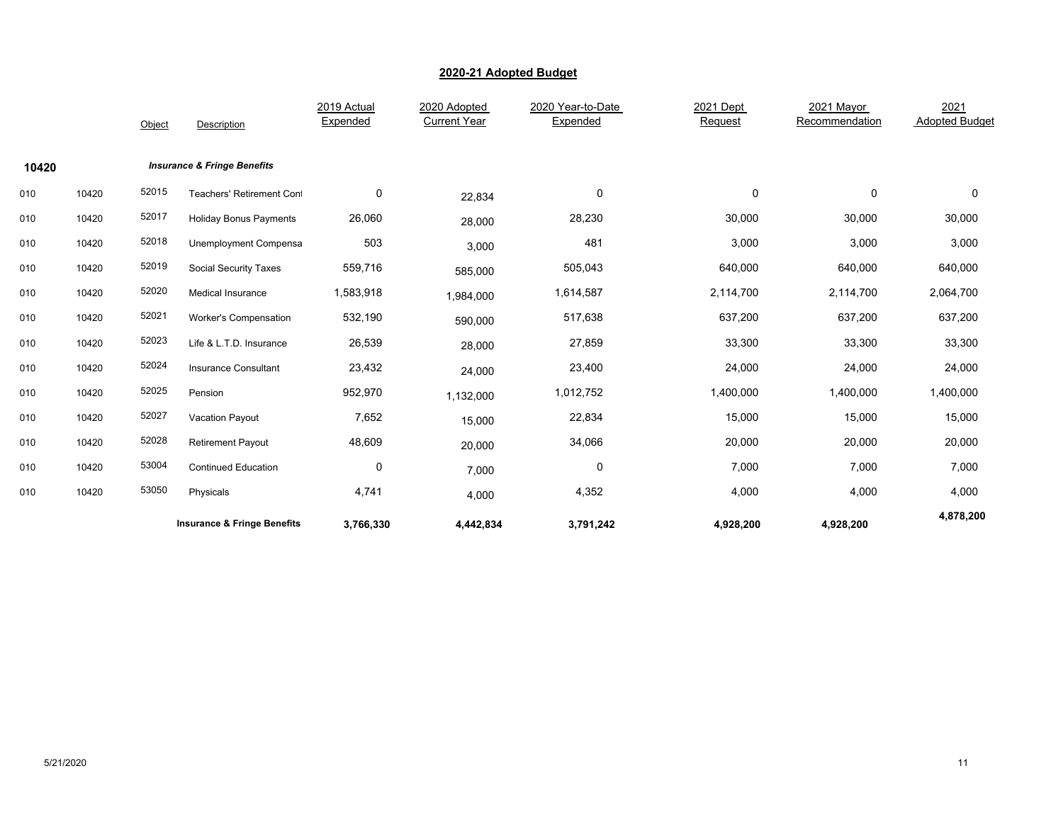## 2020-21 Adopted Budget

| | | Object | Description | 2019 Actual Expended | 2020 Adopted Current Year | 2020 Year-to-Date Expended | 2021 Dept Request | 2021 Mayor Recommendation | 2021 Adopted Budget |
|---|---|---|---|---|---|---|---|---|---|
| **10420** | | | ***Insurance & Fringe Benefits*** | | | | | | |
| 010 | 10420 | 52015 | Teachers' Retirement Cont | 0 | 22,834 | 0 | 0 | 0 | 0 |
| 010 | 10420 | 52017 | Holiday Bonus Payments | 26,060 | 28,000 | 28,230 | 30,000 | 30,000 | 30,000 |
| 010 | 10420 | 52018 | Unemployment Compensa | 503 | 3,000 | 481 | 3,000 | 3,000 | 3,000 |
| 010 | 10420 | 52019 | Social Security Taxes | 559,716 | 585,000 | 505,043 | 640,000 | 640,000 | 640,000 |
| 010 | 10420 | 52020 | Medical Insurance | 1,583,918 | 1,984,000 | 1,614,587 | 2,114,700 | 2,114,700 | 2,064,700 |
| 010 | 10420 | 52021 | Worker's Compensation | 532,190 | 590,000 | 517,638 | 637,200 | 637,200 | 637,200 |
| 010 | 10420 | 52023 | Life & L.T.D. Insurance | 26,539 | 28,000 | 27,859 | 33,300 | 33,300 | 33,300 |
| 010 | 10420 | 52024 | Insurance Consultant | 23,432 | 24,000 | 23,400 | 24,000 | 24,000 | 24,000 |
| 010 | 10420 | 52025 | Pension | 952,970 | 1,132,000 | 1,012,752 | 1,400,000 | 1,400,000 | 1,400,000 |
| 010 | 10420 | 52027 | Vacation Payout | 7,652 | 15,000 | 22,834 | 15,000 | 15,000 | 15,000 |
| 010 | 10420 | 52028 | Retirement Payout | 48,609 | 20,000 | 34,066 | 20,000 | 20,000 | 20,000 |
| 010 | 10420 | 53004 | Continued Education | 0 | 7,000 | 0 | 7,000 | 7,000 | 7,000 |
| 010 | 10420 | 53050 | Physicals | 4,741 | 4,000 | 4,352 | 4,000 | 4,000 | 4,000 |
| | | | **Insurance & Fringe Benefits** | **3,766,330** | **4,442,834** | **3,791,242** | **4,928,200** | **4,928,200** | **4,878,200** |

5/21/2020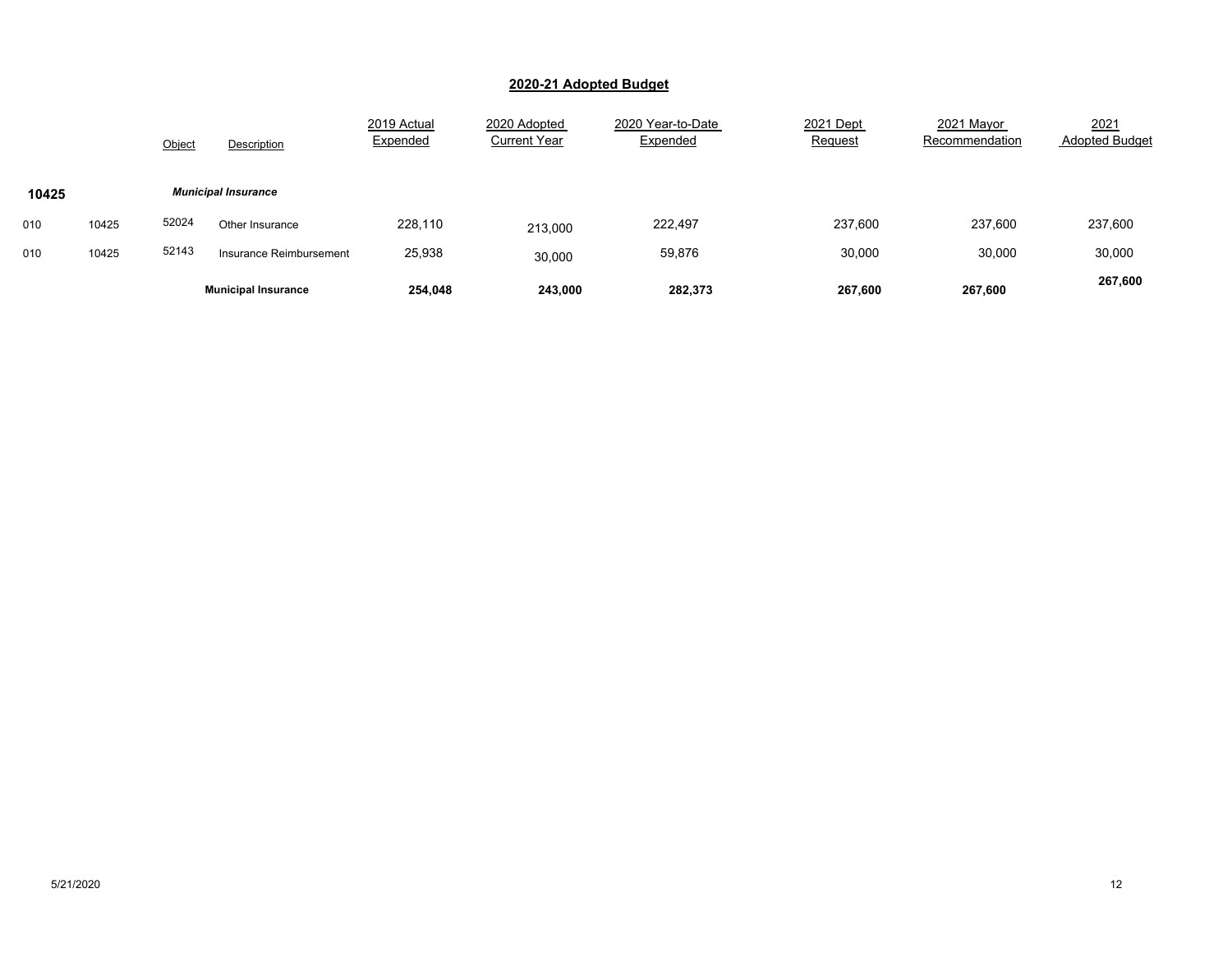## 2020-21 Adopted Budget

| | | Object | Description | 2019 Actual Expended | 2020 Adopted Current Year | 2020 Year-to-Date Expended | 2021 Dept Request | 2021 Mayor Recommendation | 2021 Adopted Budget |
|---|---|---|---|---|---|---|---|---|---|
| **10425** | | | ***Municipal Insurance*** | | | | | | |
| 010 | 10425 | 52024 | Other Insurance | 228,110 | 213,000 | 222,497 | 237,600 | 237,600 | 237,600 |
| 010 | 10425 | 52143 | Insurance Reimbursement | 25,938 | 30,000 | 59,876 | 30,000 | 30,000 | 30,000 |
| | | | **Municipal Insurance** | **254,048** | **243,000** | **282,373** | **267,600** | **267,600** | **267,600** |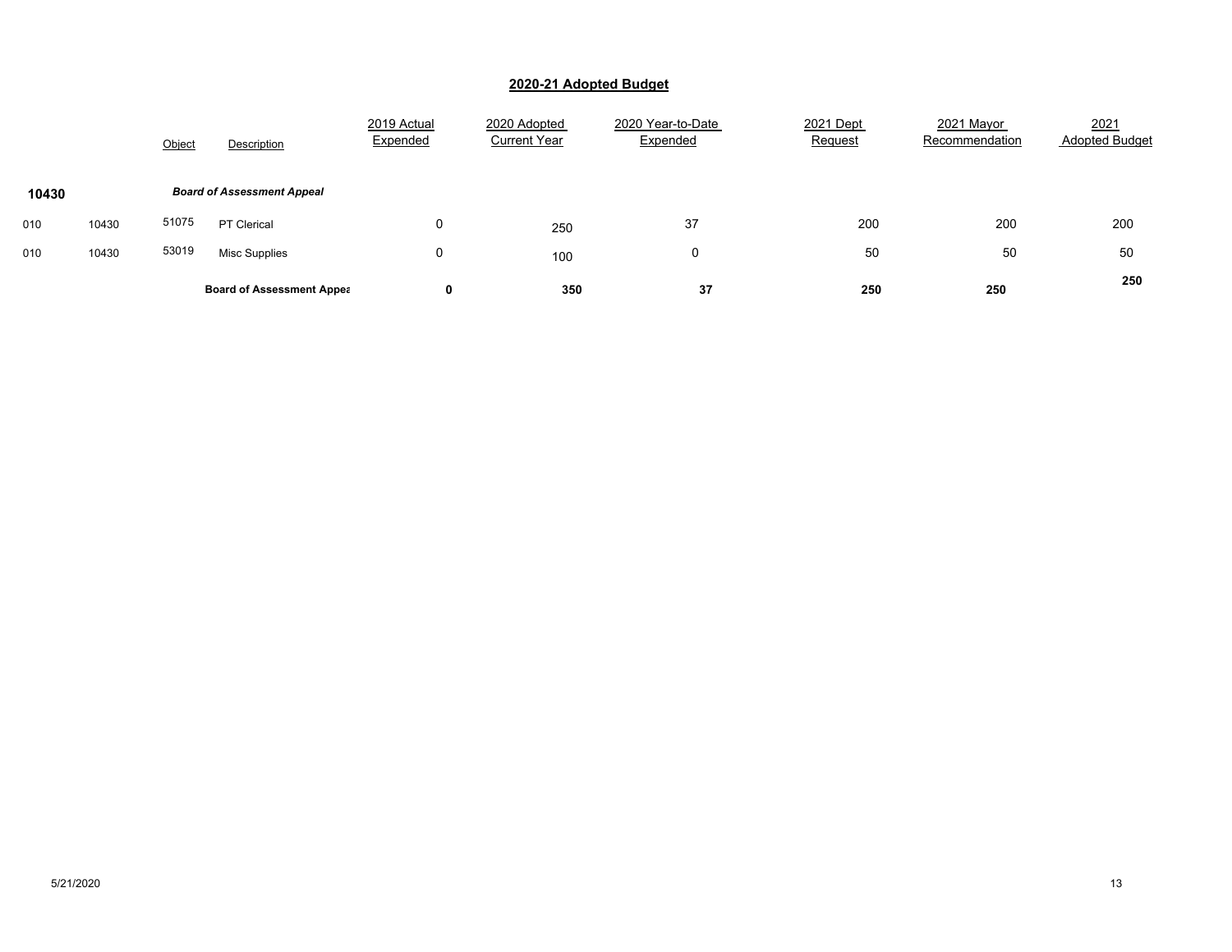## 2020-21 Adopted Budget

| | | Object | Description | 2019 Actual Expended | 2020 Adopted Current Year | 2020 Year-to-Date Expended | 2021 Dept Request | 2021 Mayor Recommendation | 2021 Adopted Budget |
|---|---|---|---|---|---|---|---|---|---|
| **10430** | | | ***Board of Assessment Appeal*** | | | | | | |
| 010 | 10430 | 51075 | PT Clerical | 0 | 250 | 37 | 200 | 200 | 200 |
| 010 | 10430 | 53019 | Misc Supplies | 0 | 100 | 0 | 50 | 50 | 50 |
| | | | **Board of Assessment Appea** | **0** | **350** | **37** | **250** | **250** | **250** |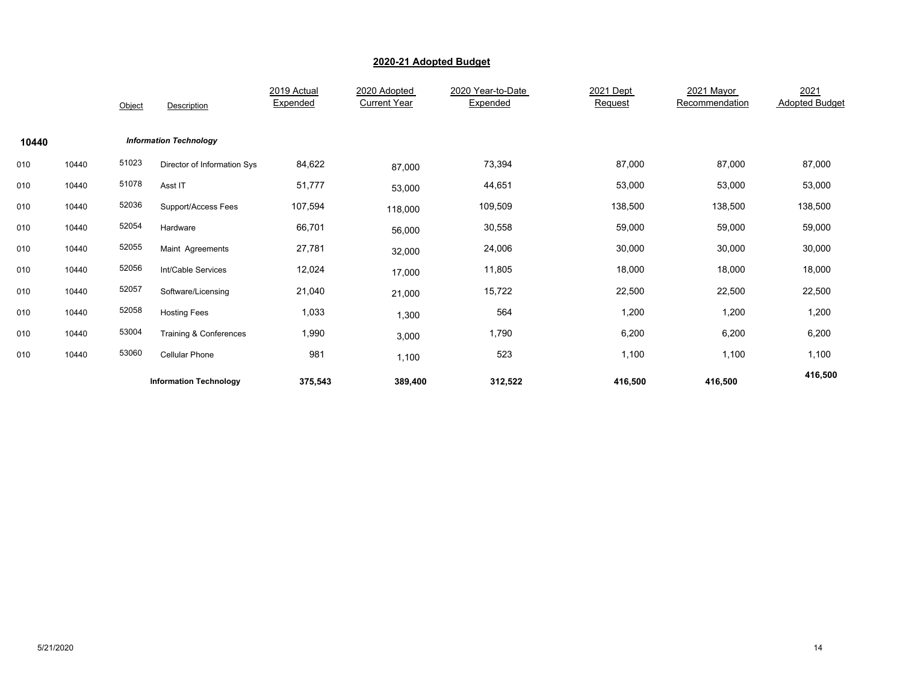# 2020-21 Adopted Budget

| | | Object | Description | 2019 Actual Expended | 2020 Adopted Current Year | 2020 Year-to-Date Expended | 2021 Dept Request | 2021 Mayor Recommendation | 2021 Adopted Budget |
|---|---|---|---|---|---|---|---|---|---|
| **10440** | | | ***Information Technology*** | | | | | | |
| 010 | 10440 | 51023 | Director of Information Sys | 84,622 | 87,000 | 73,394 | 87,000 | 87,000 | 87,000 |
| 010 | 10440 | 51078 | Asst IT | 51,777 | 53,000 | 44,651 | 53,000 | 53,000 | 53,000 |
| 010 | 10440 | 52036 | Support/Access Fees | 107,594 | 118,000 | 109,509 | 138,500 | 138,500 | 138,500 |
| 010 | 10440 | 52054 | Hardware | 66,701 | 56,000 | 30,558 | 59,000 | 59,000 | 59,000 |
| 010 | 10440 | 52055 | Maint Agreements | 27,781 | 32,000 | 24,006 | 30,000 | 30,000 | 30,000 |
| 010 | 10440 | 52056 | Int/Cable Services | 12,024 | 17,000 | 11,805 | 18,000 | 18,000 | 18,000 |
| 010 | 10440 | 52057 | Software/Licensing | 21,040 | 21,000 | 15,722 | 22,500 | 22,500 | 22,500 |
| 010 | 10440 | 52058 | Hosting Fees | 1,033 | 1,300 | 564 | 1,200 | 1,200 | 1,200 |
| 010 | 10440 | 53004 | Training & Conferences | 1,990 | 3,000 | 1,790 | 6,200 | 6,200 | 6,200 |
| 010 | 10440 | 53060 | Cellular Phone | 981 | 1,100 | 523 | 1,100 | 1,100 | 1,100 |
| | | | **Information Technology** | **375,543** | **389,400** | **312,522** | **416,500** | **416,500** | **416,500** |

5/21/2020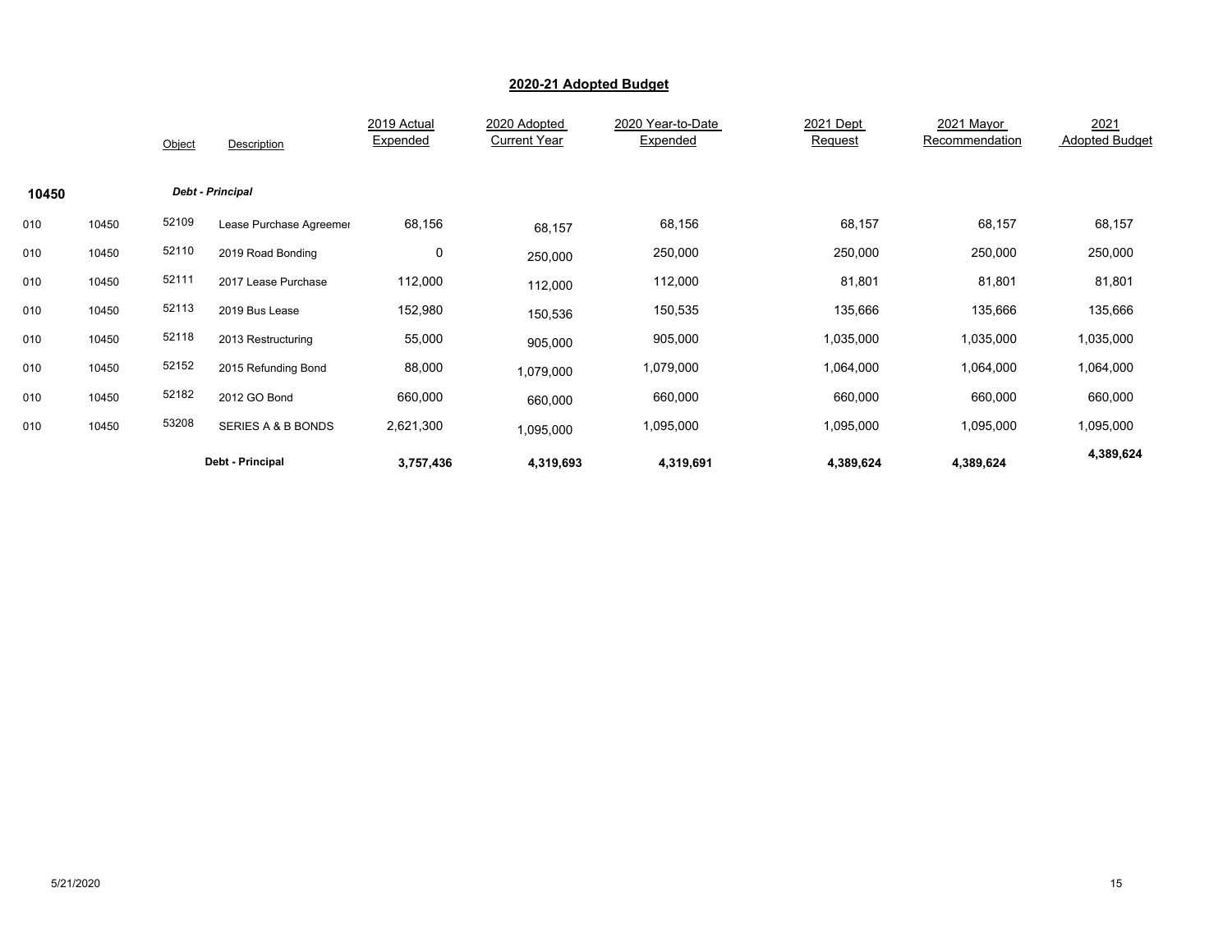## 2020-21 Adopted Budget

| | | Object | Description | 2019 Actual Expended | 2020 Adopted Current Year | 2020 Year-to-Date Expended | 2021 Dept Request | 2021 Mayor Recommendation | 2021 Adopted Budget |
|---|---|---|---|---|---|---|---|---|---|
| **10450** | | | ***Debt - Principal*** | | | | | | |
| 010 | 10450 | 52109 | Lease Purchase Agreemer | 68,156 | 68,157 | 68,156 | 68,157 | 68,157 | 68,157 |
| 010 | 10450 | 52110 | 2019 Road Bonding | 0 | 250,000 | 250,000 | 250,000 | 250,000 | 250,000 |
| 010 | 10450 | 52111 | 2017 Lease Purchase | 112,000 | 112,000 | 112,000 | 81,801 | 81,801 | 81,801 |
| 010 | 10450 | 52113 | 2019 Bus Lease | 152,980 | 150,536 | 150,535 | 135,666 | 135,666 | 135,666 |
| 010 | 10450 | 52118 | 2013 Restructuring | 55,000 | 905,000 | 905,000 | 1,035,000 | 1,035,000 | 1,035,000 |
| 010 | 10450 | 52152 | 2015 Refunding Bond | 88,000 | 1,079,000 | 1,079,000 | 1,064,000 | 1,064,000 | 1,064,000 |
| 010 | 10450 | 52182 | 2012 GO Bond | 660,000 | 660,000 | 660,000 | 660,000 | 660,000 | 660,000 |
| 010 | 10450 | 53208 | SERIES A & B BONDS | 2,621,300 | 1,095,000 | 1,095,000 | 1,095,000 | 1,095,000 | 1,095,000 |
| | | | **Debt - Principal** | **3,757,436** | **4,319,693** | **4,319,691** | **4,389,624** | **4,389,624** | **4,389,624** |

5/21/2020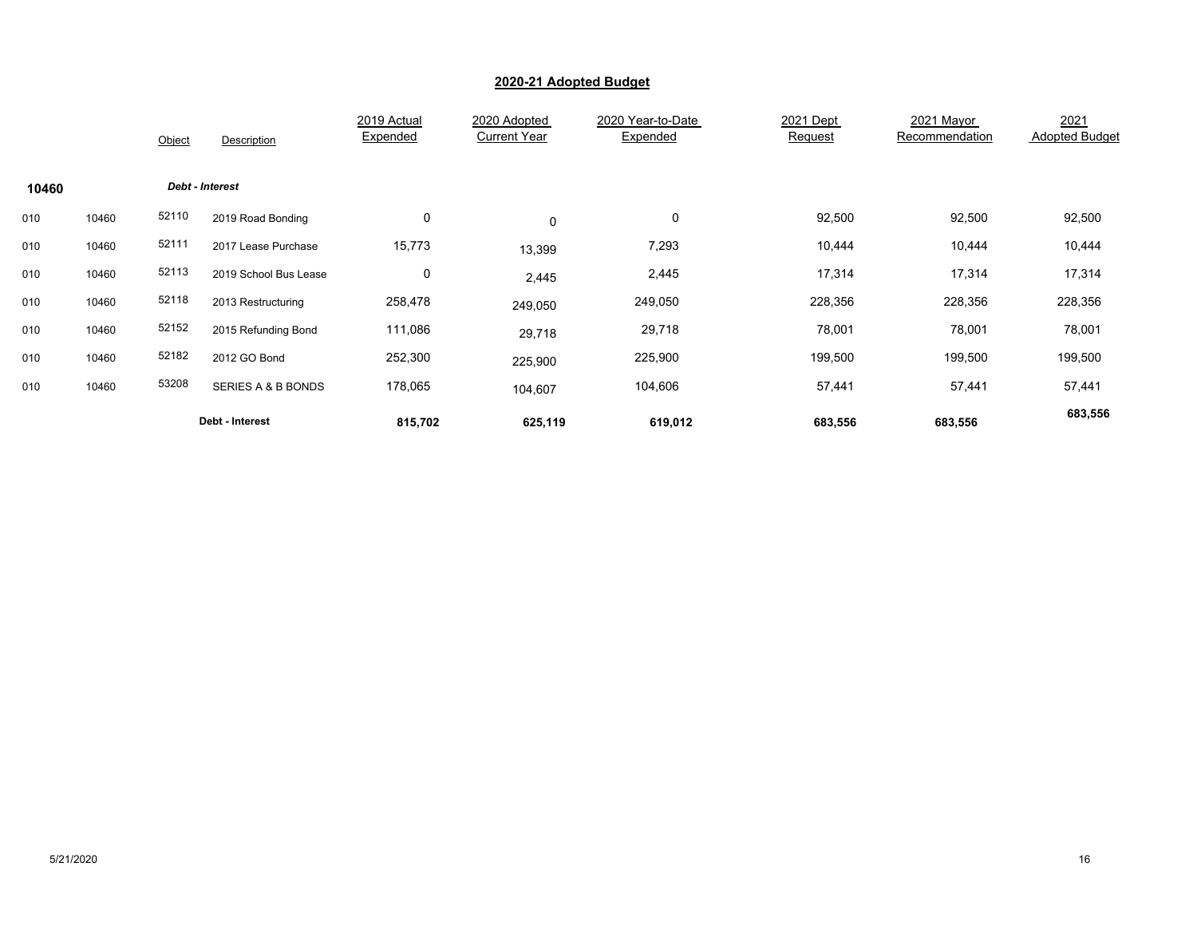## 2020-21 Adopted Budget

| | | Object | Description | 2019 Actual Expended | 2020 Adopted Current Year | 2020 Year-to-Date Expended | 2021 Dept Request | 2021 Mayor Recommendation | 2021 Adopted Budget |
|---|---|---|---|---|---|---|---|---|---|
| **10460** | | | ***Debt - Interest*** | | | | | | |
| 010 | 10460 | 52110 | 2019 Road Bonding | 0 | 0 | 0 | 92,500 | 92,500 | 92,500 |
| 010 | 10460 | 52111 | 2017 Lease Purchase | 15,773 | 13,399 | 7,293 | 10,444 | 10,444 | 10,444 |
| 010 | 10460 | 52113 | 2019 School Bus Lease | 0 | 2,445 | 2,445 | 17,314 | 17,314 | 17,314 |
| 010 | 10460 | 52118 | 2013 Restructuring | 258,478 | 249,050 | 249,050 | 228,356 | 228,356 | 228,356 |
| 010 | 10460 | 52152 | 2015 Refunding Bond | 111,086 | 29,718 | 29,718 | 78,001 | 78,001 | 78,001 |
| 010 | 10460 | 52182 | 2012 GO Bond | 252,300 | 225,900 | 225,900 | 199,500 | 199,500 | 199,500 |
| 010 | 10460 | 53208 | SERIES A & B BONDS | 178,065 | 104,607 | 104,606 | 57,441 | 57,441 | 57,441 |
| | | | **Debt - Interest** | **815,702** | **625,119** | **619,012** | **683,556** | **683,556** | **683,556** |

5/21/2020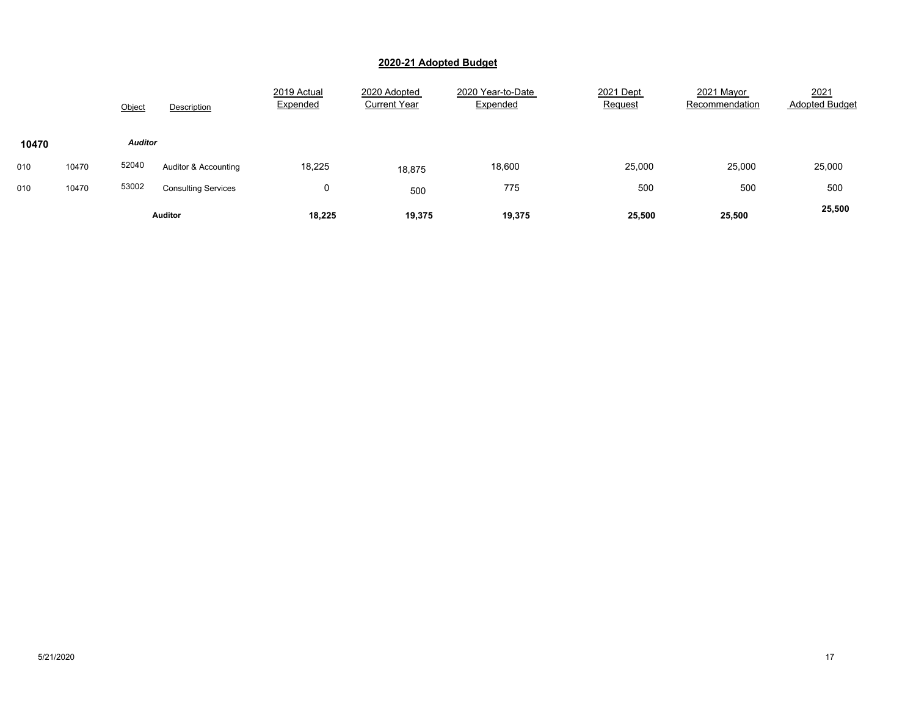## 2020-21 Adopted Budget

| | | Object | Description | 2019 Actual Expended | 2020 Adopted Current Year | 2020 Year-to-Date Expended | 2021 Dept Request | 2021 Mayor Recommendation | 2021 Adopted Budget |
|---|---|---|---|---|---|---|---|---|---|
| **10470** | | ***Auditor*** | | | | | | | |
| 010 | 10470 | 52040 | Auditor & Accounting | 18,225 | 18,875 | 18,600 | 25,000 | 25,000 | 25,000 |
| 010 | 10470 | 53002 | Consulting Services | 0 | 500 | 775 | 500 | 500 | 500 |
| | | | **Auditor** | **18,225** | **19,375** | **19,375** | **25,500** | **25,500** | **25,500** |

5/21/2020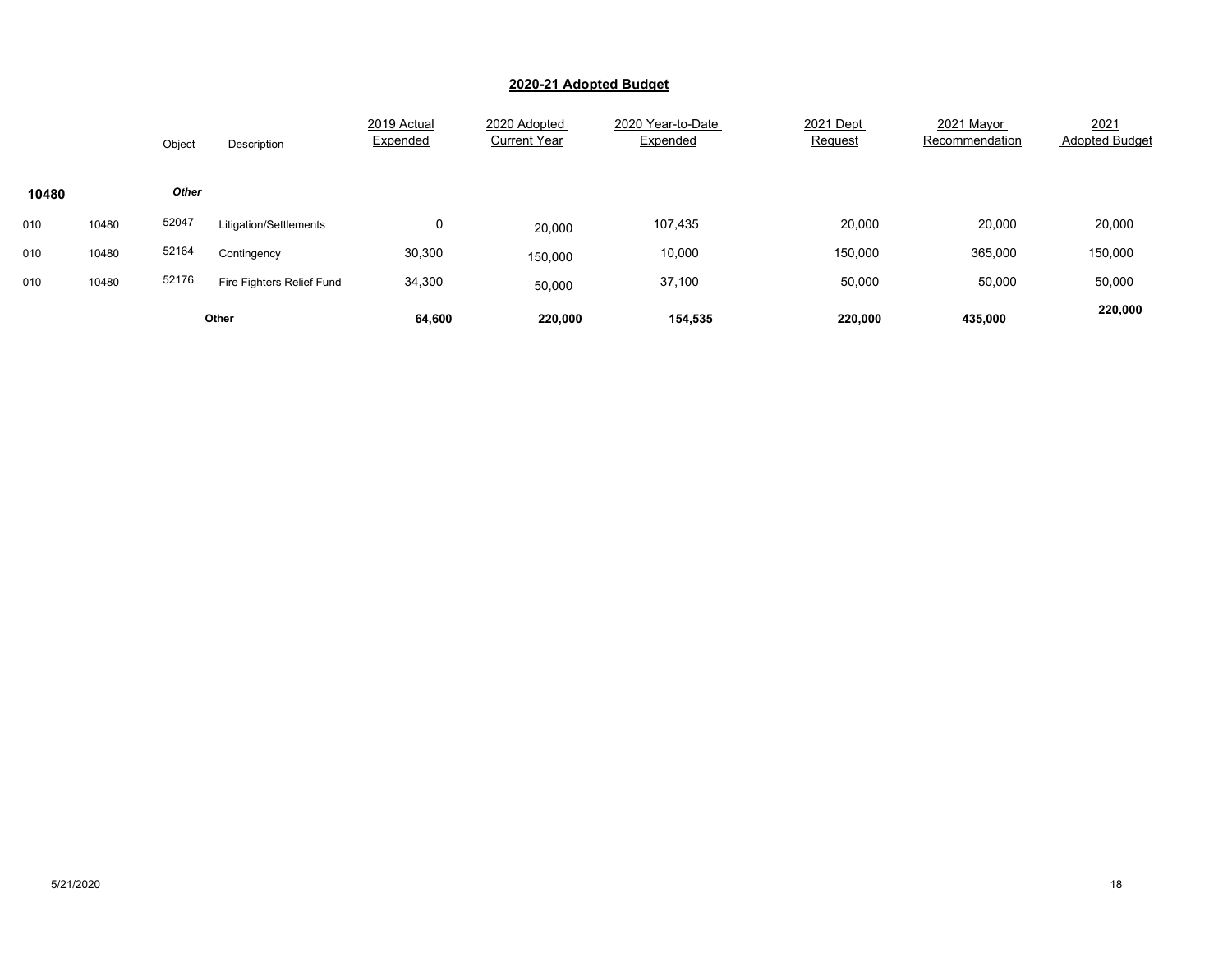## 2020-21 Adopted Budget

| | | Object | Description | 2019 Actual Expended | 2020 Adopted Current Year | 2020 Year-to-Date Expended | 2021 Dept Request | 2021 Mayor Recommendation | 2021 Adopted Budget |
|---|---|---|---|---|---|---|---|---|---|
| **10480** | | ***Other*** | | | | | | | |
| 010 | 10480 | 52047 | Litigation/Settlements | 0 | 20,000 | 107,435 | 20,000 | 20,000 | 20,000 |
| 010 | 10480 | 52164 | Contingency | 30,300 | 150,000 | 10,000 | 150,000 | 365,000 | 150,000 |
| 010 | 10480 | 52176 | Fire Fighters Relief Fund | 34,300 | 50,000 | 37,100 | 50,000 | 50,000 | 50,000 |
| | | | **Other** | **64,600** | **220,000** | **154,535** | **220,000** | **435,000** | **220,000** |

5/21/2020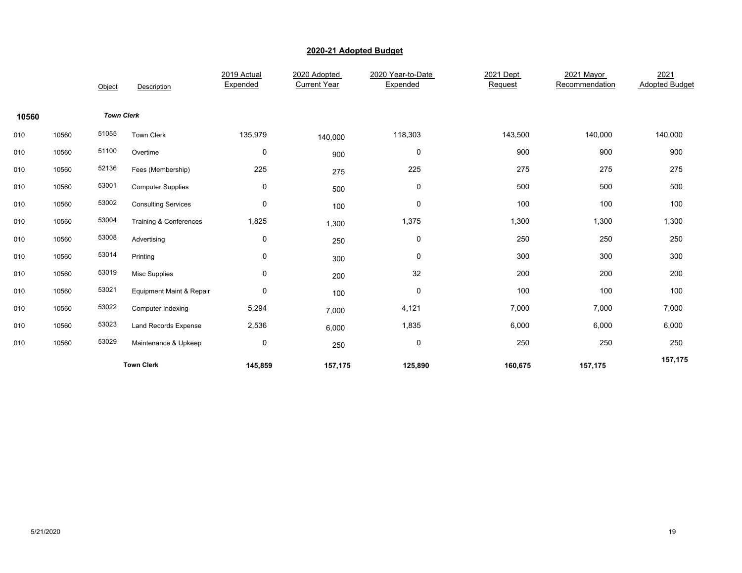## 2020-21 Adopted Budget

| | | Object | Description | 2019 Actual Expended | 2020 Adopted Current Year | 2020 Year-to-Date Expended | 2021 Dept Request | 2021 Mayor Recommendation | 2021 Adopted Budget |
|---|---|---|---|---|---|---|---|---|---|
| **10560** | | ***Town Clerk*** | | | | | | | |
| 010 | 10560 | 51055 | Town Clerk | 135,979 | 140,000 | 118,303 | 143,500 | 140,000 | 140,000 |
| 010 | 10560 | 51100 | Overtime | 0 | 900 | 0 | 900 | 900 | 900 |
| 010 | 10560 | 52136 | Fees (Membership) | 225 | 275 | 225 | 275 | 275 | 275 |
| 010 | 10560 | 53001 | Computer Supplies | 0 | 500 | 0 | 500 | 500 | 500 |
| 010 | 10560 | 53002 | Consulting Services | 0 | 100 | 0 | 100 | 100 | 100 |
| 010 | 10560 | 53004 | Training & Conferences | 1,825 | 1,300 | 1,375 | 1,300 | 1,300 | 1,300 |
| 010 | 10560 | 53008 | Advertising | 0 | 250 | 0 | 250 | 250 | 250 |
| 010 | 10560 | 53014 | Printing | 0 | 300 | 0 | 300 | 300 | 300 |
| 010 | 10560 | 53019 | Misc Supplies | 0 | 200 | 32 | 200 | 200 | 200 |
| 010 | 10560 | 53021 | Equipment Maint & Repair | 0 | 100 | 0 | 100 | 100 | 100 |
| 010 | 10560 | 53022 | Computer Indexing | 5,294 | 7,000 | 4,121 | 7,000 | 7,000 | 7,000 |
| 010 | 10560 | 53023 | Land Records Expense | 2,536 | 6,000 | 1,835 | 6,000 | 6,000 | 6,000 |
| 010 | 10560 | 53029 | Maintenance & Upkeep | 0 | 250 | 0 | 250 | 250 | 250 |
| | | **Town Clerk** | | **145,859** | **157,175** | **125,890** | **160,675** | **157,175** | **157,175** |

5/21/2020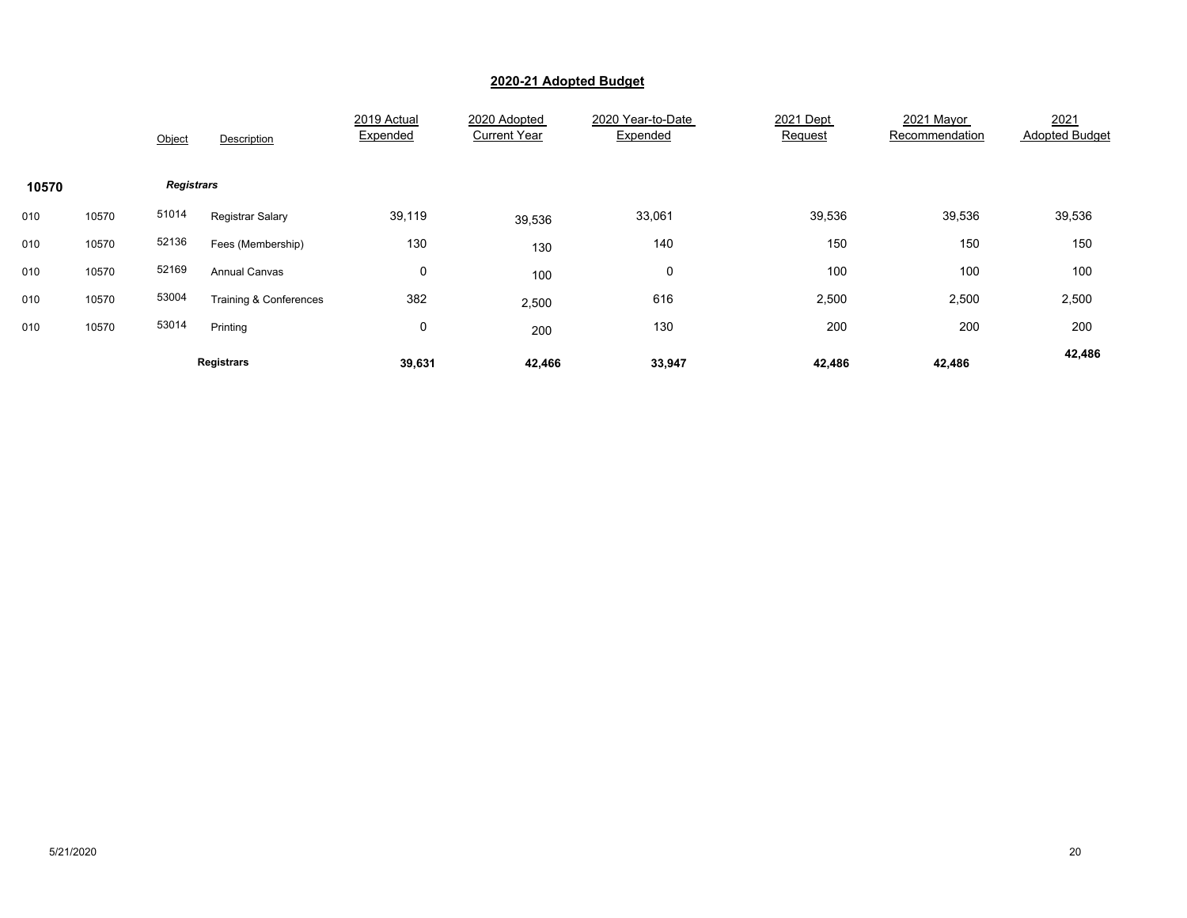## 2020-21 Adopted Budget

| | | Object | Description | 2019 Actual Expended | 2020 Adopted Current Year | 2020 Year-to-Date Expended | 2021 Dept Request | 2021 Mayor Recommendation | 2021 Adopted Budget |
|---|---|---|---|---|---|---|---|---|---|
| **10570** | | ***Registrars*** | | | | | | | |
| 010 | 10570 | 51014 | Registrar Salary | 39,119 | 39,536 | 33,061 | 39,536 | 39,536 | 39,536 |
| 010 | 10570 | 52136 | Fees (Membership) | 130 | 130 | 140 | 150 | 150 | 150 |
| 010 | 10570 | 52169 | Annual Canvas | 0 | 100 | 0 | 100 | 100 | 100 |
| 010 | 10570 | 53004 | Training & Conferences | 382 | 2,500 | 616 | 2,500 | 2,500 | 2,500 |
| 010 | 10570 | 53014 | Printing | 0 | 200 | 130 | 200 | 200 | 200 |
| | | | **Registrars** | **39,631** | **42,466** | **33,947** | **42,486** | **42,486** | **42,486** |

5/21/2020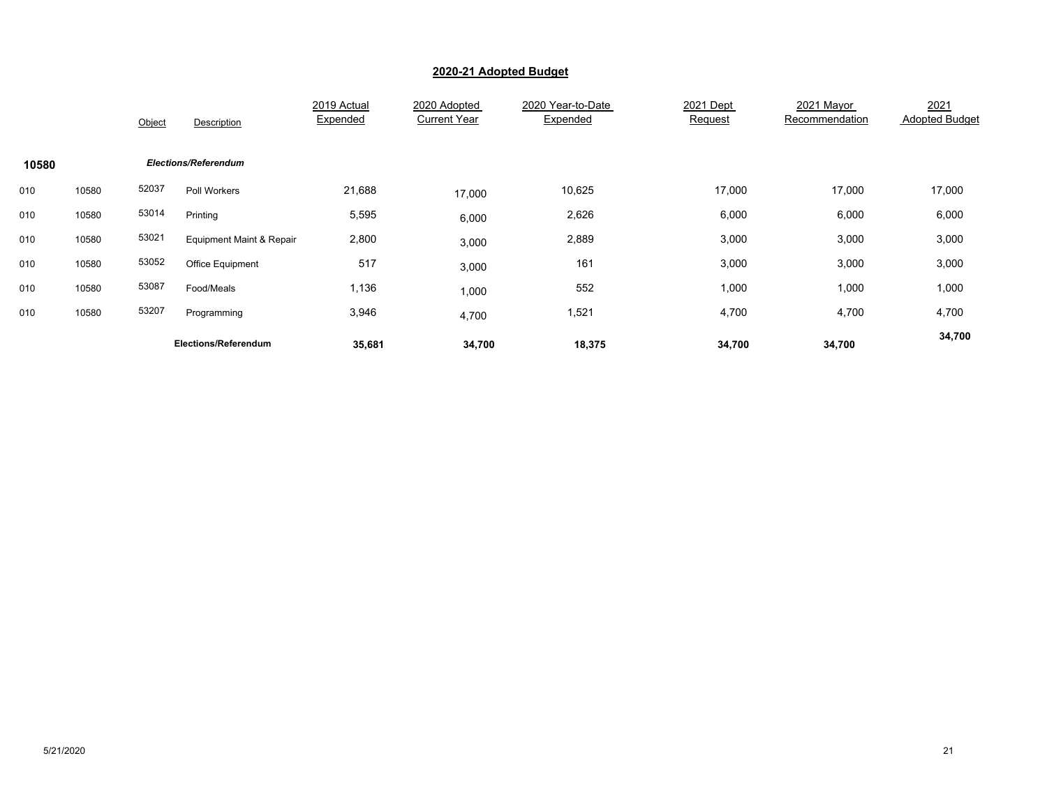## 2020-21 Adopted Budget

| | | Object | Description | 2019 Actual Expended | 2020 Adopted Current Year | 2020 Year-to-Date Expended | 2021 Dept Request | 2021 Mayor Recommendation | 2021 Adopted Budget |
|---|---|---|---|---|---|---|---|---|---|
| **10580** | | | ***Elections/Referendum*** | | | | | | |
| 010 | 10580 | 52037 | Poll Workers | 21,688 | 17,000 | 10,625 | 17,000 | 17,000 | 17,000 |
| 010 | 10580 | 53014 | Printing | 5,595 | 6,000 | 2,626 | 6,000 | 6,000 | 6,000 |
| 010 | 10580 | 53021 | Equipment Maint & Repair | 2,800 | 3,000 | 2,889 | 3,000 | 3,000 | 3,000 |
| 010 | 10580 | 53052 | Office Equipment | 517 | 3,000 | 161 | 3,000 | 3,000 | 3,000 |
| 010 | 10580 | 53087 | Food/Meals | 1,136 | 1,000 | 552 | 1,000 | 1,000 | 1,000 |
| 010 | 10580 | 53207 | Programming | 3,946 | 4,700 | 1,521 | 4,700 | 4,700 | 4,700 |
| | | | **Elections/Referendum** | **35,681** | **34,700** | **18,375** | **34,700** | **34,700** | **34,700** |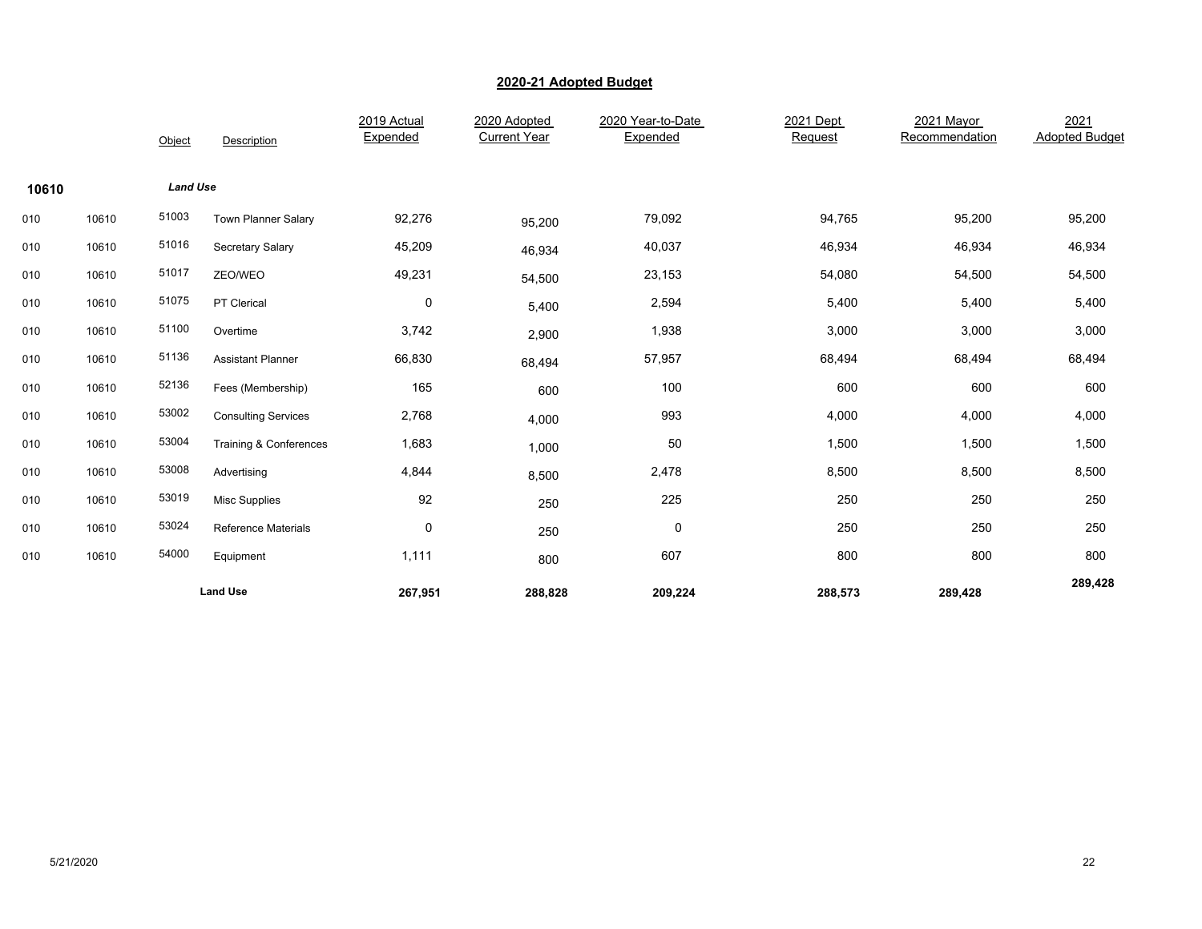## 2020-21 Adopted Budget

| | | Object | Description | 2019 Actual Expended | 2020 Adopted Current Year | 2020 Year-to-Date Expended | 2021 Dept Request | 2021 Mayor Recommendation | 2021 Adopted Budget |
|---|---|---|---|---|---|---|---|---|---|
| **10610** | | ***Land Use*** | | | | | | | |
| 010 | 10610 | 51003 | Town Planner Salary | 92,276 | 95,200 | 79,092 | 94,765 | 95,200 | 95,200 |
| 010 | 10610 | 51016 | Secretary Salary | 45,209 | 46,934 | 40,037 | 46,934 | 46,934 | 46,934 |
| 010 | 10610 | 51017 | ZEO/WEO | 49,231 | 54,500 | 23,153 | 54,080 | 54,500 | 54,500 |
| 010 | 10610 | 51075 | PT Clerical | 0 | 5,400 | 2,594 | 5,400 | 5,400 | 5,400 |
| 010 | 10610 | 51100 | Overtime | 3,742 | 2,900 | 1,938 | 3,000 | 3,000 | 3,000 |
| 010 | 10610 | 51136 | Assistant Planner | 66,830 | 68,494 | 57,957 | 68,494 | 68,494 | 68,494 |
| 010 | 10610 | 52136 | Fees (Membership) | 165 | 600 | 100 | 600 | 600 | 600 |
| 010 | 10610 | 53002 | Consulting Services | 2,768 | 4,000 | 993 | 4,000 | 4,000 | 4,000 |
| 010 | 10610 | 53004 | Training & Conferences | 1,683 | 1,000 | 50 | 1,500 | 1,500 | 1,500 |
| 010 | 10610 | 53008 | Advertising | 4,844 | 8,500 | 2,478 | 8,500 | 8,500 | 8,500 |
| 010 | 10610 | 53019 | Misc Supplies | 92 | 250 | 225 | 250 | 250 | 250 |
| 010 | 10610 | 53024 | Reference Materials | 0 | 250 | 0 | 250 | 250 | 250 |
| 010 | 10610 | 54000 | Equipment | 1,111 | 800 | 607 | 800 | 800 | 800 |
| | | | **Land Use** | **267,951** | **288,828** | **209,224** | **288,573** | **289,428** | **289,428** |

5/21/2020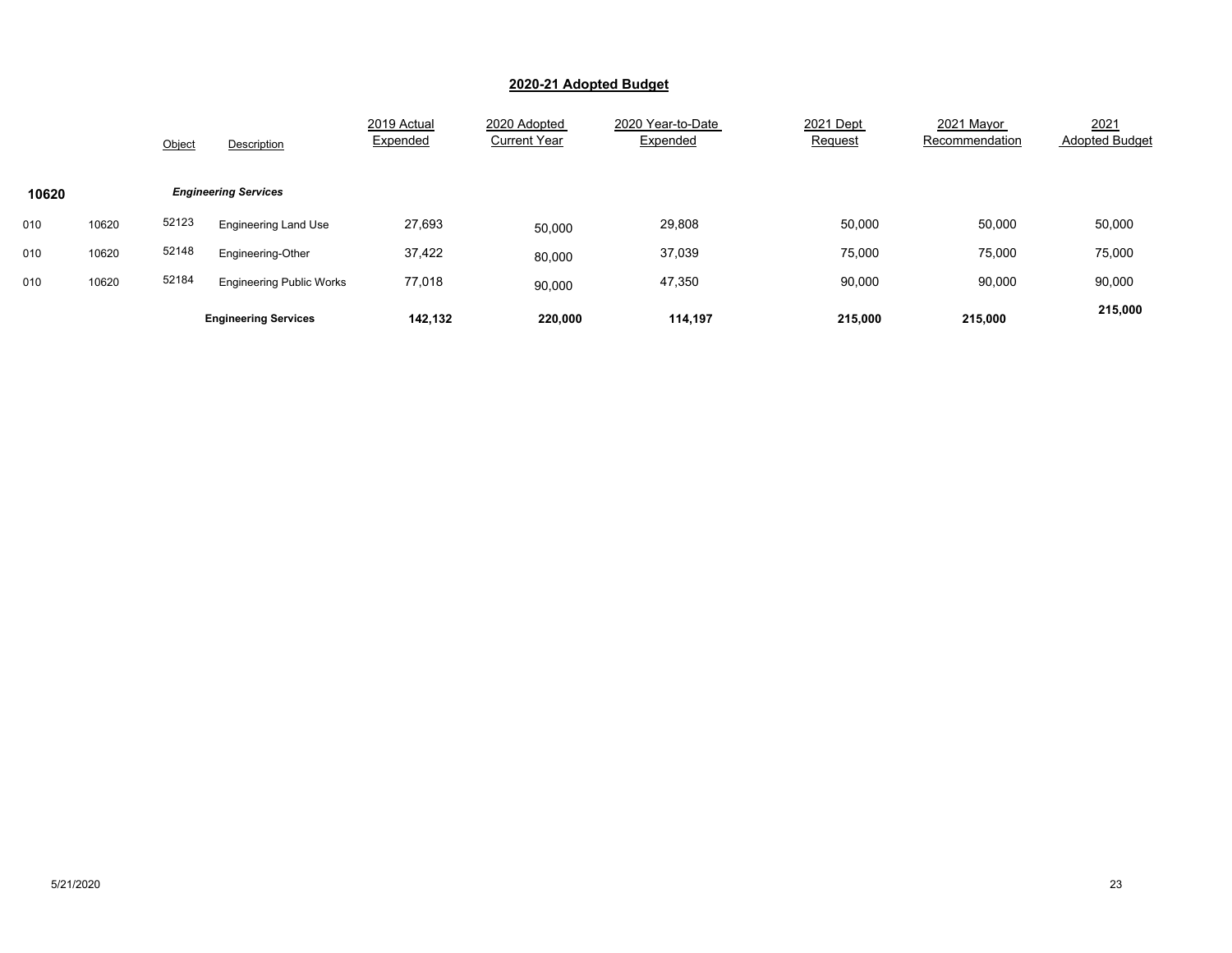## 2020-21 Adopted Budget

| | | Object | Description | 2019 Actual Expended | 2020 Adopted Current Year | 2020 Year-to-Date Expended | 2021 Dept Request | 2021 Mayor Recommendation | 2021 Adopted Budget |
|---|---|---|---|---|---|---|---|---|---|
| **10620** | | | ***Engineering Services*** | | | | | | |
| 010 | 10620 | 52123 | Engineering Land Use | 27,693 | 50,000 | 29,808 | 50,000 | 50,000 | 50,000 |
| 010 | 10620 | 52148 | Engineering-Other | 37,422 | 80,000 | 37,039 | 75,000 | 75,000 | 75,000 |
| 010 | 10620 | 52184 | Engineering Public Works | 77,018 | 90,000 | 47,350 | 90,000 | 90,000 | 90,000 |
| | | | **Engineering Services** | **142,132** | **220,000** | **114,197** | **215,000** | **215,000** | **215,000** |

5/21/2020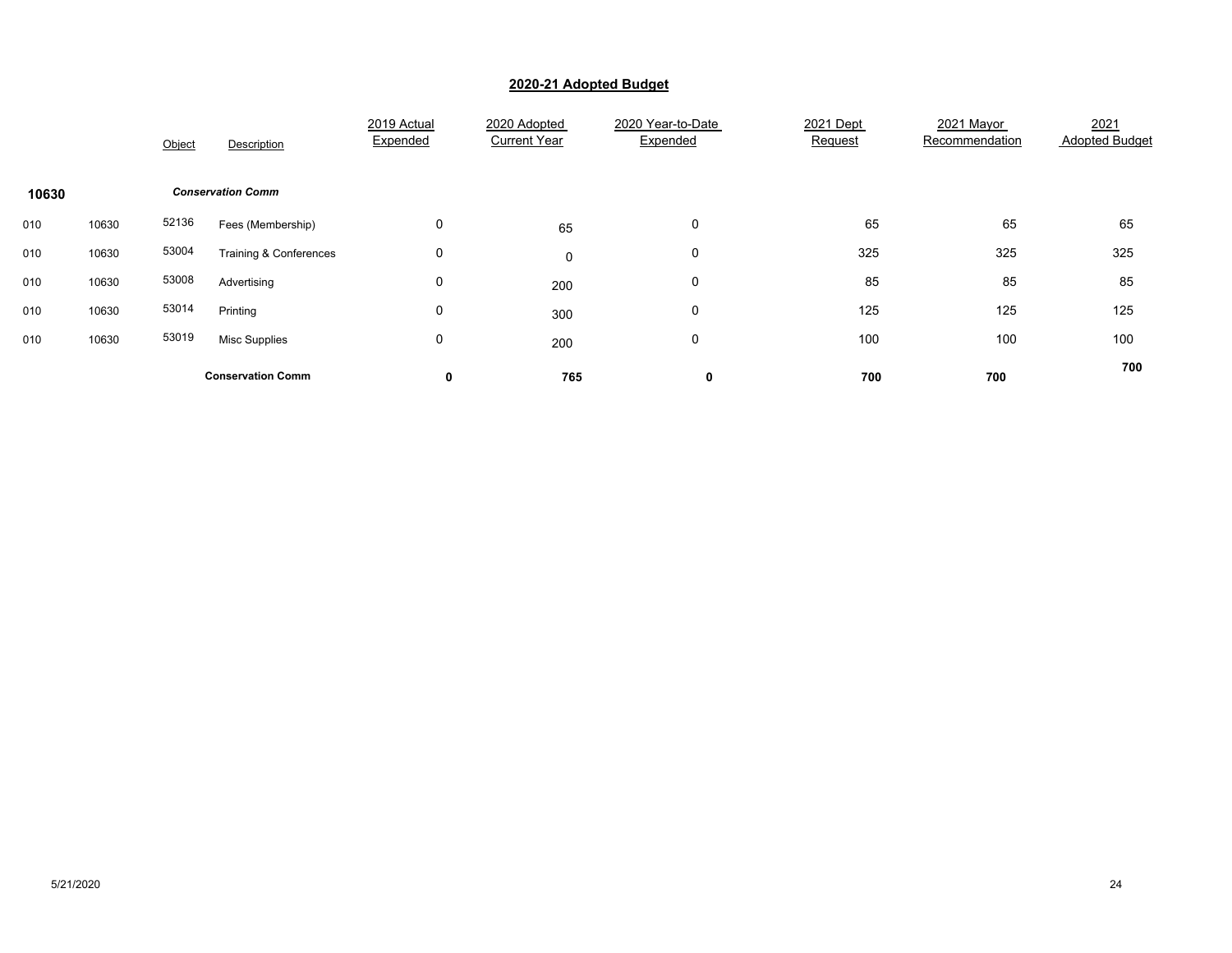# 2020-21 Adopted Budget

| | | Object | Description | 2019 Actual Expended | 2020 Adopted Current Year | 2020 Year-to-Date Expended | 2021 Dept Request | 2021 Mayor Recommendation | 2021 Adopted Budget |
|---|---|---|---|---|---|---|---|---|---|
| **10630** | | | ***Conservation Comm*** | | | | | | |
| 010 | 10630 | 52136 | Fees (Membership) | 0 | 65 | 0 | 65 | 65 | 65 |
| 010 | 10630 | 53004 | Training & Conferences | 0 | 0 | 0 | 325 | 325 | 325 |
| 010 | 10630 | 53008 | Advertising | 0 | 200 | 0 | 85 | 85 | 85 |
| 010 | 10630 | 53014 | Printing | 0 | 300 | 0 | 125 | 125 | 125 |
| 010 | 10630 | 53019 | Misc Supplies | 0 | 200 | 0 | 100 | 100 | 100 |
| | | | **Conservation Comm** | **0** | **765** | **0** | **700** | **700** | **700** |

5/21/2020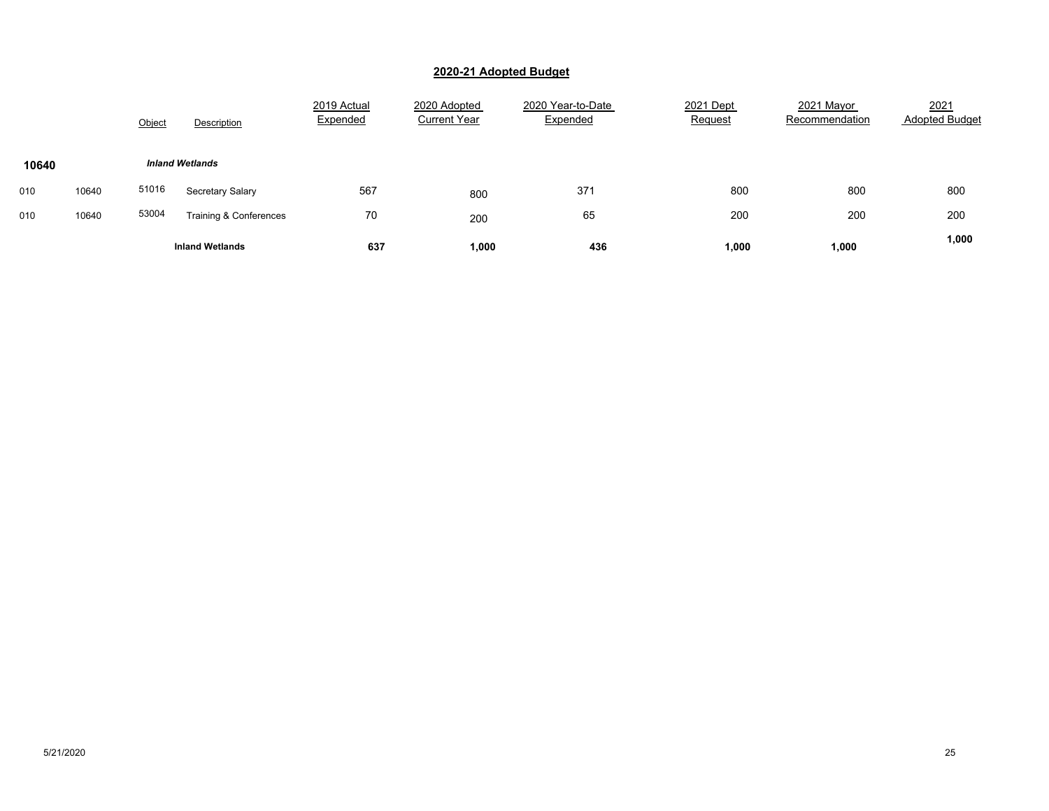## 2020-21 Adopted Budget

| | | Object | Description | 2019 Actual Expended | 2020 Adopted Current Year | 2020 Year-to-Date Expended | 2021 Dept Request | 2021 Mayor Recommendation | 2021 Adopted Budget |
|---|---|---|---|---|---|---|---|---|---|
| **10640** | | | ***Inland Wetlands*** | | | | | | |
| 010 | 10640 | 51016 | Secretary Salary | 567 | 800 | 371 | 800 | 800 | 800 |
| 010 | 10640 | 53004 | Training & Conferences | 70 | 200 | 65 | 200 | 200 | 200 |
| | | | **Inland Wetlands** | **637** | **1,000** | **436** | **1,000** | **1,000** | **1,000** |

5/21/2020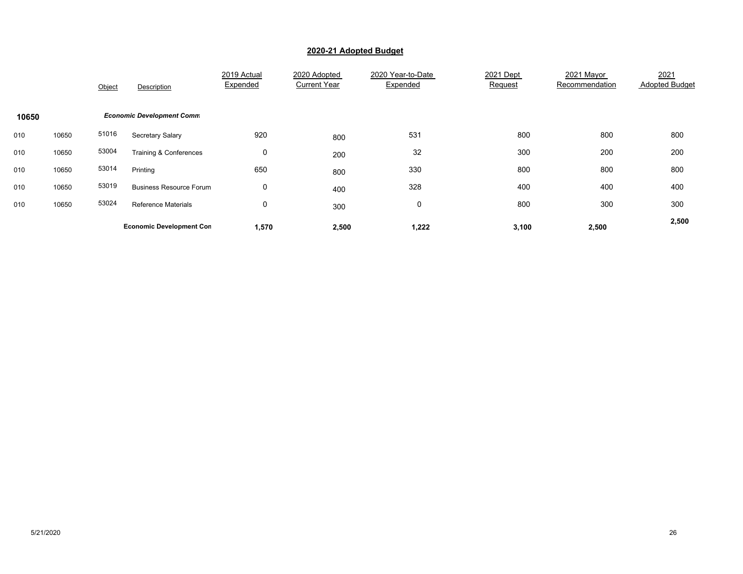## 2020-21 Adopted Budget

| | | Object | Description | 2019 Actual Expended | 2020 Adopted Current Year | 2020 Year-to-Date Expended | 2021 Dept Request | 2021 Mayor Recommendation | 2021 Adopted Budget |
|---|---|---|---|---|---|---|---|---|---|
| **10650** | | | ***Economic Development Comm*** | | | | | | |
| 010 | 10650 | 51016 | Secretary Salary | 920 | 800 | 531 | 800 | 800 | 800 |
| 010 | 10650 | 53004 | Training & Conferences | 0 | 200 | 32 | 300 | 200 | 200 |
| 010 | 10650 | 53014 | Printing | 650 | 800 | 330 | 800 | 800 | 800 |
| 010 | 10650 | 53019 | Business Resource Forum | 0 | 400 | 328 | 400 | 400 | 400 |
| 010 | 10650 | 53024 | Reference Materials | 0 | 300 | 0 | 800 | 300 | 300 |
| | | | **Economic Development Con** | **1,570** | **2,500** | **1,222** | **3,100** | **2,500** | **2,500** |

5/21/2020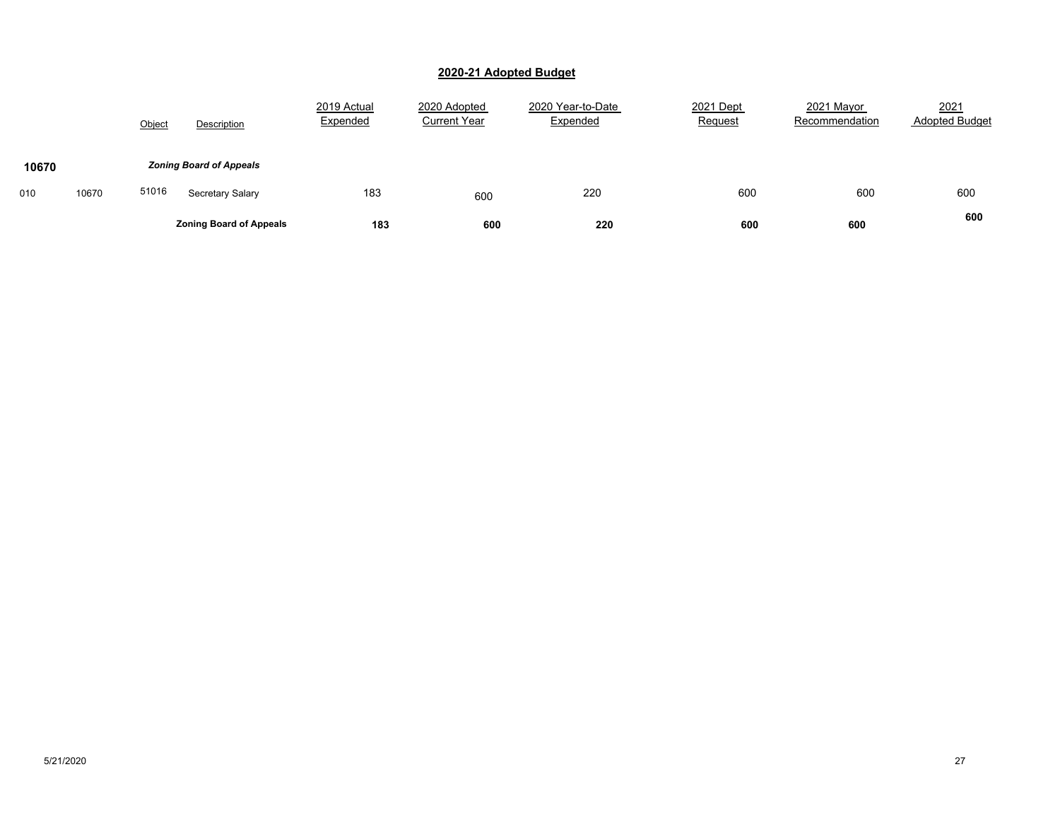## 2020-21 Adopted Budget

| | | Object | Description | 2019 Actual Expended | 2020 Adopted Current Year | 2020 Year-to-Date Expended | 2021 Dept Request | 2021 Mayor Recommendation | 2021 Adopted Budget |
|---|---|---|---|---|---|---|---|---|---|
| **10670** | | | ***Zoning Board of Appeals*** | | | | | | |
| 010 | 10670 | 51016 | Secretary Salary | 183 | 600 | 220 | 600 | 600 | 600 |
| | | | **Zoning Board of Appeals** | **183** | **600** | **220** | **600** | **600** | **600** |

5/21/2020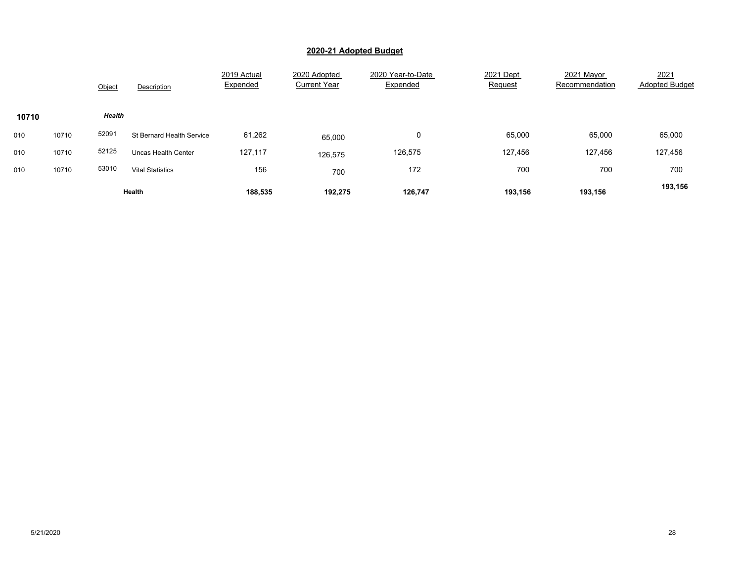## 2020-21 Adopted Budget

| | | Object | Description | 2019 Actual Expended | 2020 Adopted Current Year | 2020 Year-to-Date Expended | 2021 Dept Request | 2021 Mayor Recommendation | 2021 Adopted Budget |
|---|---|---|---|---|---|---|---|---|---|
| **10710** | | ***Health*** | | | | | | | |
| 010 | 10710 | 52091 | St Bernard Health Service | 61,262 | 65,000 | 0 | 65,000 | 65,000 | 65,000 |
| 010 | 10710 | 52125 | Uncas Health Center | 127,117 | 126,575 | 126,575 | 127,456 | 127,456 | 127,456 |
| 010 | 10710 | 53010 | Vital Statistics | 156 | 700 | 172 | 700 | 700 | 700 |
| | | | **Health** | **188,535** | **192,275** | **126,747** | **193,156** | **193,156** | **193,156** |

5/21/2020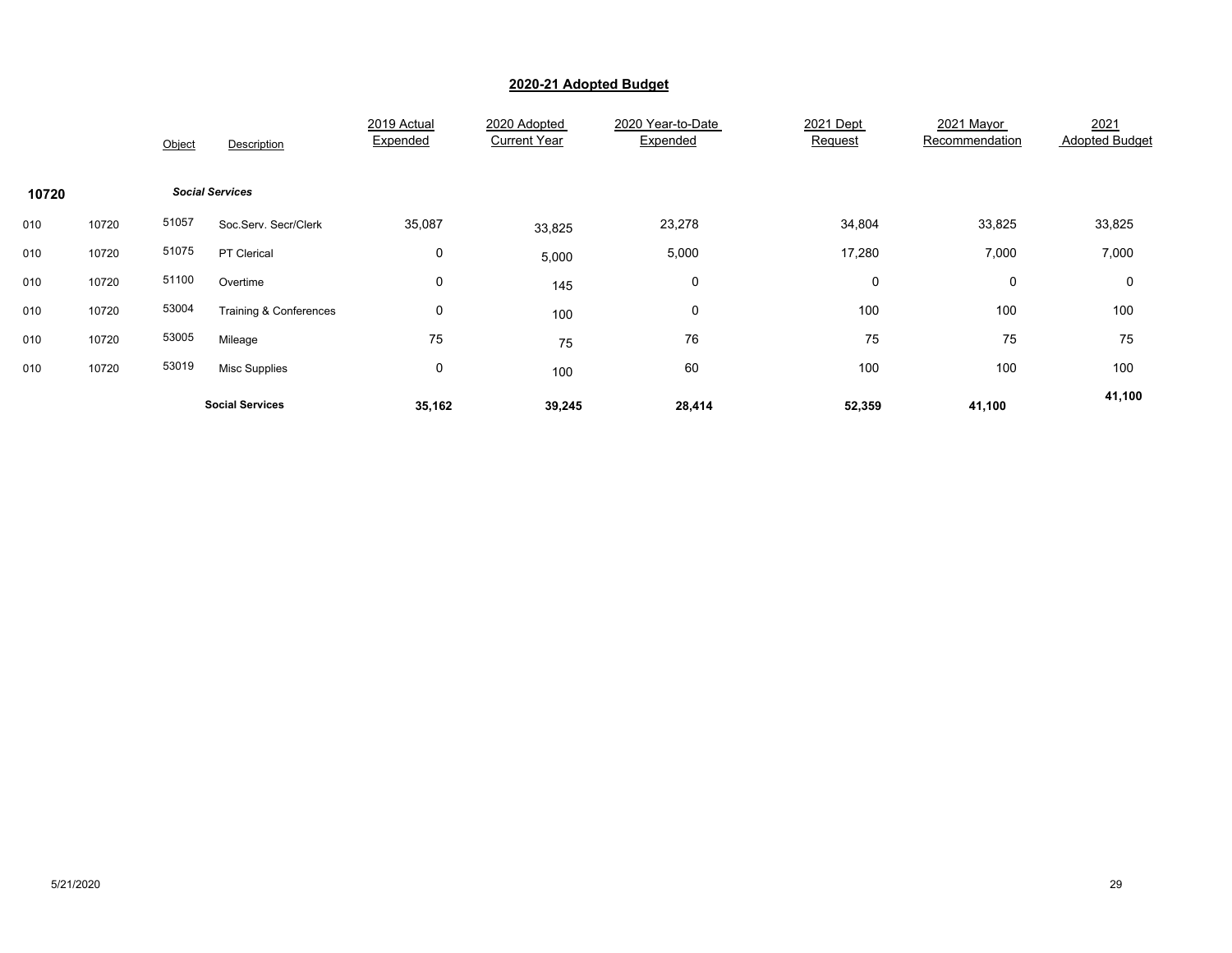## 2020-21 Adopted Budget

| | | Object | Description | 2019 Actual Expended | 2020 Adopted Current Year | 2020 Year-to-Date Expended | 2021 Dept Request | 2021 Mayor Recommendation | 2021 Adopted Budget |
|---|---|---|---|---|---|---|---|---|---|
| **10720** | | | ***Social Services*** | | | | | | |
| 010 | 10720 | 51057 | Soc.Serv. Secr/Clerk | 35,087 | 33,825 | 23,278 | 34,804 | 33,825 | 33,825 |
| 010 | 10720 | 51075 | PT Clerical | 0 | 5,000 | 5,000 | 17,280 | 7,000 | 7,000 |
| 010 | 10720 | 51100 | Overtime | 0 | 145 | 0 | 0 | 0 | 0 |
| 010 | 10720 | 53004 | Training & Conferences | 0 | 100 | 0 | 100 | 100 | 100 |
| 010 | 10720 | 53005 | Mileage | 75 | 75 | 76 | 75 | 75 | 75 |
| 010 | 10720 | 53019 | Misc Supplies | 0 | 100 | 60 | 100 | 100 | 100 |
| | | | **Social Services** | **35,162** | **39,245** | **28,414** | **52,359** | **41,100** | **41,100** |

5/21/2020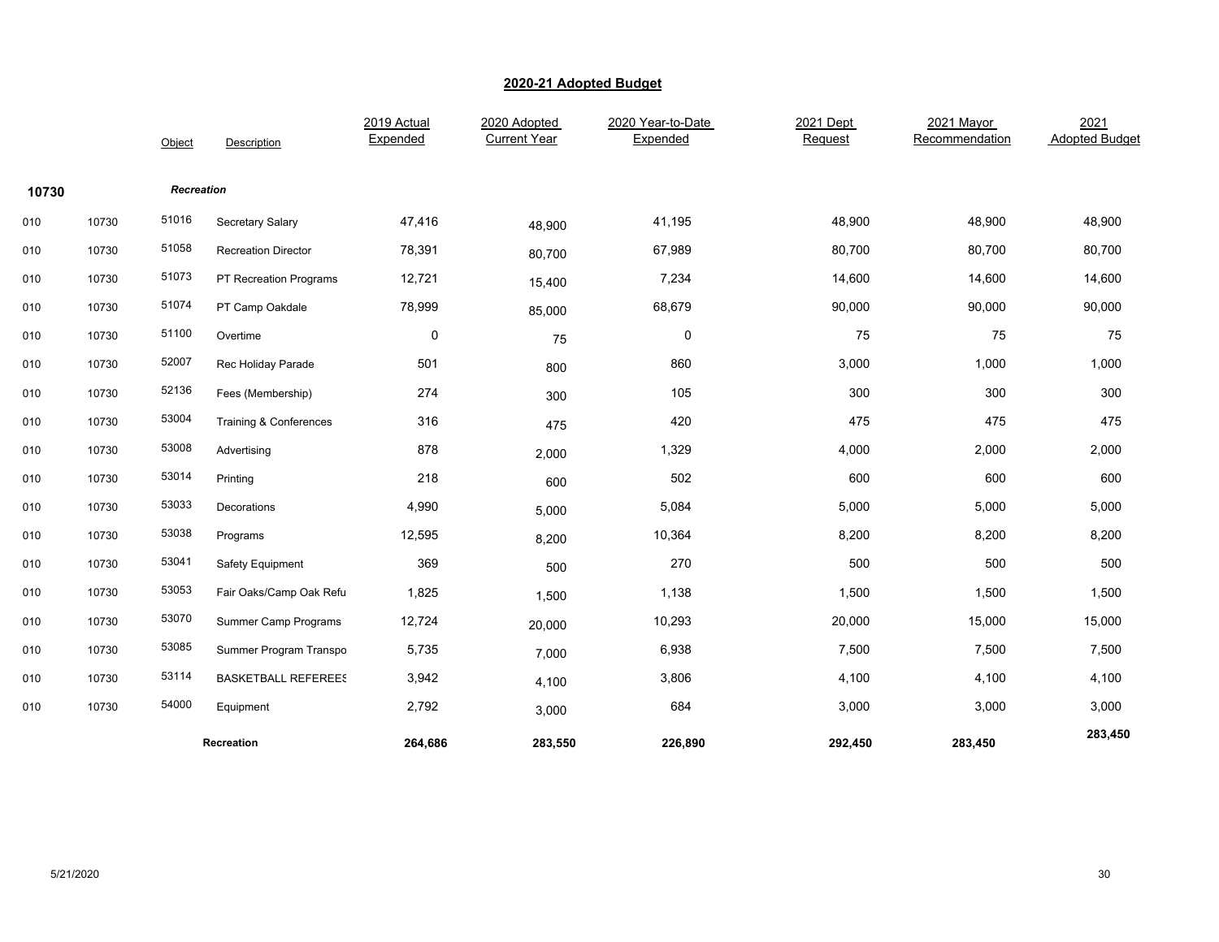## 2020-21 Adopted Budget

| | | Object | Description | 2019 Actual Expended | 2020 Adopted Current Year | 2020 Year-to-Date Expended | 2021 Dept Request | 2021 Mayor Recommendation | 2021 Adopted Budget |
|---|---|---|---|---|---|---|---|---|---|
| **10730** | | | ***Recreation*** | | | | | | |
| 010 | 10730 | 51016 | Secretary Salary | 47,416 | 48,900 | 41,195 | 48,900 | 48,900 | 48,900 |
| 010 | 10730 | 51058 | Recreation Director | 78,391 | 80,700 | 67,989 | 80,700 | 80,700 | 80,700 |
| 010 | 10730 | 51073 | PT Recreation Programs | 12,721 | 15,400 | 7,234 | 14,600 | 14,600 | 14,600 |
| 010 | 10730 | 51074 | PT Camp Oakdale | 78,999 | 85,000 | 68,679 | 90,000 | 90,000 | 90,000 |
| 010 | 10730 | 51100 | Overtime | 0 | 75 | 0 | 75 | 75 | 75 |
| 010 | 10730 | 52007 | Rec Holiday Parade | 501 | 800 | 860 | 3,000 | 1,000 | 1,000 |
| 010 | 10730 | 52136 | Fees (Membership) | 274 | 300 | 105 | 300 | 300 | 300 |
| 010 | 10730 | 53004 | Training & Conferences | 316 | 475 | 420 | 475 | 475 | 475 |
| 010 | 10730 | 53008 | Advertising | 878 | 2,000 | 1,329 | 4,000 | 2,000 | 2,000 |
| 010 | 10730 | 53014 | Printing | 218 | 600 | 502 | 600 | 600 | 600 |
| 010 | 10730 | 53033 | Decorations | 4,990 | 5,000 | 5,084 | 5,000 | 5,000 | 5,000 |
| 010 | 10730 | 53038 | Programs | 12,595 | 8,200 | 10,364 | 8,200 | 8,200 | 8,200 |
| 010 | 10730 | 53041 | Safety Equipment | 369 | 500 | 270 | 500 | 500 | 500 |
| 010 | 10730 | 53053 | Fair Oaks/Camp Oak Refu | 1,825 | 1,500 | 1,138 | 1,500 | 1,500 | 1,500 |
| 010 | 10730 | 53070 | Summer Camp Programs | 12,724 | 20,000 | 10,293 | 20,000 | 15,000 | 15,000 |
| 010 | 10730 | 53085 | Summer Program Transpo | 5,735 | 7,000 | 6,938 | 7,500 | 7,500 | 7,500 |
| 010 | 10730 | 53114 | BASKETBALL REFEREES | 3,942 | 4,100 | 3,806 | 4,100 | 4,100 | 4,100 |
| 010 | 10730 | 54000 | Equipment | 2,792 | 3,000 | 684 | 3,000 | 3,000 | 3,000 |
| | | | **Recreation** | **264,686** | **283,550** | **226,890** | **292,450** | **283,450** | **283,450** |

5/21/2020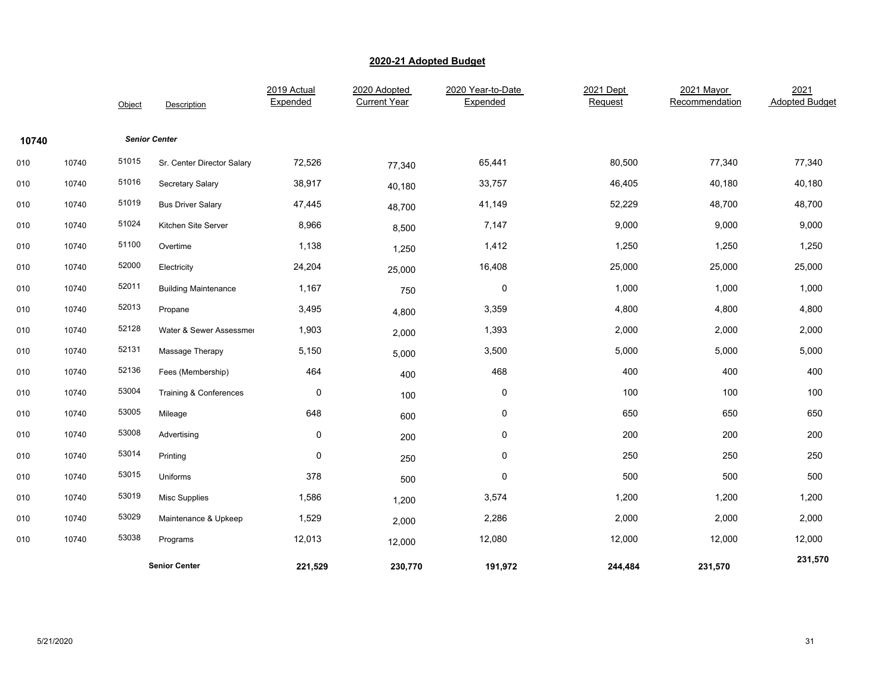## 2020-21 Adopted Budget

| | | Object | Description | 2019 Actual Expended | 2020 Adopted Current Year | 2020 Year-to-Date Expended | 2021 Dept Request | 2021 Mayor Recommendation | 2021 Adopted Budget |
|---|---|---|---|---|---|---|---|---|---|
| **10740** | | | ***Senior Center*** | | | | | | |
| 010 | 10740 | 51015 | Sr. Center Director Salary | 72,526 | 77,340 | 65,441 | 80,500 | 77,340 | 77,340 |
| 010 | 10740 | 51016 | Secretary Salary | 38,917 | 40,180 | 33,757 | 46,405 | 40,180 | 40,180 |
| 010 | 10740 | 51019 | Bus Driver Salary | 47,445 | 48,700 | 41,149 | 52,229 | 48,700 | 48,700 |
| 010 | 10740 | 51024 | Kitchen Site Server | 8,966 | 8,500 | 7,147 | 9,000 | 9,000 | 9,000 |
| 010 | 10740 | 51100 | Overtime | 1,138 | 1,250 | 1,412 | 1,250 | 1,250 | 1,250 |
| 010 | 10740 | 52000 | Electricity | 24,204 | 25,000 | 16,408 | 25,000 | 25,000 | 25,000 |
| 010 | 10740 | 52011 | Building Maintenance | 1,167 | 750 | 0 | 1,000 | 1,000 | 1,000 |
| 010 | 10740 | 52013 | Propane | 3,495 | 4,800 | 3,359 | 4,800 | 4,800 | 4,800 |
| 010 | 10740 | 52128 | Water & Sewer Assessmen | 1,903 | 2,000 | 1,393 | 2,000 | 2,000 | 2,000 |
| 010 | 10740 | 52131 | Massage Therapy | 5,150 | 5,000 | 3,500 | 5,000 | 5,000 | 5,000 |
| 010 | 10740 | 52136 | Fees (Membership) | 464 | 400 | 468 | 400 | 400 | 400 |
| 010 | 10740 | 53004 | Training & Conferences | 0 | 100 | 0 | 100 | 100 | 100 |
| 010 | 10740 | 53005 | Mileage | 648 | 600 | 0 | 650 | 650 | 650 |
| 010 | 10740 | 53008 | Advertising | 0 | 200 | 0 | 200 | 200 | 200 |
| 010 | 10740 | 53014 | Printing | 0 | 250 | 0 | 250 | 250 | 250 |
| 010 | 10740 | 53015 | Uniforms | 378 | 500 | 0 | 500 | 500 | 500 |
| 010 | 10740 | 53019 | Misc Supplies | 1,586 | 1,200 | 3,574 | 1,200 | 1,200 | 1,200 |
| 010 | 10740 | 53029 | Maintenance & Upkeep | 1,529 | 2,000 | 2,286 | 2,000 | 2,000 | 2,000 |
| 010 | 10740 | 53038 | Programs | 12,013 | 12,000 | 12,080 | 12,000 | 12,000 | 12,000 |
| | | | **Senior Center** | **221,529** | **230,770** | **191,972** | **244,484** | **231,570** | **231,570** |

5/21/2020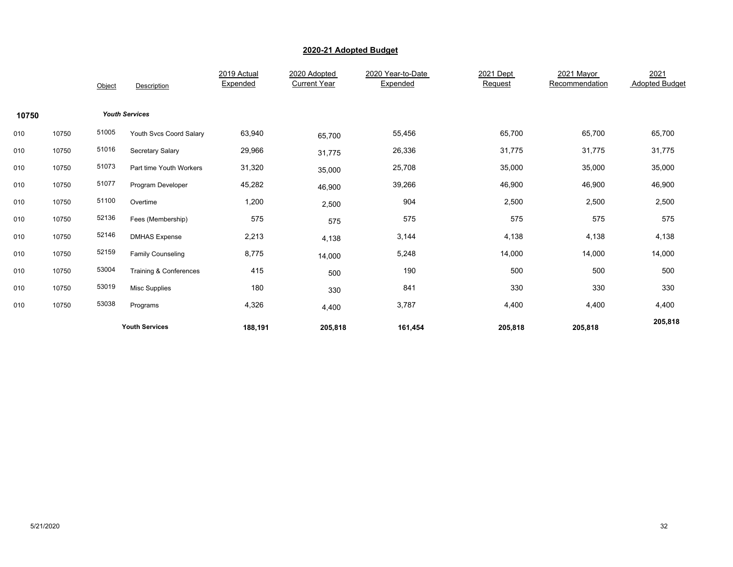## 2020-21 Adopted Budget

| | | Object | Description | 2019 Actual Expended | 2020 Adopted Current Year | 2020 Year-to-Date Expended | 2021 Dept Request | 2021 Mayor Recommendation | 2021 Adopted Budget |
|---|---|---|---|---|---|---|---|---|---|
| **10750** | | | ***Youth Services*** | | | | | | |
| 010 | 10750 | 51005 | Youth Svcs Coord Salary | 63,940 | 65,700 | 55,456 | 65,700 | 65,700 | 65,700 |
| 010 | 10750 | 51016 | Secretary Salary | 29,966 | 31,775 | 26,336 | 31,775 | 31,775 | 31,775 |
| 010 | 10750 | 51073 | Part time Youth Workers | 31,320 | 35,000 | 25,708 | 35,000 | 35,000 | 35,000 |
| 010 | 10750 | 51077 | Program Developer | 45,282 | 46,900 | 39,266 | 46,900 | 46,900 | 46,900 |
| 010 | 10750 | 51100 | Overtime | 1,200 | 2,500 | 904 | 2,500 | 2,500 | 2,500 |
| 010 | 10750 | 52136 | Fees (Membership) | 575 | 575 | 575 | 575 | 575 | 575 |
| 010 | 10750 | 52146 | DMHAS Expense | 2,213 | 4,138 | 3,144 | 4,138 | 4,138 | 4,138 |
| 010 | 10750 | 52159 | Family Counseling | 8,775 | 14,000 | 5,248 | 14,000 | 14,000 | 14,000 |
| 010 | 10750 | 53004 | Training & Conferences | 415 | 500 | 190 | 500 | 500 | 500 |
| 010 | 10750 | 53019 | Misc Supplies | 180 | 330 | 841 | 330 | 330 | 330 |
| 010 | 10750 | 53038 | Programs | 4,326 | 4,400 | 3,787 | 4,400 | 4,400 | 4,400 |
| | | | **Youth Services** | **188,191** | **205,818** | **161,454** | **205,818** | **205,818** | **205,818** |

5/21/2020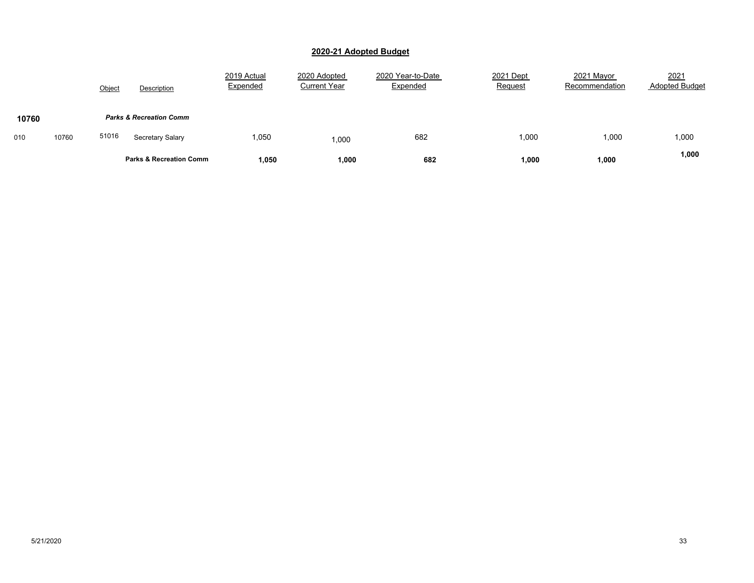## 2020-21 Adopted Budget

| | | Object | Description | 2019 Actual Expended | 2020 Adopted Current Year | 2020 Year-to-Date Expended | 2021 Dept Request | 2021 Mayor Recommendation | 2021 Adopted Budget |
|---|---|---|---|---|---|---|---|---|---|
| **10760** | | | ***Parks & Recreation Comm*** | | | | | | |
| 010 | 10760 | 51016 | Secretary Salary | 1,050 | 1,000 | 682 | 1,000 | 1,000 | 1,000 |
| | | | **Parks & Recreation Comm** | **1,050** | **1,000** | **682** | **1,000** | **1,000** | **1,000** |

5/21/2020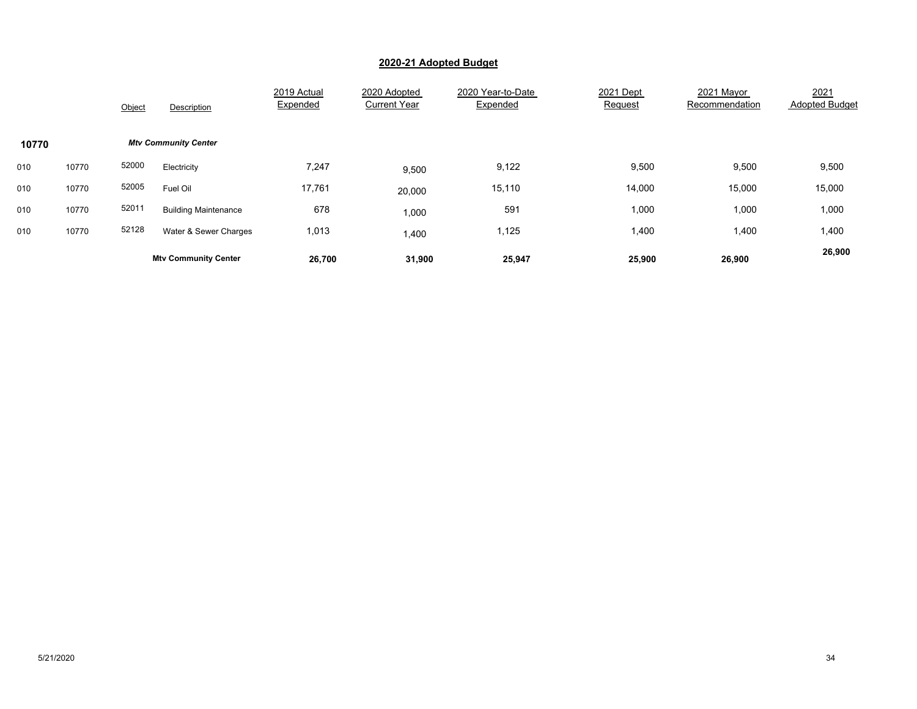## 2020-21 Adopted Budget

| | | Object | Description | 2019 Actual Expended | 2020 Adopted Current Year | 2020 Year-to-Date Expended | 2021 Dept Request | 2021 Mayor Recommendation | 2021 Adopted Budget |
|---|---|---|---|---|---|---|---|---|---|
| **10770** | | | ***Mtv Community Center*** | | | | | | |
| 010 | 10770 | 52000 | Electricity | 7,247 | 9,500 | 9,122 | 9,500 | 9,500 | 9,500 |
| 010 | 10770 | 52005 | Fuel Oil | 17,761 | 20,000 | 15,110 | 14,000 | 15,000 | 15,000 |
| 010 | 10770 | 52011 | Building Maintenance | 678 | 1,000 | 591 | 1,000 | 1,000 | 1,000 |
| 010 | 10770 | 52128 | Water & Sewer Charges | 1,013 | 1,400 | 1,125 | 1,400 | 1,400 | 1,400 |
| | | | **Mtv Community Center** | **26,700** | **31,900** | **25,947** | **25,900** | **26,900** | **26,900** |

5/21/2020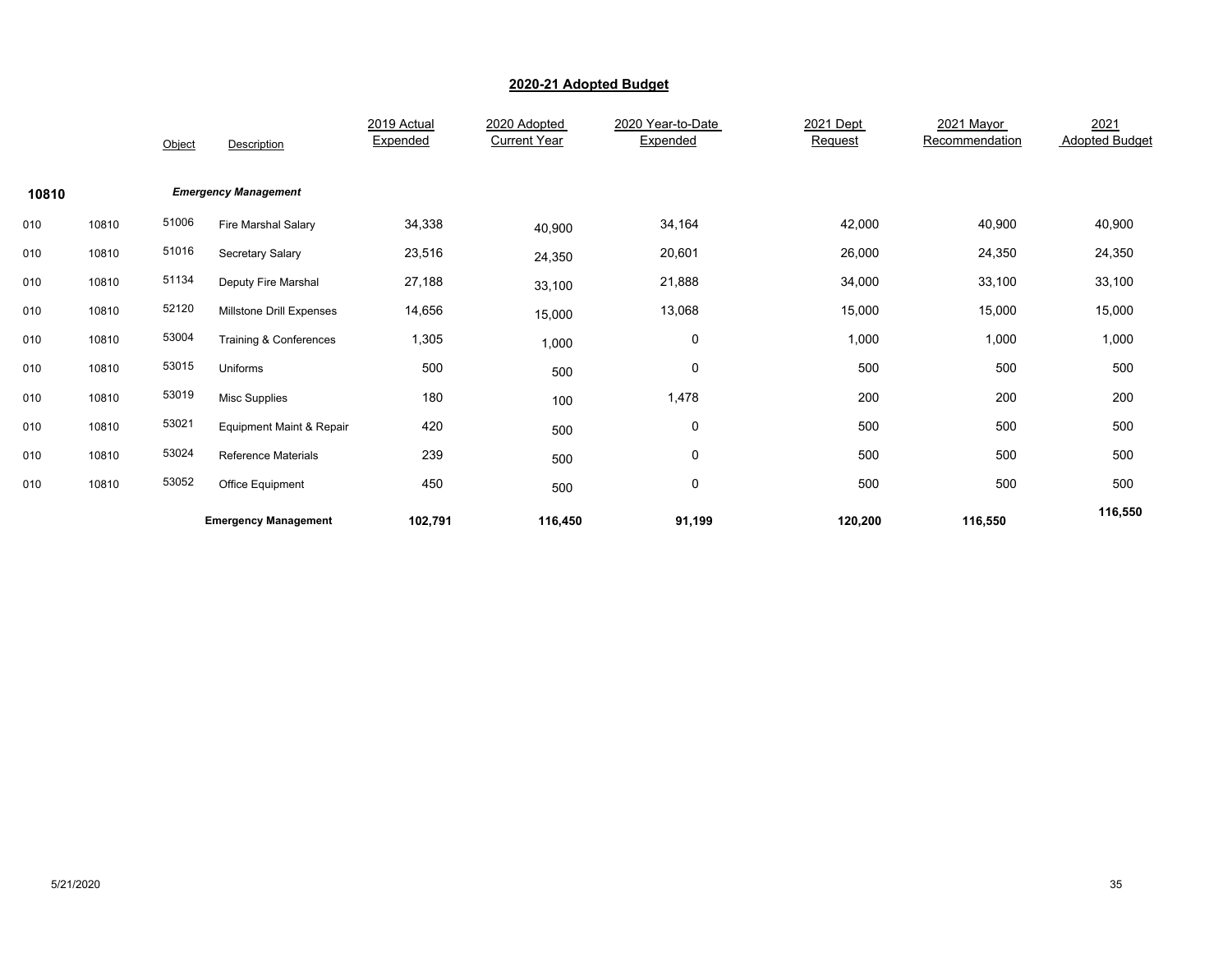## 2020-21 Adopted Budget

| | | Object | Description | 2019 Actual Expended | 2020 Adopted Current Year | 2020 Year-to-Date Expended | 2021 Dept Request | 2021 Mayor Recommendation | 2021 Adopted Budget |
|---|---|---|---|---|---|---|---|---|---|
| **10810** | | | ***Emergency Management*** | | | | | | |
| 010 | 10810 | 51006 | Fire Marshal Salary | 34,338 | 40,900 | 34,164 | 42,000 | 40,900 | 40,900 |
| 010 | 10810 | 51016 | Secretary Salary | 23,516 | 24,350 | 20,601 | 26,000 | 24,350 | 24,350 |
| 010 | 10810 | 51134 | Deputy Fire Marshal | 27,188 | 33,100 | 21,888 | 34,000 | 33,100 | 33,100 |
| 010 | 10810 | 52120 | Millstone Drill Expenses | 14,656 | 15,000 | 13,068 | 15,000 | 15,000 | 15,000 |
| 010 | 10810 | 53004 | Training & Conferences | 1,305 | 1,000 | 0 | 1,000 | 1,000 | 1,000 |
| 010 | 10810 | 53015 | Uniforms | 500 | 500 | 0 | 500 | 500 | 500 |
| 010 | 10810 | 53019 | Misc Supplies | 180 | 100 | 1,478 | 200 | 200 | 200 |
| 010 | 10810 | 53021 | Equipment Maint & Repair | 420 | 500 | 0 | 500 | 500 | 500 |
| 010 | 10810 | 53024 | Reference Materials | 239 | 500 | 0 | 500 | 500 | 500 |
| 010 | 10810 | 53052 | Office Equipment | 450 | 500 | 0 | 500 | 500 | 500 |
| | | | **Emergency Management** | **102,791** | **116,450** | **91,199** | **120,200** | **116,550** | **116,550** |

5/21/2020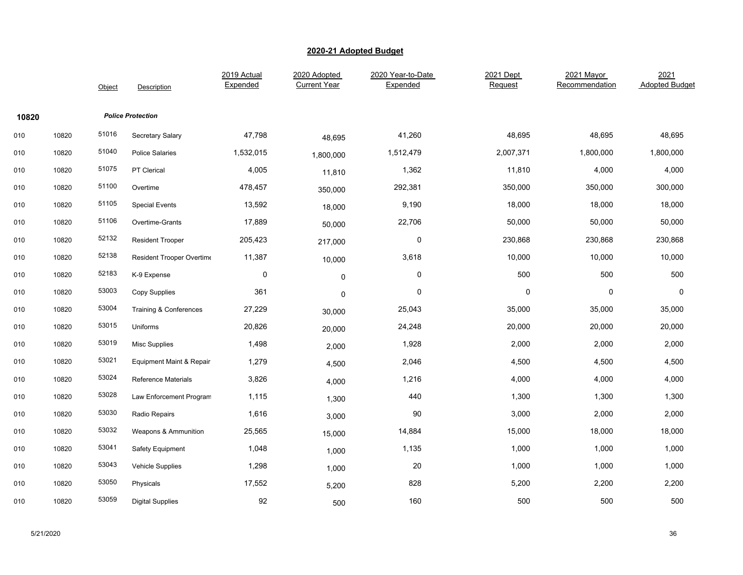## 2020-21 Adopted Budget

| | | Object | Description | 2019 Actual Expended | 2020 Adopted Current Year | 2020 Year-to-Date Expended | 2021 Dept Request | 2021 Mayor Recommendation | 2021 Adopted Budget |
|---|---|---|---|---|---|---|---|---|---|
| **10820** | | | ***Police Protection*** | | | | | | |
| 010 | 10820 | 51016 | Secretary Salary | 47,798 | 48,695 | 41,260 | 48,695 | 48,695 | 48,695 |
| 010 | 10820 | 51040 | Police Salaries | 1,532,015 | 1,800,000 | 1,512,479 | 2,007,371 | 1,800,000 | 1,800,000 |
| 010 | 10820 | 51075 | PT Clerical | 4,005 | 11,810 | 1,362 | 11,810 | 4,000 | 4,000 |
| 010 | 10820 | 51100 | Overtime | 478,457 | 350,000 | 292,381 | 350,000 | 350,000 | 300,000 |
| 010 | 10820 | 51105 | Special Events | 13,592 | 18,000 | 9,190 | 18,000 | 18,000 | 18,000 |
| 010 | 10820 | 51106 | Overtime-Grants | 17,889 | 50,000 | 22,706 | 50,000 | 50,000 | 50,000 |
| 010 | 10820 | 52132 | Resident Trooper | 205,423 | 217,000 | 0 | 230,868 | 230,868 | 230,868 |
| 010 | 10820 | 52138 | Resident Trooper Overtime | 11,387 | 10,000 | 3,618 | 10,000 | 10,000 | 10,000 |
| 010 | 10820 | 52183 | K-9 Expense | 0 | 0 | 0 | 500 | 500 | 500 |
| 010 | 10820 | 53003 | Copy Supplies | 361 | 0 | 0 | 0 | 0 | 0 |
| 010 | 10820 | 53004 | Training & Conferences | 27,229 | 30,000 | 25,043 | 35,000 | 35,000 | 35,000 |
| 010 | 10820 | 53015 | Uniforms | 20,826 | 20,000 | 24,248 | 20,000 | 20,000 | 20,000 |
| 010 | 10820 | 53019 | Misc Supplies | 1,498 | 2,000 | 1,928 | 2,000 | 2,000 | 2,000 |
| 010 | 10820 | 53021 | Equipment Maint & Repair | 1,279 | 4,500 | 2,046 | 4,500 | 4,500 | 4,500 |
| 010 | 10820 | 53024 | Reference Materials | 3,826 | 4,000 | 1,216 | 4,000 | 4,000 | 4,000 |
| 010 | 10820 | 53028 | Law Enforcement Program | 1,115 | 1,300 | 440 | 1,300 | 1,300 | 1,300 |
| 010 | 10820 | 53030 | Radio Repairs | 1,616 | 3,000 | 90 | 3,000 | 2,000 | 2,000 |
| 010 | 10820 | 53032 | Weapons & Ammunition | 25,565 | 15,000 | 14,884 | 15,000 | 18,000 | 18,000 |
| 010 | 10820 | 53041 | Safety Equipment | 1,048 | 1,000 | 1,135 | 1,000 | 1,000 | 1,000 |
| 010 | 10820 | 53043 | Vehicle Supplies | 1,298 | 1,000 | 20 | 1,000 | 1,000 | 1,000 |
| 010 | 10820 | 53050 | Physicals | 17,552 | 5,200 | 828 | 5,200 | 2,200 | 2,200 |
| 010 | 10820 | 53059 | Digital Supplies | 92 | 500 | 160 | 500 | 500 | 500 |

5/21/2020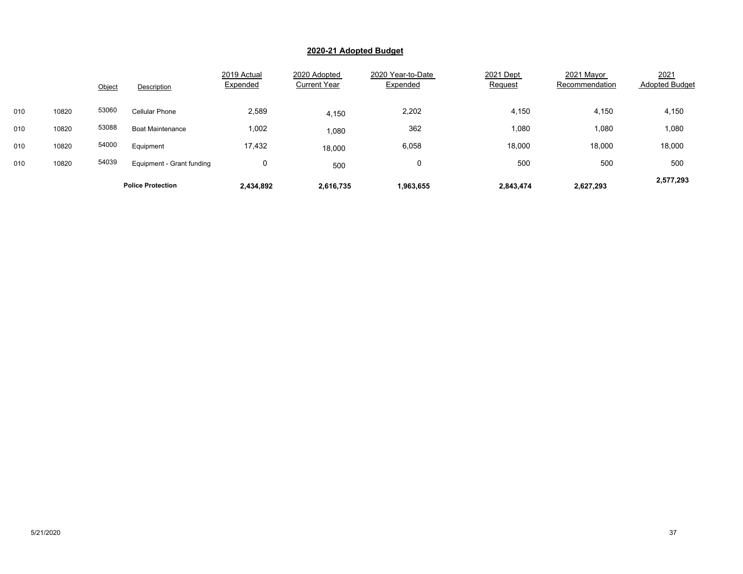## 2020-21 Adopted Budget

| | | Object | Description | 2019 Actual Expended | 2020 Adopted Current Year | 2020 Year-to-Date Expended | 2021 Dept Request | 2021 Mayor Recommendation | 2021 Adopted Budget |
|---|---|---|---|---|---|---|---|---|---|
| 010 | 10820 | 53060 | Cellular Phone | 2,589 | 4,150 | 2,202 | 4,150 | 4,150 | 4,150 |
| 010 | 10820 | 53088 | Boat Maintenance | 1,002 | 1,080 | 362 | 1,080 | 1,080 | 1,080 |
| 010 | 10820 | 54000 | Equipment | 17,432 | 18,000 | 6,058 | 18,000 | 18,000 | 18,000 |
| 010 | 10820 | 54039 | Equipment - Grant funding | 0 | 500 | 0 | 500 | 500 | 500 |
| | | | **Police Protection** | **2,434,892** | **2,616,735** | **1,963,655** | **2,843,474** | **2,627,293** | **2,577,293** |

5/21/2020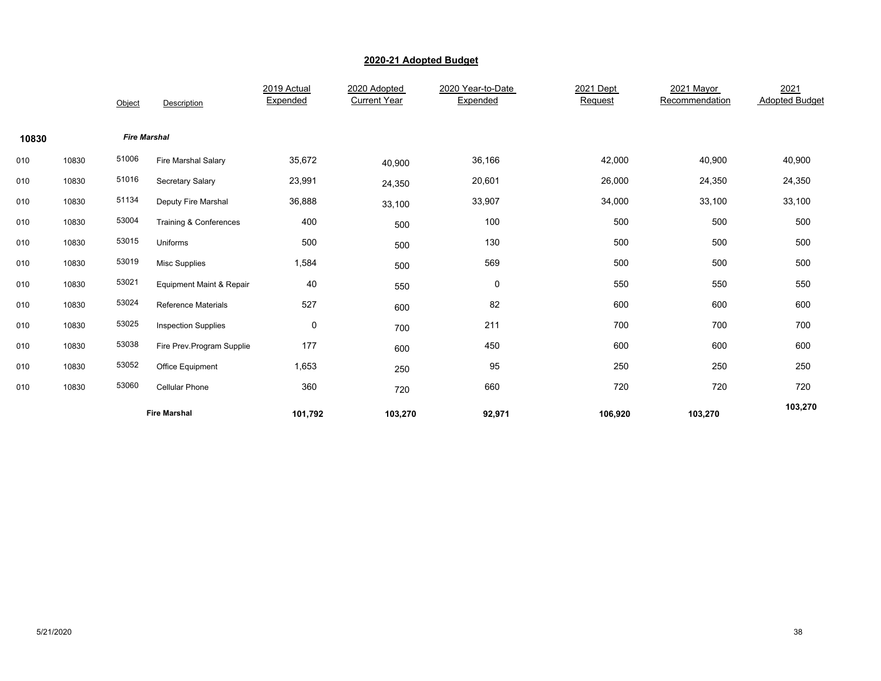## 2020-21 Adopted Budget

| | | Object | Description | 2019 Actual Expended | 2020 Adopted Current Year | 2020 Year-to-Date Expended | 2021 Dept Request | 2021 Mayor Recommendation | 2021 Adopted Budget |
|---|---|---|---|---|---|---|---|---|---|
| **10830** | | | ***Fire Marshal*** | | | | | | |
| 010 | 10830 | 51006 | Fire Marshal Salary | 35,672 | 40,900 | 36,166 | 42,000 | 40,900 | 40,900 |
| 010 | 10830 | 51016 | Secretary Salary | 23,991 | 24,350 | 20,601 | 26,000 | 24,350 | 24,350 |
| 010 | 10830 | 51134 | Deputy Fire Marshal | 36,888 | 33,100 | 33,907 | 34,000 | 33,100 | 33,100 |
| 010 | 10830 | 53004 | Training & Conferences | 400 | 500 | 100 | 500 | 500 | 500 |
| 010 | 10830 | 53015 | Uniforms | 500 | 500 | 130 | 500 | 500 | 500 |
| 010 | 10830 | 53019 | Misc Supplies | 1,584 | 500 | 569 | 500 | 500 | 500 |
| 010 | 10830 | 53021 | Equipment Maint & Repair | 40 | 550 | 0 | 550 | 550 | 550 |
| 010 | 10830 | 53024 | Reference Materials | 527 | 600 | 82 | 600 | 600 | 600 |
| 010 | 10830 | 53025 | Inspection Supplies | 0 | 700 | 211 | 700 | 700 | 700 |
| 010 | 10830 | 53038 | Fire Prev.Program Supplie | 177 | 600 | 450 | 600 | 600 | 600 |
| 010 | 10830 | 53052 | Office Equipment | 1,653 | 250 | 95 | 250 | 250 | 250 |
| 010 | 10830 | 53060 | Cellular Phone | 360 | 720 | 660 | 720 | 720 | 720 |
| | | | **Fire Marshal** | **101,792** | **103,270** | **92,971** | **106,920** | **103,270** | **103,270** |

5/21/2020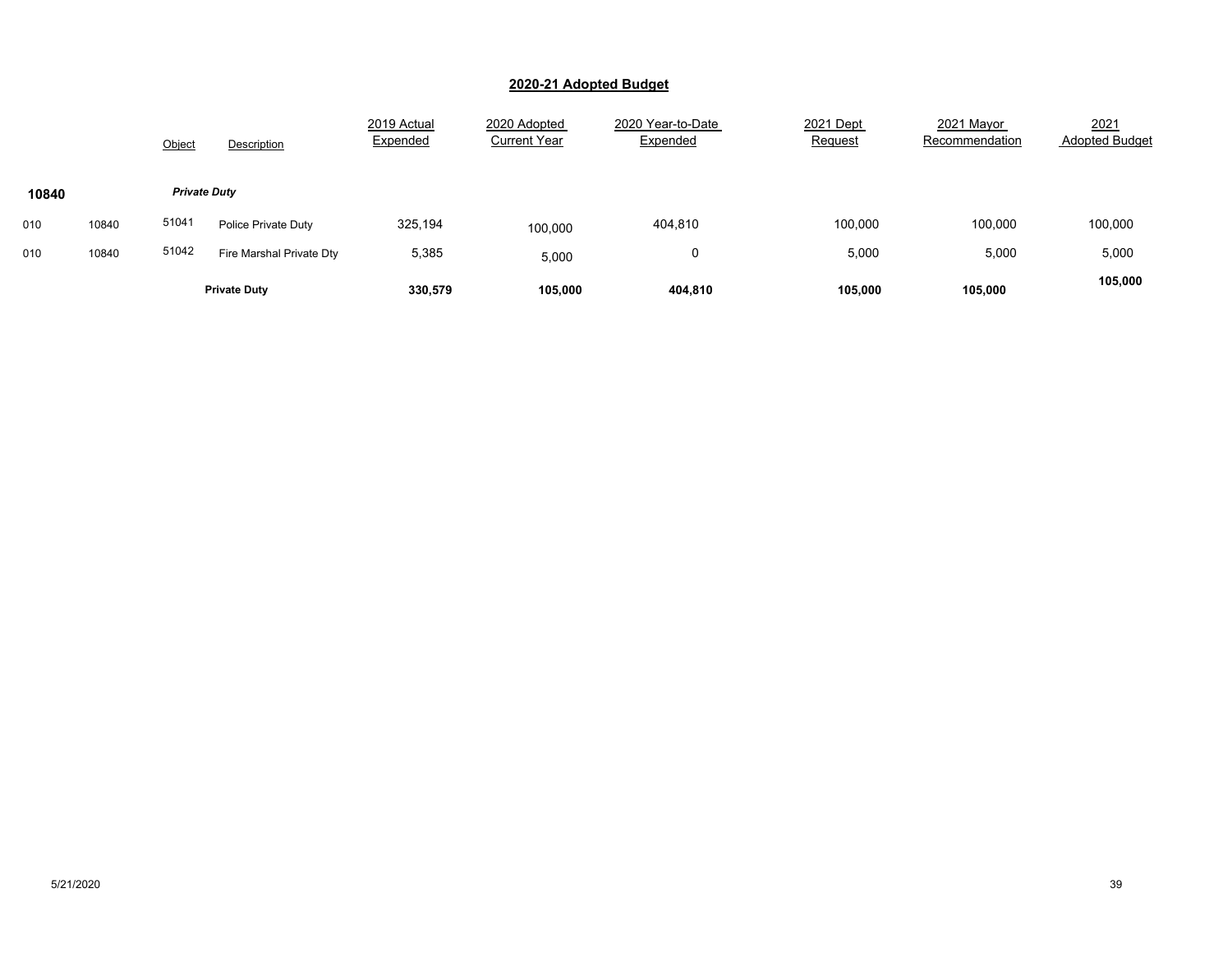## 2020-21 Adopted Budget

| | | Object | Description | 2019 Actual Expended | 2020 Adopted Current Year | 2020 Year-to-Date Expended | 2021 Dept Request | 2021 Mayor Recommendation | 2021 Adopted Budget |
|---|---|---|---|---|---|---|---|---|---|
| **10840** | | ***Private Duty*** | | | | | | | |
| 010 | 10840 | 51041 | Police Private Duty | 325,194 | 100,000 | 404,810 | 100,000 | 100,000 | 100,000 |
| 010 | 10840 | 51042 | Fire Marshal Private Dty | 5,385 | 5,000 | 0 | 5,000 | 5,000 | 5,000 |
| | | | **Private Duty** | **330,579** | **105,000** | **404,810** | **105,000** | **105,000** | **105,000** |

5/21/2020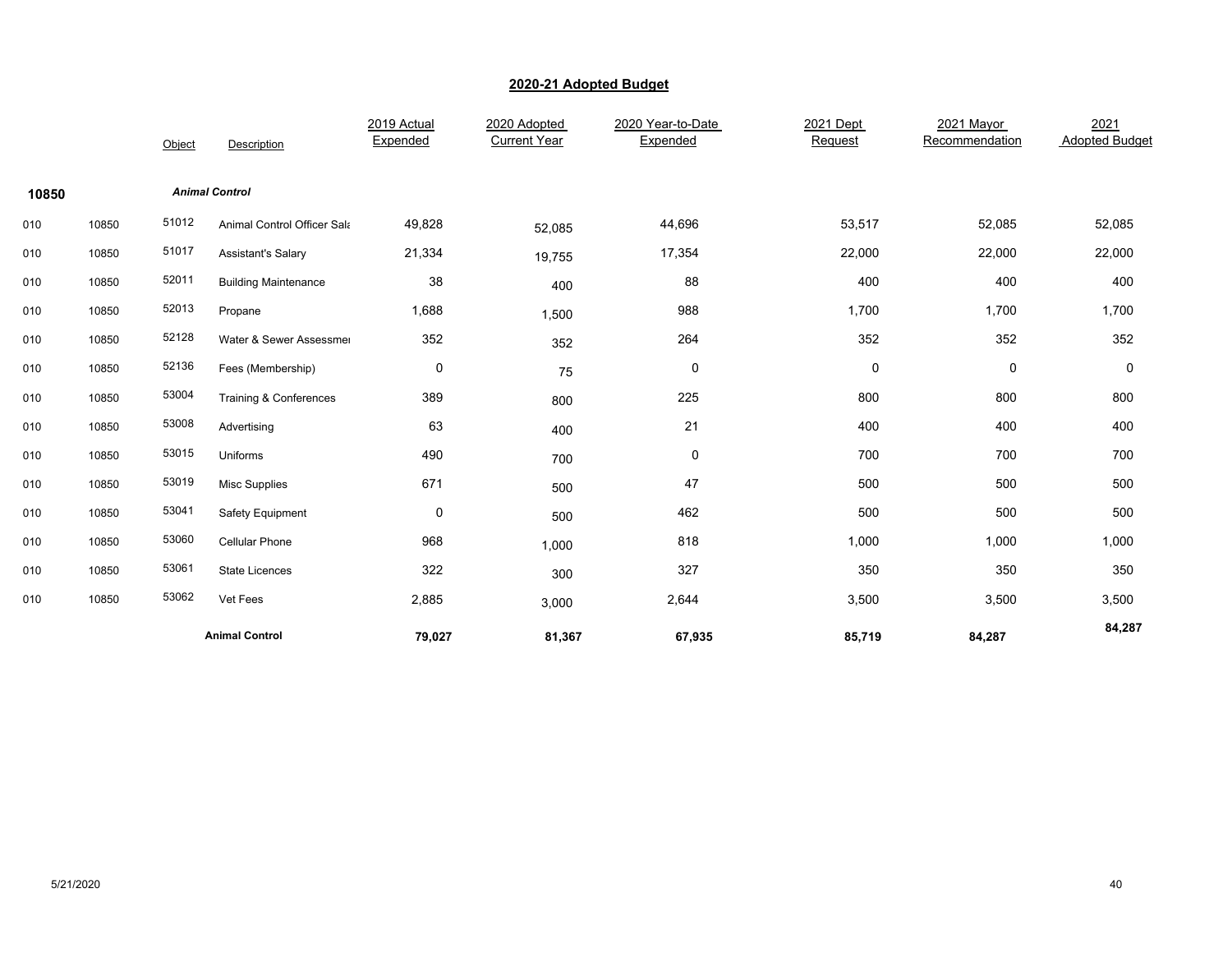## 2020-21 Adopted Budget

| | | Object | Description | 2019 Actual Expended | 2020 Adopted Current Year | 2020 Year-to-Date Expended | 2021 Dept Request | 2021 Mayor Recommendation | 2021 Adopted Budget |
|---|---|---|---|---|---|---|---|---|---|
| **10850** | | | ***Animal Control*** | | | | | | |
| 010 | 10850 | 51012 | Animal Control Officer Sala | 49,828 | 52,085 | 44,696 | 53,517 | 52,085 | 52,085 |
| 010 | 10850 | 51017 | Assistant's Salary | 21,334 | 19,755 | 17,354 | 22,000 | 22,000 | 22,000 |
| 010 | 10850 | 52011 | Building Maintenance | 38 | 400 | 88 | 400 | 400 | 400 |
| 010 | 10850 | 52013 | Propane | 1,688 | 1,500 | 988 | 1,700 | 1,700 | 1,700 |
| 010 | 10850 | 52128 | Water & Sewer Assessmei | 352 | 352 | 264 | 352 | 352 | 352 |
| 010 | 10850 | 52136 | Fees (Membership) | 0 | 75 | 0 | 0 | 0 | 0 |
| 010 | 10850 | 53004 | Training & Conferences | 389 | 800 | 225 | 800 | 800 | 800 |
| 010 | 10850 | 53008 | Advertising | 63 | 400 | 21 | 400 | 400 | 400 |
| 010 | 10850 | 53015 | Uniforms | 490 | 700 | 0 | 700 | 700 | 700 |
| 010 | 10850 | 53019 | Misc Supplies | 671 | 500 | 47 | 500 | 500 | 500 |
| 010 | 10850 | 53041 | Safety Equipment | 0 | 500 | 462 | 500 | 500 | 500 |
| 010 | 10850 | 53060 | Cellular Phone | 968 | 1,000 | 818 | 1,000 | 1,000 | 1,000 |
| 010 | 10850 | 53061 | State Licences | 322 | 300 | 327 | 350 | 350 | 350 |
| 010 | 10850 | 53062 | Vet Fees | 2,885 | 3,000 | 2,644 | 3,500 | 3,500 | 3,500 |
| | | | **Animal Control** | **79,027** | **81,367** | **67,935** | **85,719** | **84,287** | **84,287** |

5/21/2020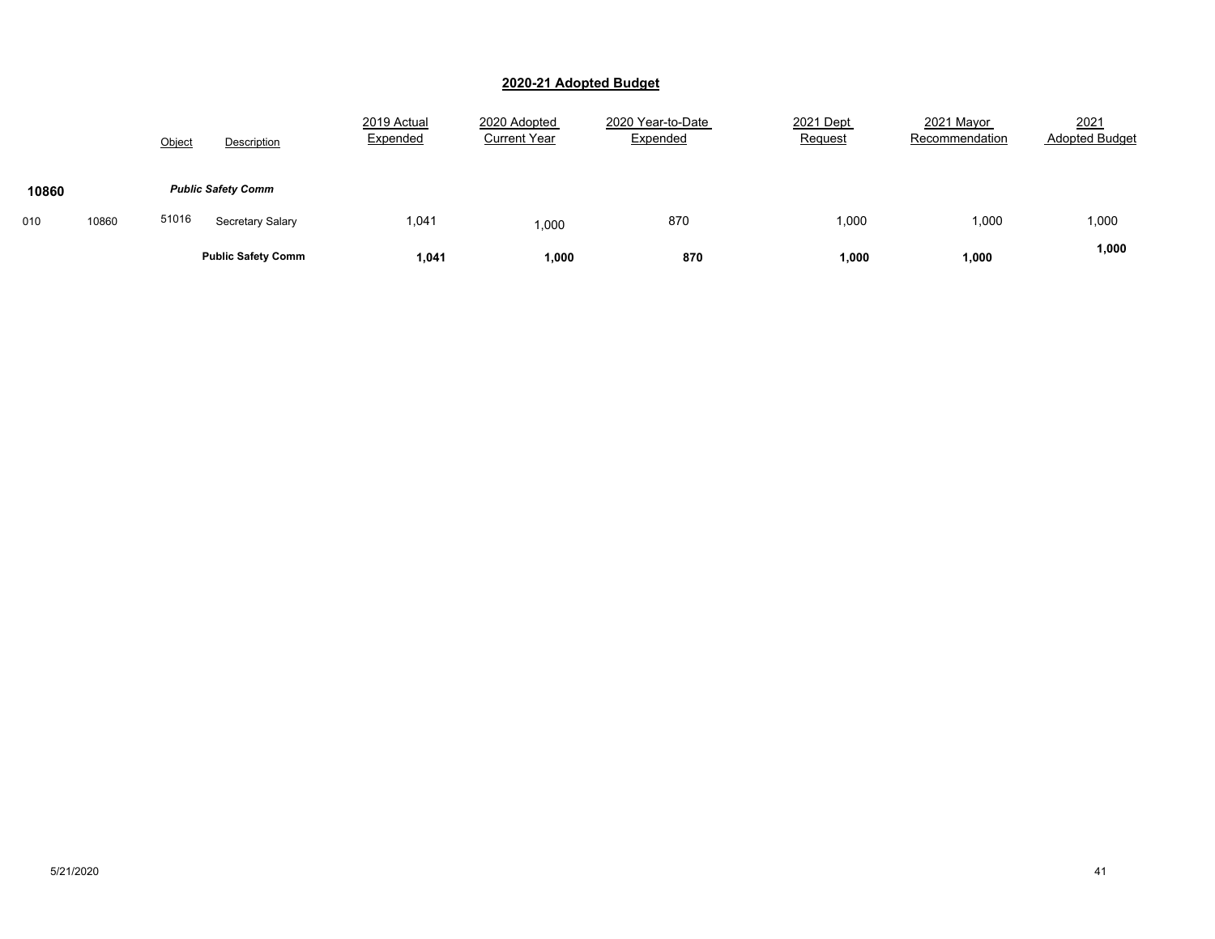## 2020-21 Adopted Budget

| | | Object | Description | 2019 Actual Expended | 2020 Adopted Current Year | 2020 Year-to-Date Expended | 2021 Dept Request | 2021 Mayor Recommendation | 2021 Adopted Budget |
|---|---|---|---|---|---|---|---|---|---|
| **10860** | | | ***Public Safety Comm*** | | | | | | |
| 010 | 10860 | 51016 | Secretary Salary | 1,041 | 1,000 | 870 | 1,000 | 1,000 | 1,000 |
| | | | **Public Safety Comm** | **1,041** | **1,000** | **870** | **1,000** | **1,000** | **1,000** |

5/21/2020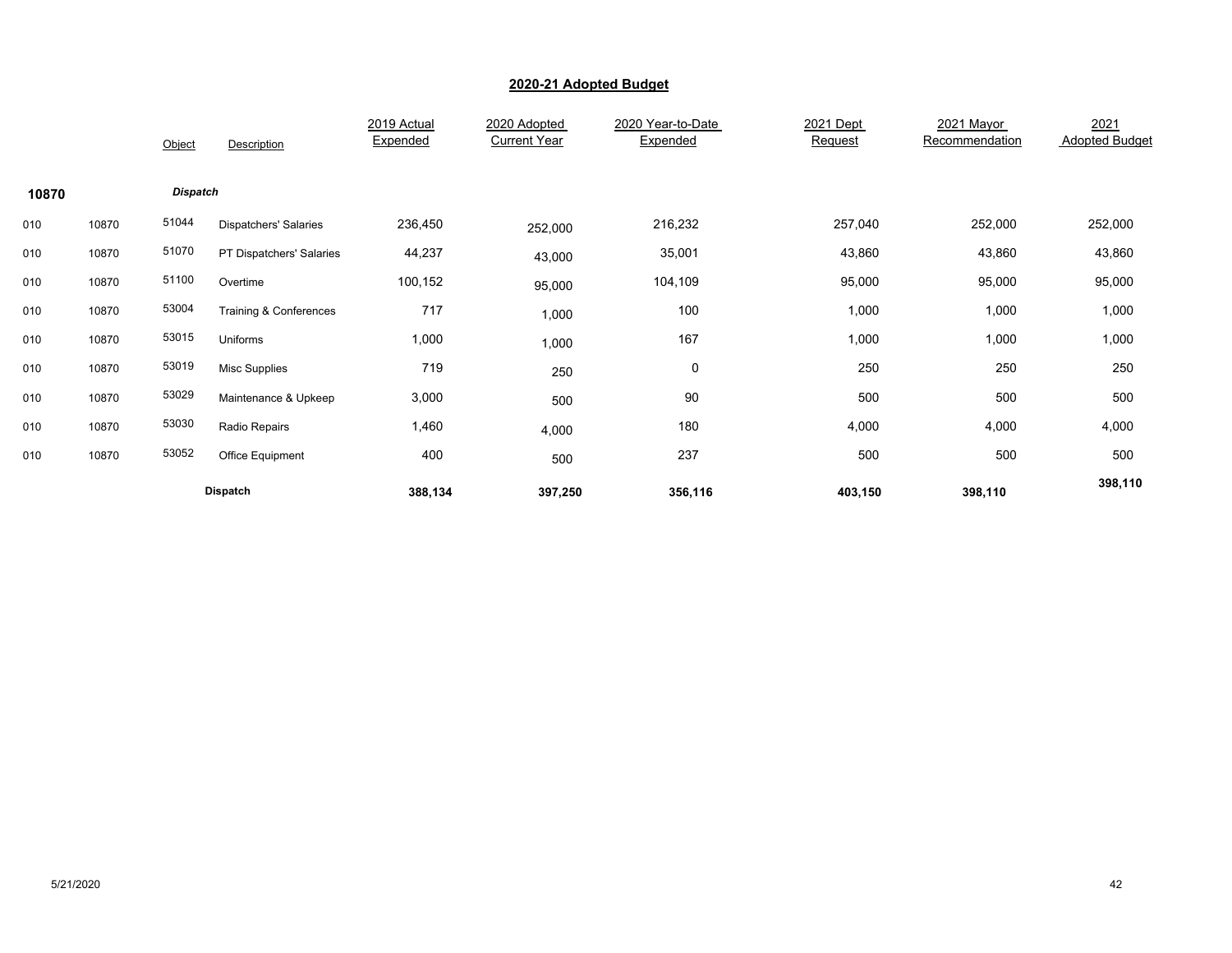## 2020-21 Adopted Budget

| | | Object | Description | 2019 Actual Expended | 2020 Adopted Current Year | 2020 Year-to-Date Expended | 2021 Dept Request | 2021 Mayor Recommendation | 2021 Adopted Budget |
|---|---|---|---|---|---|---|---|---|---|
| **10870** | | ***Dispatch*** | | | | | | | |
| 010 | 10870 | 51044 | Dispatchers' Salaries | 236,450 | 252,000 | 216,232 | 257,040 | 252,000 | 252,000 |
| 010 | 10870 | 51070 | PT Dispatchers' Salaries | 44,237 | 43,000 | 35,001 | 43,860 | 43,860 | 43,860 |
| 010 | 10870 | 51100 | Overtime | 100,152 | 95,000 | 104,109 | 95,000 | 95,000 | 95,000 |
| 010 | 10870 | 53004 | Training & Conferences | 717 | 1,000 | 100 | 1,000 | 1,000 | 1,000 |
| 010 | 10870 | 53015 | Uniforms | 1,000 | 1,000 | 167 | 1,000 | 1,000 | 1,000 |
| 010 | 10870 | 53019 | Misc Supplies | 719 | 250 | 0 | 250 | 250 | 250 |
| 010 | 10870 | 53029 | Maintenance & Upkeep | 3,000 | 500 | 90 | 500 | 500 | 500 |
| 010 | 10870 | 53030 | Radio Repairs | 1,460 | 4,000 | 180 | 4,000 | 4,000 | 4,000 |
| 010 | 10870 | 53052 | Office Equipment | 400 | 500 | 237 | 500 | 500 | 500 |
| | | | **Dispatch** | **388,134** | **397,250** | **356,116** | **403,150** | **398,110** | **398,110** |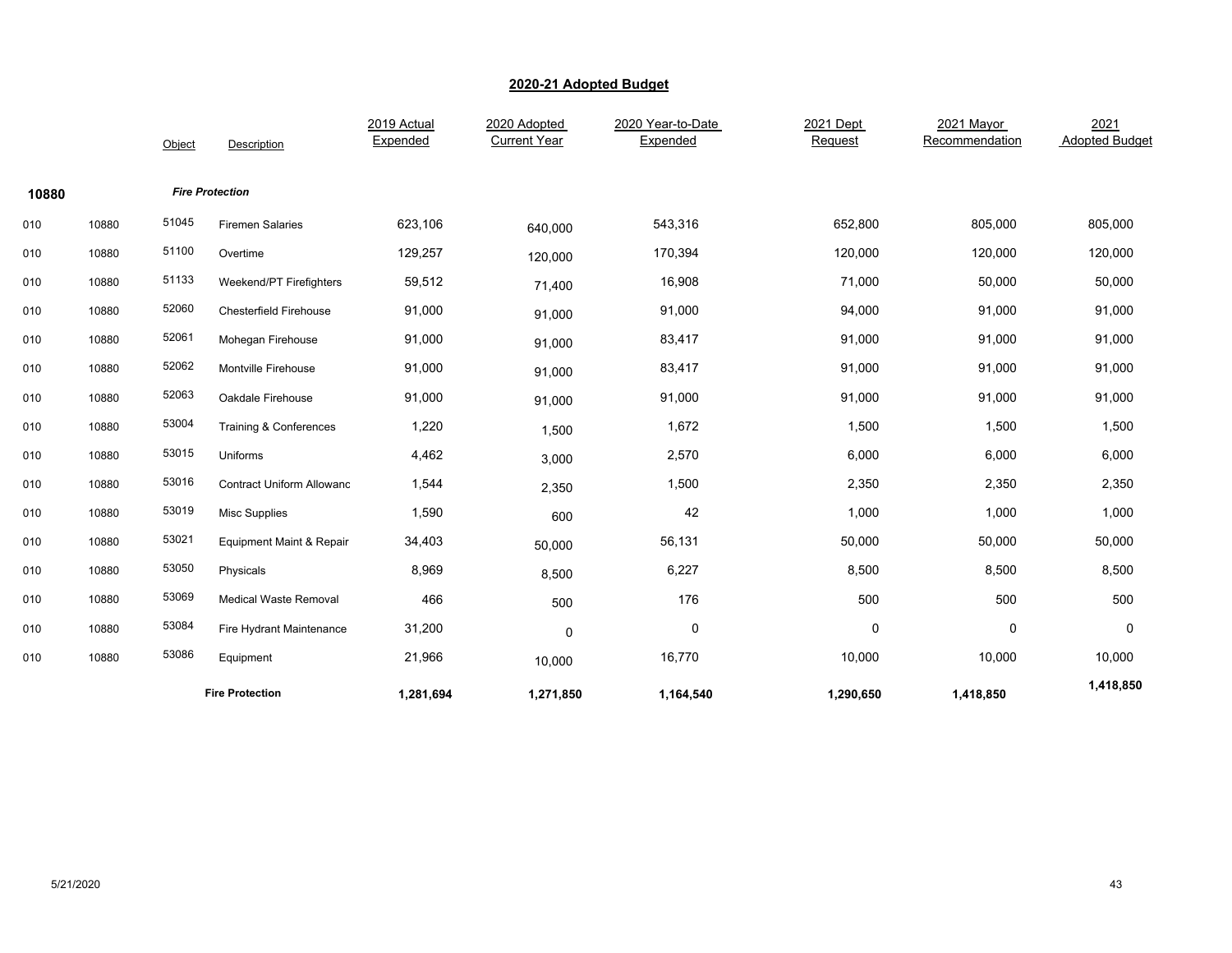## 2020-21 Adopted Budget

| | | Object | Description | 2019 Actual Expended | 2020 Adopted Current Year | 2020 Year-to-Date Expended | 2021 Dept Request | 2021 Mayor Recommendation | 2021 Adopted Budget |
|---|---|---|---|---|---|---|---|---|---|
| **10880** | | | ***Fire Protection*** | | | | | | |
| 010 | 10880 | 51045 | Firemen Salaries | 623,106 | 640,000 | 543,316 | 652,800 | 805,000 | 805,000 |
| 010 | 10880 | 51100 | Overtime | 129,257 | 120,000 | 170,394 | 120,000 | 120,000 | 120,000 |
| 010 | 10880 | 51133 | Weekend/PT Firefighters | 59,512 | 71,400 | 16,908 | 71,000 | 50,000 | 50,000 |
| 010 | 10880 | 52060 | Chesterfield Firehouse | 91,000 | 91,000 | 91,000 | 94,000 | 91,000 | 91,000 |
| 010 | 10880 | 52061 | Mohegan Firehouse | 91,000 | 91,000 | 83,417 | 91,000 | 91,000 | 91,000 |
| 010 | 10880 | 52062 | Montville Firehouse | 91,000 | 91,000 | 83,417 | 91,000 | 91,000 | 91,000 |
| 010 | 10880 | 52063 | Oakdale Firehouse | 91,000 | 91,000 | 91,000 | 91,000 | 91,000 | 91,000 |
| 010 | 10880 | 53004 | Training & Conferences | 1,220 | 1,500 | 1,672 | 1,500 | 1,500 | 1,500 |
| 010 | 10880 | 53015 | Uniforms | 4,462 | 3,000 | 2,570 | 6,000 | 6,000 | 6,000 |
| 010 | 10880 | 53016 | Contract Uniform Allowanc | 1,544 | 2,350 | 1,500 | 2,350 | 2,350 | 2,350 |
| 010 | 10880 | 53019 | Misc Supplies | 1,590 | 600 | 42 | 1,000 | 1,000 | 1,000 |
| 010 | 10880 | 53021 | Equipment Maint & Repair | 34,403 | 50,000 | 56,131 | 50,000 | 50,000 | 50,000 |
| 010 | 10880 | 53050 | Physicals | 8,969 | 8,500 | 6,227 | 8,500 | 8,500 | 8,500 |
| 010 | 10880 | 53069 | Medical Waste Removal | 466 | 500 | 176 | 500 | 500 | 500 |
| 010 | 10880 | 53084 | Fire Hydrant Maintenance | 31,200 | 0 | 0 | 0 | 0 | 0 |
| 010 | 10880 | 53086 | Equipment | 21,966 | 10,000 | 16,770 | 10,000 | 10,000 | 10,000 |
| | | | **Fire Protection** | **1,281,694** | **1,271,850** | **1,164,540** | **1,290,650** | **1,418,850** | **1,418,850** |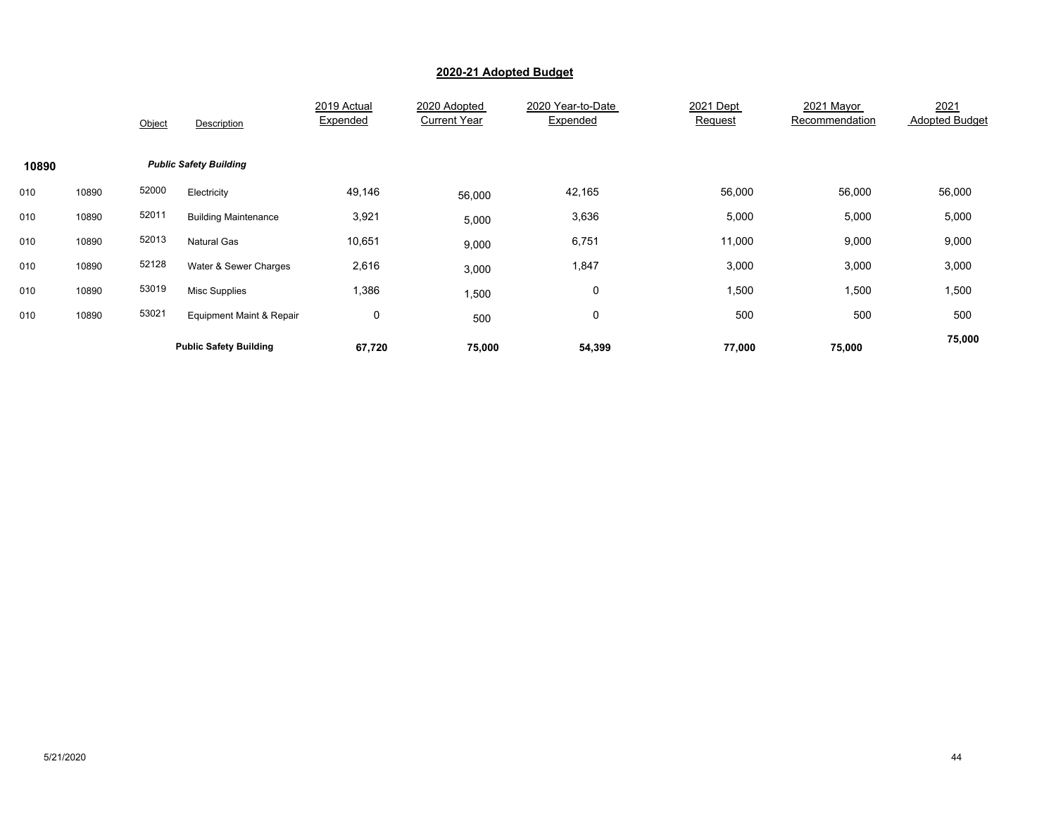## 2020-21 Adopted Budget

| | | Object | Description | 2019 Actual Expended | 2020 Adopted Current Year | 2020 Year-to-Date Expended | 2021 Dept Request | 2021 Mayor Recommendation | 2021 Adopted Budget |
|---|---|---|---|---|---|---|---|---|---|
| **10890** | | | ***Public Safety Building*** | | | | | | |
| 010 | 10890 | 52000 | Electricity | 49,146 | 56,000 | 42,165 | 56,000 | 56,000 | 56,000 |
| 010 | 10890 | 52011 | Building Maintenance | 3,921 | 5,000 | 3,636 | 5,000 | 5,000 | 5,000 |
| 010 | 10890 | 52013 | Natural Gas | 10,651 | 9,000 | 6,751 | 11,000 | 9,000 | 9,000 |
| 010 | 10890 | 52128 | Water & Sewer Charges | 2,616 | 3,000 | 1,847 | 3,000 | 3,000 | 3,000 |
| 010 | 10890 | 53019 | Misc Supplies | 1,386 | 1,500 | 0 | 1,500 | 1,500 | 1,500 |
| 010 | 10890 | 53021 | Equipment Maint & Repair | 0 | 500 | 0 | 500 | 500 | 500 |
| | | | **Public Safety Building** | **67,720** | **75,000** | **54,399** | **77,000** | **75,000** | **75,000** |

5/21/2020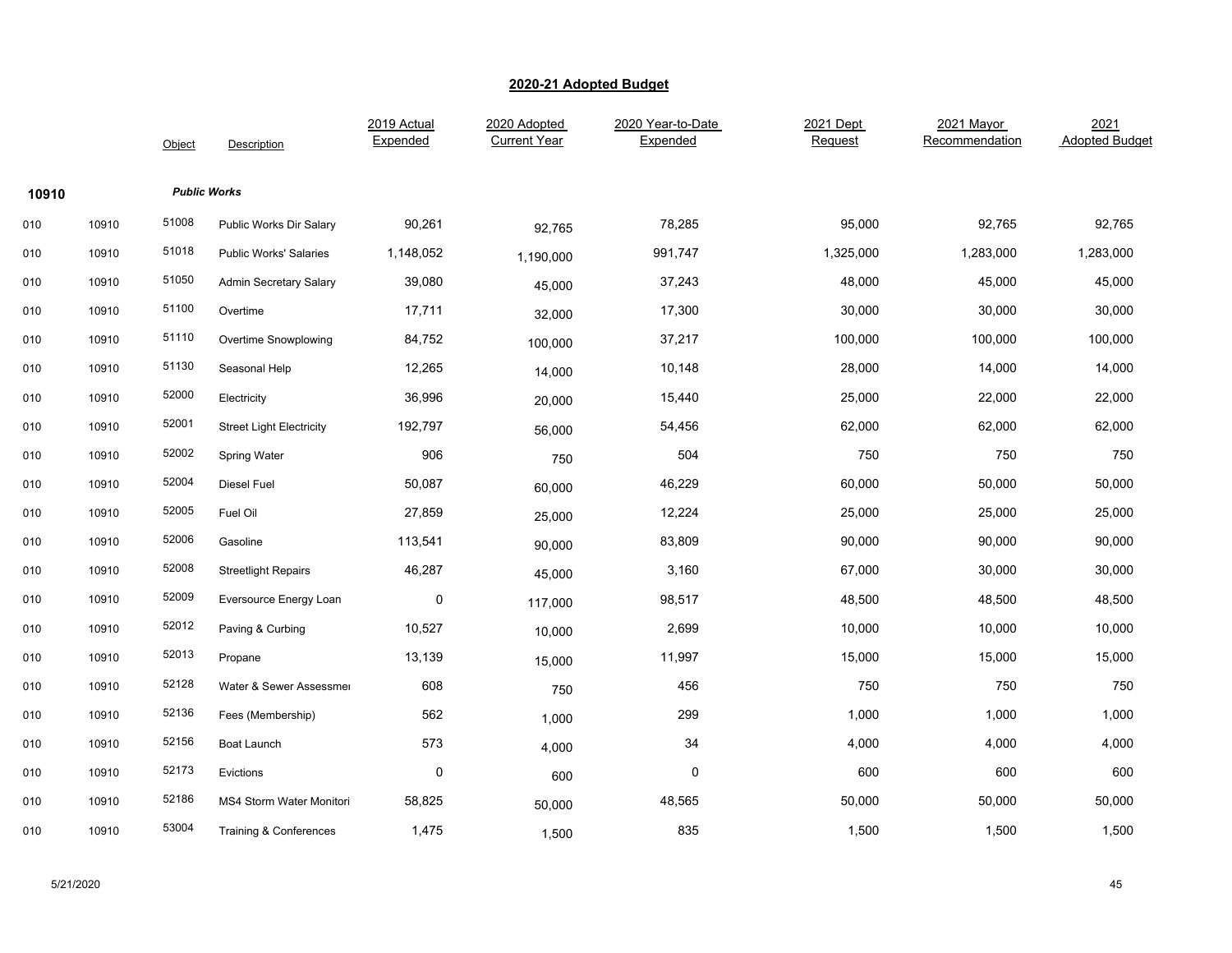## 2020-21 Adopted Budget

| | | Object | Description | 2019 Actual Expended | 2020 Adopted Current Year | 2020 Year-to-Date Expended | 2021 Dept Request | 2021 Mayor Recommendation | 2021 Adopted Budget |
|---|---|---|---|---|---|---|---|---|---|
| **10910** | | ***Public Works*** | | | | | | | |
| 010 | 10910 | 51008 | Public Works Dir Salary | 90,261 | 92,765 | 78,285 | 95,000 | 92,765 | 92,765 |
| 010 | 10910 | 51018 | Public Works' Salaries | 1,148,052 | 1,190,000 | 991,747 | 1,325,000 | 1,283,000 | 1,283,000 |
| 010 | 10910 | 51050 | Admin Secretary Salary | 39,080 | 45,000 | 37,243 | 48,000 | 45,000 | 45,000 |
| 010 | 10910 | 51100 | Overtime | 17,711 | 32,000 | 17,300 | 30,000 | 30,000 | 30,000 |
| 010 | 10910 | 51110 | Overtime Snowplowing | 84,752 | 100,000 | 37,217 | 100,000 | 100,000 | 100,000 |
| 010 | 10910 | 51130 | Seasonal Help | 12,265 | 14,000 | 10,148 | 28,000 | 14,000 | 14,000 |
| 010 | 10910 | 52000 | Electricity | 36,996 | 20,000 | 15,440 | 25,000 | 22,000 | 22,000 |
| 010 | 10910 | 52001 | Street Light Electricity | 192,797 | 56,000 | 54,456 | 62,000 | 62,000 | 62,000 |
| 010 | 10910 | 52002 | Spring Water | 906 | 750 | 504 | 750 | 750 | 750 |
| 010 | 10910 | 52004 | Diesel Fuel | 50,087 | 60,000 | 46,229 | 60,000 | 50,000 | 50,000 |
| 010 | 10910 | 52005 | Fuel Oil | 27,859 | 25,000 | 12,224 | 25,000 | 25,000 | 25,000 |
| 010 | 10910 | 52006 | Gasoline | 113,541 | 90,000 | 83,809 | 90,000 | 90,000 | 90,000 |
| 010 | 10910 | 52008 | Streetlight Repairs | 46,287 | 45,000 | 3,160 | 67,000 | 30,000 | 30,000 |
| 010 | 10910 | 52009 | Eversource Energy Loan | 0 | 117,000 | 98,517 | 48,500 | 48,500 | 48,500 |
| 010 | 10910 | 52012 | Paving & Curbing | 10,527 | 10,000 | 2,699 | 10,000 | 10,000 | 10,000 |
| 010 | 10910 | 52013 | Propane | 13,139 | 15,000 | 11,997 | 15,000 | 15,000 | 15,000 |
| 010 | 10910 | 52128 | Water & Sewer Assessmer | 608 | 750 | 456 | 750 | 750 | 750 |
| 010 | 10910 | 52136 | Fees (Membership) | 562 | 1,000 | 299 | 1,000 | 1,000 | 1,000 |
| 010 | 10910 | 52156 | Boat Launch | 573 | 4,000 | 34 | 4,000 | 4,000 | 4,000 |
| 010 | 10910 | 52173 | Evictions | 0 | 600 | 0 | 600 | 600 | 600 |
| 010 | 10910 | 52186 | MS4 Storm Water Monitori | 58,825 | 50,000 | 48,565 | 50,000 | 50,000 | 50,000 |
| 010 | 10910 | 53004 | Training & Conferences | 1,475 | 1,500 | 835 | 1,500 | 1,500 | 1,500 |

5/21/2020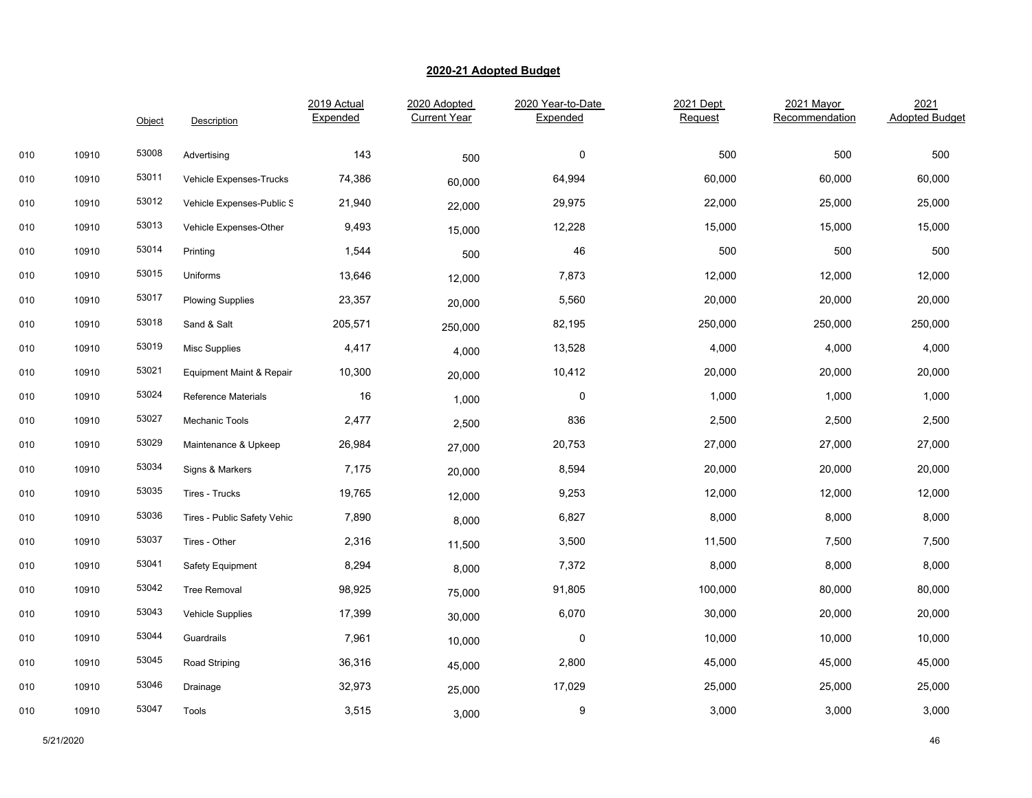## 2020-21 Adopted Budget

| | | Object | Description | 2019 Actual Expended | 2020 Adopted Current Year | 2020 Year-to-Date Expended | 2021 Dept Request | 2021 Mayor Recommendation | 2021 Adopted Budget |
|---|---|---|---|---|---|---|---|---|---|
| 010 | 10910 | 53008 | Advertising | 143 | 500 | 0 | 500 | 500 | 500 |
| 010 | 10910 | 53011 | Vehicle Expenses-Trucks | 74,386 | 60,000 | 64,994 | 60,000 | 60,000 | 60,000 |
| 010 | 10910 | 53012 | Vehicle Expenses-Public S | 21,940 | 22,000 | 29,975 | 22,000 | 25,000 | 25,000 |
| 010 | 10910 | 53013 | Vehicle Expenses-Other | 9,493 | 15,000 | 12,228 | 15,000 | 15,000 | 15,000 |
| 010 | 10910 | 53014 | Printing | 1,544 | 500 | 46 | 500 | 500 | 500 |
| 010 | 10910 | 53015 | Uniforms | 13,646 | 12,000 | 7,873 | 12,000 | 12,000 | 12,000 |
| 010 | 10910 | 53017 | Plowing Supplies | 23,357 | 20,000 | 5,560 | 20,000 | 20,000 | 20,000 |
| 010 | 10910 | 53018 | Sand & Salt | 205,571 | 250,000 | 82,195 | 250,000 | 250,000 | 250,000 |
| 010 | 10910 | 53019 | Misc Supplies | 4,417 | 4,000 | 13,528 | 4,000 | 4,000 | 4,000 |
| 010 | 10910 | 53021 | Equipment Maint & Repair | 10,300 | 20,000 | 10,412 | 20,000 | 20,000 | 20,000 |
| 010 | 10910 | 53024 | Reference Materials | 16 | 1,000 | 0 | 1,000 | 1,000 | 1,000 |
| 010 | 10910 | 53027 | Mechanic Tools | 2,477 | 2,500 | 836 | 2,500 | 2,500 | 2,500 |
| 010 | 10910 | 53029 | Maintenance & Upkeep | 26,984 | 27,000 | 20,753 | 27,000 | 27,000 | 27,000 |
| 010 | 10910 | 53034 | Signs & Markers | 7,175 | 20,000 | 8,594 | 20,000 | 20,000 | 20,000 |
| 010 | 10910 | 53035 | Tires - Trucks | 19,765 | 12,000 | 9,253 | 12,000 | 12,000 | 12,000 |
| 010 | 10910 | 53036 | Tires - Public Safety Vehic | 7,890 | 8,000 | 6,827 | 8,000 | 8,000 | 8,000 |
| 010 | 10910 | 53037 | Tires - Other | 2,316 | 11,500 | 3,500 | 11,500 | 7,500 | 7,500 |
| 010 | 10910 | 53041 | Safety Equipment | 8,294 | 8,000 | 7,372 | 8,000 | 8,000 | 8,000 |
| 010 | 10910 | 53042 | Tree Removal | 98,925 | 75,000 | 91,805 | 100,000 | 80,000 | 80,000 |
| 010 | 10910 | 53043 | Vehicle Supplies | 17,399 | 30,000 | 6,070 | 30,000 | 20,000 | 20,000 |
| 010 | 10910 | 53044 | Guardrails | 7,961 | 10,000 | 0 | 10,000 | 10,000 | 10,000 |
| 010 | 10910 | 53045 | Road Striping | 36,316 | 45,000 | 2,800 | 45,000 | 45,000 | 45,000 |
| 010 | 10910 | 53046 | Drainage | 32,973 | 25,000 | 17,029 | 25,000 | 25,000 | 25,000 |
| 010 | 10910 | 53047 | Tools | 3,515 | 3,000 | 9 | 3,000 | 3,000 | 3,000 |

5/21/2020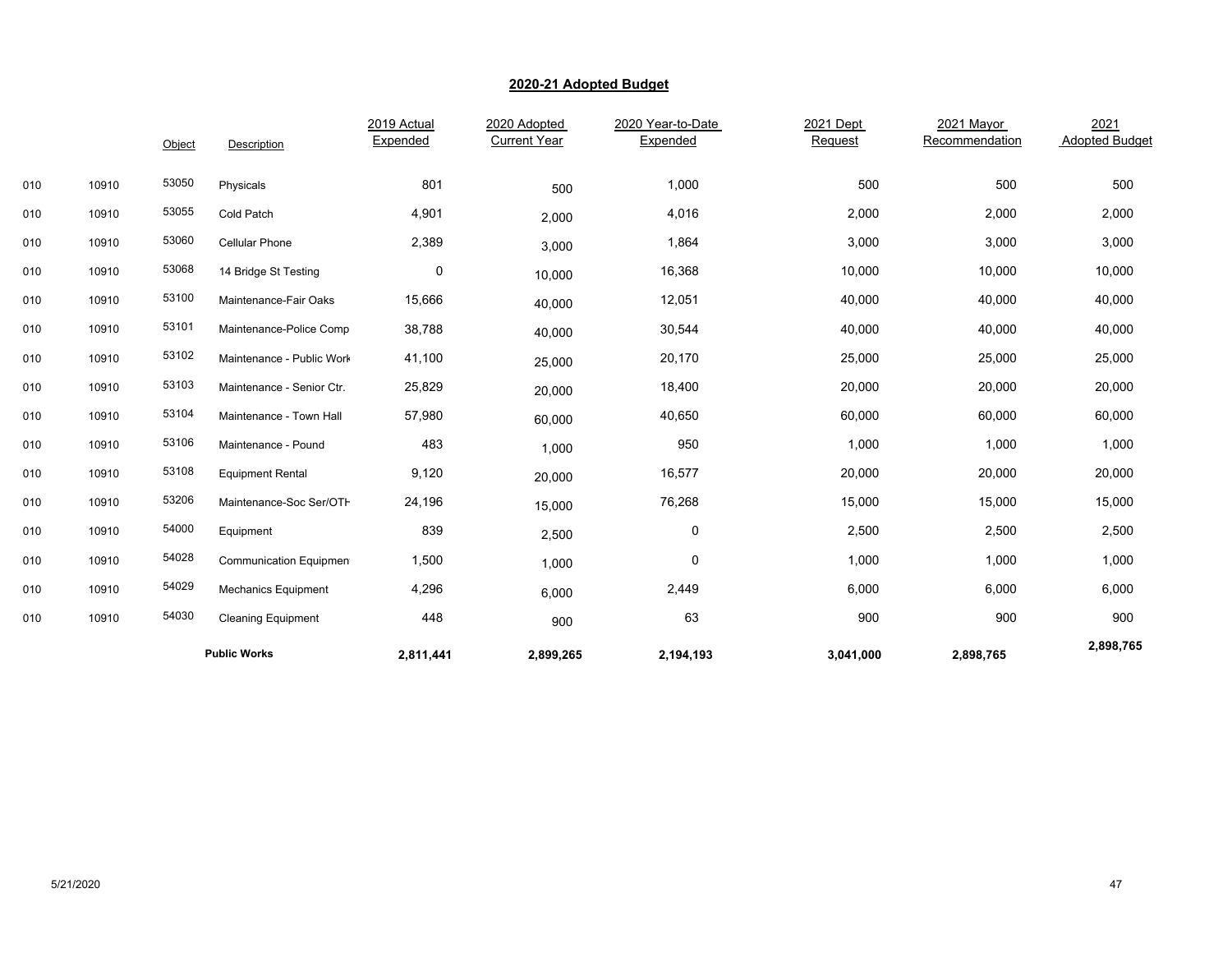## 2020-21 Adopted Budget

| | | Object | Description | 2019 Actual Expended | 2020 Adopted Current Year | 2020 Year-to-Date Expended | 2021 Dept Request | 2021 Mayor Recommendation | 2021 Adopted Budget |
|---|---|---|---|---|---|---|---|---|---|
| 010 | 10910 | 53050 | Physicals | 801 | 500 | 1,000 | 500 | 500 | 500 |
| 010 | 10910 | 53055 | Cold Patch | 4,901 | 2,000 | 4,016 | 2,000 | 2,000 | 2,000 |
| 010 | 10910 | 53060 | Cellular Phone | 2,389 | 3,000 | 1,864 | 3,000 | 3,000 | 3,000 |
| 010 | 10910 | 53068 | 14 Bridge St Testing | 0 | 10,000 | 16,368 | 10,000 | 10,000 | 10,000 |
| 010 | 10910 | 53100 | Maintenance-Fair Oaks | 15,666 | 40,000 | 12,051 | 40,000 | 40,000 | 40,000 |
| 010 | 10910 | 53101 | Maintenance-Police Comp | 38,788 | 40,000 | 30,544 | 40,000 | 40,000 | 40,000 |
| 010 | 10910 | 53102 | Maintenance - Public Work | 41,100 | 25,000 | 20,170 | 25,000 | 25,000 | 25,000 |
| 010 | 10910 | 53103 | Maintenance - Senior Ctr. | 25,829 | 20,000 | 18,400 | 20,000 | 20,000 | 20,000 |
| 010 | 10910 | 53104 | Maintenance - Town Hall | 57,980 | 60,000 | 40,650 | 60,000 | 60,000 | 60,000 |
| 010 | 10910 | 53106 | Maintenance - Pound | 483 | 1,000 | 950 | 1,000 | 1,000 | 1,000 |
| 010 | 10910 | 53108 | Equipment Rental | 9,120 | 20,000 | 16,577 | 20,000 | 20,000 | 20,000 |
| 010 | 10910 | 53206 | Maintenance-Soc Ser/OTH | 24,196 | 15,000 | 76,268 | 15,000 | 15,000 | 15,000 |
| 010 | 10910 | 54000 | Equipment | 839 | 2,500 | 0 | 2,500 | 2,500 | 2,500 |
| 010 | 10910 | 54028 | Communication Equipmen | 1,500 | 1,000 | 0 | 1,000 | 1,000 | 1,000 |
| 010 | 10910 | 54029 | Mechanics Equipment | 4,296 | 6,000 | 2,449 | 6,000 | 6,000 | 6,000 |
| 010 | 10910 | 54030 | Cleaning Equipment | 448 | 900 | 63 | 900 | 900 | 900 |
| | | | **Public Works** | **2,811,441** | **2,899,265** | **2,194,193** | **3,041,000** | **2,898,765** | **2,898,765** |

5/21/2020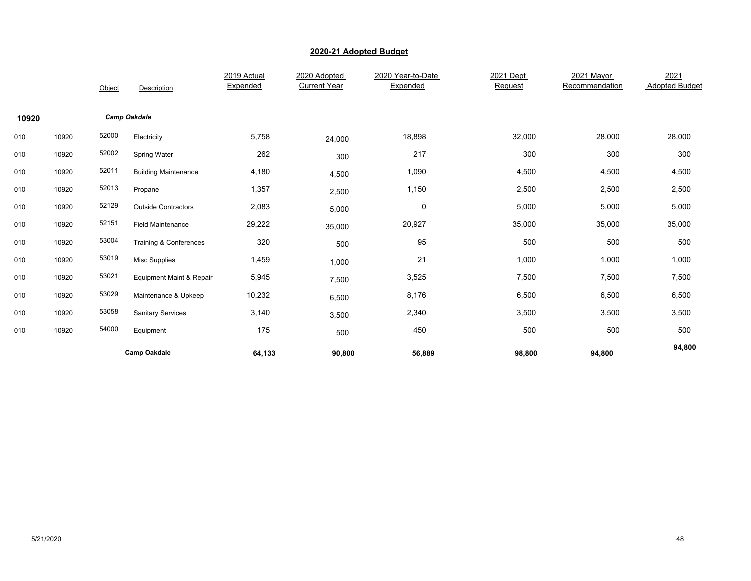## 2020-21 Adopted Budget

| | | Object | Description | 2019 Actual Expended | 2020 Adopted Current Year | 2020 Year-to-Date Expended | 2021 Dept Request | 2021 Mayor Recommendation | 2021 Adopted Budget |
|---|---|---|---|---|---|---|---|---|---|
| **10920** | | | ***Camp Oakdale*** | | | | | | |
| 010 | 10920 | 52000 | Electricity | 5,758 | 24,000 | 18,898 | 32,000 | 28,000 | 28,000 |
| 010 | 10920 | 52002 | Spring Water | 262 | 300 | 217 | 300 | 300 | 300 |
| 010 | 10920 | 52011 | Building Maintenance | 4,180 | 4,500 | 1,090 | 4,500 | 4,500 | 4,500 |
| 010 | 10920 | 52013 | Propane | 1,357 | 2,500 | 1,150 | 2,500 | 2,500 | 2,500 |
| 010 | 10920 | 52129 | Outside Contractors | 2,083 | 5,000 | 0 | 5,000 | 5,000 | 5,000 |
| 010 | 10920 | 52151 | Field Maintenance | 29,222 | 35,000 | 20,927 | 35,000 | 35,000 | 35,000 |
| 010 | 10920 | 53004 | Training & Conferences | 320 | 500 | 95 | 500 | 500 | 500 |
| 010 | 10920 | 53019 | Misc Supplies | 1,459 | 1,000 | 21 | 1,000 | 1,000 | 1,000 |
| 010 | 10920 | 53021 | Equipment Maint & Repair | 5,945 | 7,500 | 3,525 | 7,500 | 7,500 | 7,500 |
| 010 | 10920 | 53029 | Maintenance & Upkeep | 10,232 | 6,500 | 8,176 | 6,500 | 6,500 | 6,500 |
| 010 | 10920 | 53058 | Sanitary Services | 3,140 | 3,500 | 2,340 | 3,500 | 3,500 | 3,500 |
| 010 | 10920 | 54000 | Equipment | 175 | 500 | 450 | 500 | 500 | 500 |
| | | | **Camp Oakdale** | **64,133** | **90,800** | **56,889** | **98,800** | **94,800** | **94,800** |

5/21/2020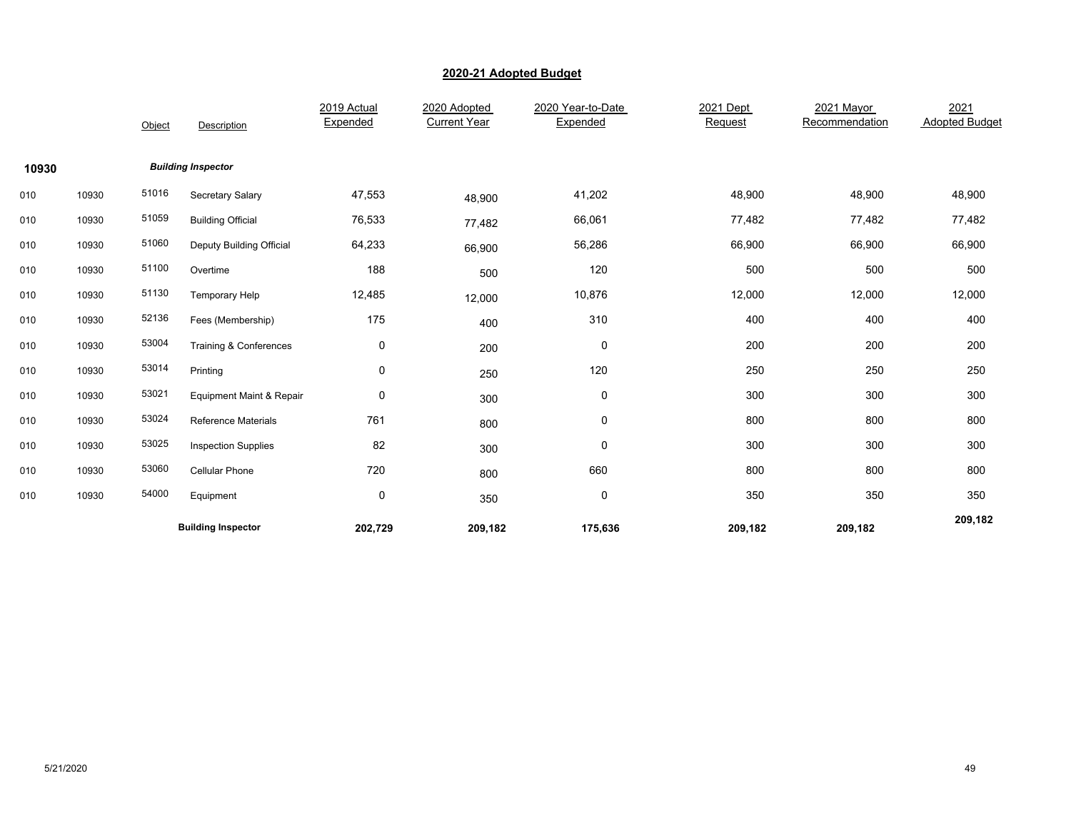## 2020-21 Adopted Budget

| | | Object | Description | 2019 Actual Expended | 2020 Adopted Current Year | 2020 Year-to-Date Expended | 2021 Dept Request | 2021 Mayor Recommendation | 2021 Adopted Budget |
|---|---|---|---|---|---|---|---|---|---|
| **10930** | | | ***Building Inspector*** | | | | | | |
| 010 | 10930 | 51016 | Secretary Salary | 47,553 | 48,900 | 41,202 | 48,900 | 48,900 | 48,900 |
| 010 | 10930 | 51059 | Building Official | 76,533 | 77,482 | 66,061 | 77,482 | 77,482 | 77,482 |
| 010 | 10930 | 51060 | Deputy Building Official | 64,233 | 66,900 | 56,286 | 66,900 | 66,900 | 66,900 |
| 010 | 10930 | 51100 | Overtime | 188 | 500 | 120 | 500 | 500 | 500 |
| 010 | 10930 | 51130 | Temporary Help | 12,485 | 12,000 | 10,876 | 12,000 | 12,000 | 12,000 |
| 010 | 10930 | 52136 | Fees (Membership) | 175 | 400 | 310 | 400 | 400 | 400 |
| 010 | 10930 | 53004 | Training & Conferences | 0 | 200 | 0 | 200 | 200 | 200 |
| 010 | 10930 | 53014 | Printing | 0 | 250 | 120 | 250 | 250 | 250 |
| 010 | 10930 | 53021 | Equipment Maint & Repair | 0 | 300 | 0 | 300 | 300 | 300 |
| 010 | 10930 | 53024 | Reference Materials | 761 | 800 | 0 | 800 | 800 | 800 |
| 010 | 10930 | 53025 | Inspection Supplies | 82 | 300 | 0 | 300 | 300 | 300 |
| 010 | 10930 | 53060 | Cellular Phone | 720 | 800 | 660 | 800 | 800 | 800 |
| 010 | 10930 | 54000 | Equipment | 0 | 350 | 0 | 350 | 350 | 350 |
| | | | **Building Inspector** | **202,729** | **209,182** | **175,636** | **209,182** | **209,182** | **209,182** |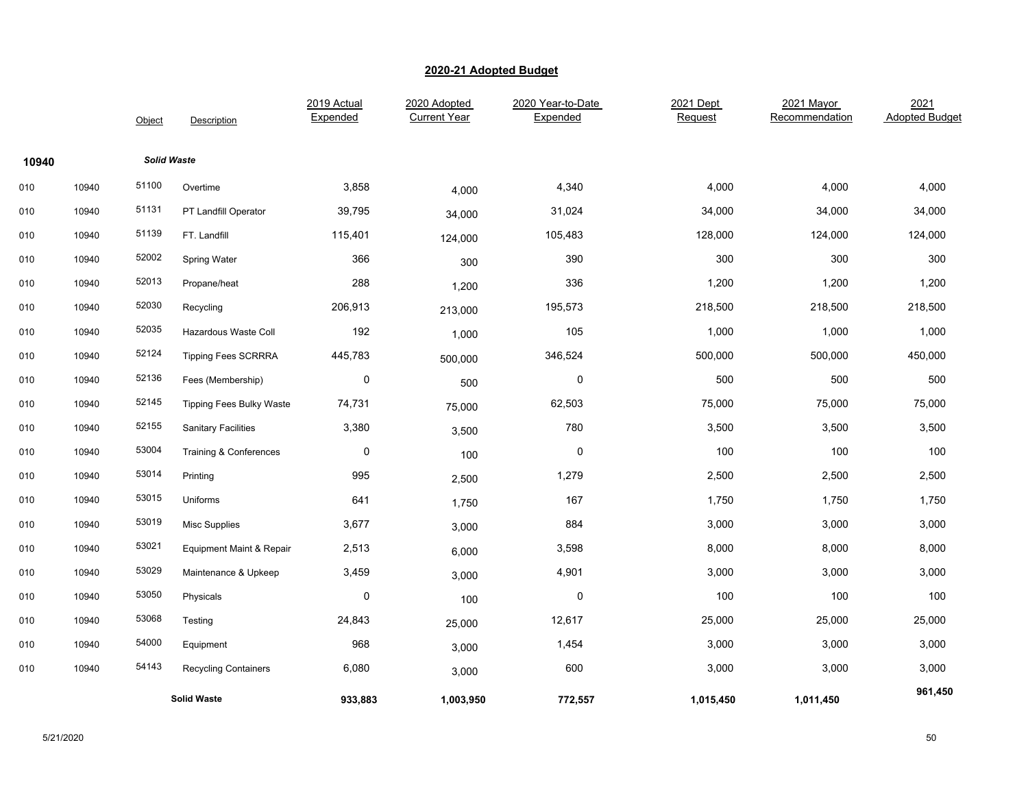# 2020-21 Adopted Budget

| | | Object | Description | 2019 Actual Expended | 2020 Adopted Current Year | 2020 Year-to-Date Expended | 2021 Dept Request | 2021 Mayor Recommendation | 2021 Adopted Budget |
|---|---|---|---|---|---|---|---|---|---|
| **10940** | | | ***Solid Waste*** | | | | | | |
| 010 | 10940 | 51100 | Overtime | 3,858 | 4,000 | 4,340 | 4,000 | 4,000 | 4,000 |
| 010 | 10940 | 51131 | PT Landfill Operator | 39,795 | 34,000 | 31,024 | 34,000 | 34,000 | 34,000 |
| 010 | 10940 | 51139 | FT. Landfill | 115,401 | 124,000 | 105,483 | 128,000 | 124,000 | 124,000 |
| 010 | 10940 | 52002 | Spring Water | 366 | 300 | 390 | 300 | 300 | 300 |
| 010 | 10940 | 52013 | Propane/heat | 288 | 1,200 | 336 | 1,200 | 1,200 | 1,200 |
| 010 | 10940 | 52030 | Recycling | 206,913 | 213,000 | 195,573 | 218,500 | 218,500 | 218,500 |
| 010 | 10940 | 52035 | Hazardous Waste Coll | 192 | 1,000 | 105 | 1,000 | 1,000 | 1,000 |
| 010 | 10940 | 52124 | Tipping Fees SCRRRA | 445,783 | 500,000 | 346,524 | 500,000 | 500,000 | 450,000 |
| 010 | 10940 | 52136 | Fees (Membership) | 0 | 500 | 0 | 500 | 500 | 500 |
| 010 | 10940 | 52145 | Tipping Fees Bulky Waste | 74,731 | 75,000 | 62,503 | 75,000 | 75,000 | 75,000 |
| 010 | 10940 | 52155 | Sanitary Facilities | 3,380 | 3,500 | 780 | 3,500 | 3,500 | 3,500 |
| 010 | 10940 | 53004 | Training & Conferences | 0 | 100 | 0 | 100 | 100 | 100 |
| 010 | 10940 | 53014 | Printing | 995 | 2,500 | 1,279 | 2,500 | 2,500 | 2,500 |
| 010 | 10940 | 53015 | Uniforms | 641 | 1,750 | 167 | 1,750 | 1,750 | 1,750 |
| 010 | 10940 | 53019 | Misc Supplies | 3,677 | 3,000 | 884 | 3,000 | 3,000 | 3,000 |
| 010 | 10940 | 53021 | Equipment Maint & Repair | 2,513 | 6,000 | 3,598 | 8,000 | 8,000 | 8,000 |
| 010 | 10940 | 53029 | Maintenance & Upkeep | 3,459 | 3,000 | 4,901 | 3,000 | 3,000 | 3,000 |
| 010 | 10940 | 53050 | Physicals | 0 | 100 | 0 | 100 | 100 | 100 |
| 010 | 10940 | 53068 | Testing | 24,843 | 25,000 | 12,617 | 25,000 | 25,000 | 25,000 |
| 010 | 10940 | 54000 | Equipment | 968 | 3,000 | 1,454 | 3,000 | 3,000 | 3,000 |
| 010 | 10940 | 54143 | Recycling Containers | 6,080 | 3,000 | 600 | 3,000 | 3,000 | 3,000 |
| | | | **Solid Waste** | **933,883** | **1,003,950** | **772,557** | **1,015,450** | **1,011,450** | **961,450** |

5/21/2020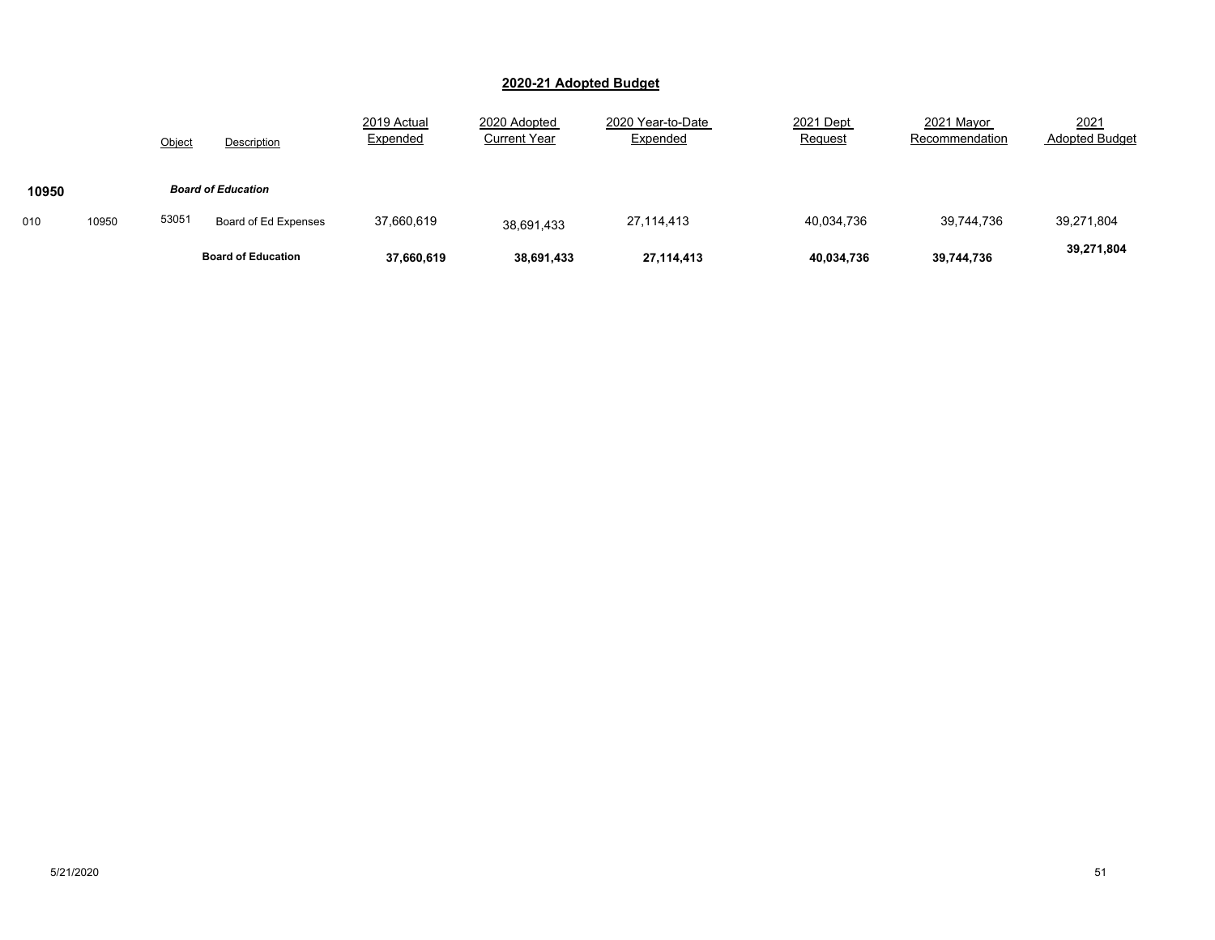# 2020-21 Adopted Budget

| | | Object | Description | 2019 Actual Expended | 2020 Adopted Current Year | 2020 Year-to-Date Expended | 2021 Dept Request | 2021 Mayor Recommendation | 2021 Adopted Budget |
|---|---|---|---|---|---|---|---|---|---|
| **10950** | | | ***Board of Education*** | | | | | | |
| 010 | 10950 | 53051 | Board of Ed Expenses | 37,660,619 | 38,691,433 | 27,114,413 | 40,034,736 | 39,744,736 | 39,271,804 |
| | | | **Board of Education** | **37,660,619** | **38,691,433** | **27,114,413** | **40,034,736** | **39,744,736** | **39,271,804** |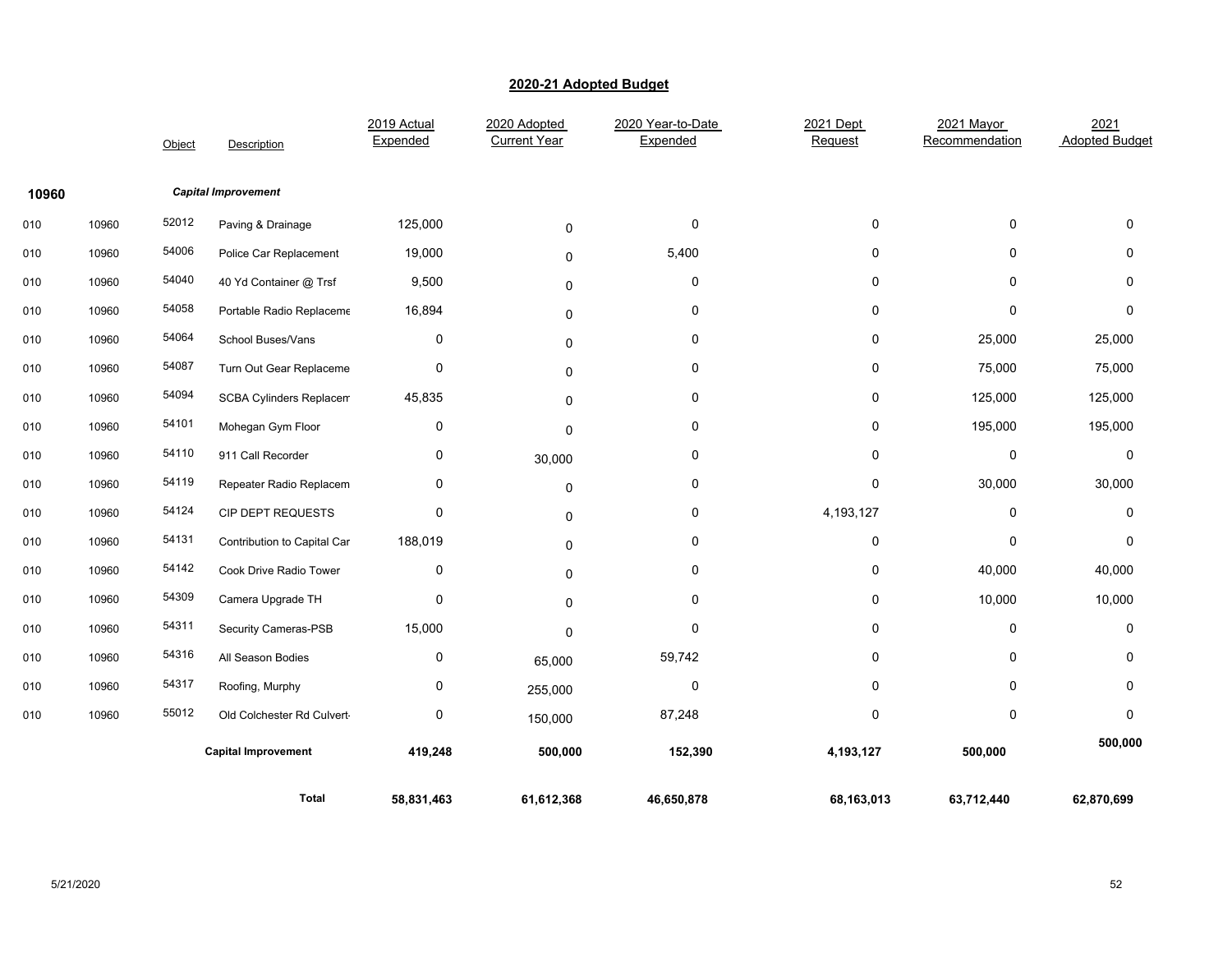## 2020-21 Adopted Budget

| | | Object | Description | 2019 Actual Expended | 2020 Adopted Current Year | 2020 Year-to-Date Expended | 2021 Dept Request | 2021 Mayor Recommendation | 2021 Adopted Budget |
|---|---|---|---|---|---|---|---|---|---|
| **10960** | | | ***Capital Improvement*** | | | | | | |
| 010 | 10960 | 52012 | Paving & Drainage | 125,000 | 0 | 0 | 0 | 0 | 0 |
| 010 | 10960 | 54006 | Police Car Replacement | 19,000 | 0 | 5,400 | 0 | 0 | 0 |
| 010 | 10960 | 54040 | 40 Yd Container @ Trsf | 9,500 | 0 | 0 | 0 | 0 | 0 |
| 010 | 10960 | 54058 | Portable Radio Replaceme | 16,894 | 0 | 0 | 0 | 0 | 0 |
| 010 | 10960 | 54064 | School Buses/Vans | 0 | 0 | 0 | 0 | 25,000 | 25,000 |
| 010 | 10960 | 54087 | Turn Out Gear Replaceme | 0 | 0 | 0 | 0 | 75,000 | 75,000 |
| 010 | 10960 | 54094 | SCBA Cylinders Replacem | 45,835 | 0 | 0 | 0 | 125,000 | 125,000 |
| 010 | 10960 | 54101 | Mohegan Gym Floor | 0 | 0 | 0 | 0 | 195,000 | 195,000 |
| 010 | 10960 | 54110 | 911 Call Recorder | 0 | 30,000 | 0 | 0 | 0 | 0 |
| 010 | 10960 | 54119 | Repeater Radio Replacem | 0 | 0 | 0 | 0 | 30,000 | 30,000 |
| 010 | 10960 | 54124 | CIP DEPT REQUESTS | 0 | 0 | 0 | 4,193,127 | 0 | 0 |
| 010 | 10960 | 54131 | Contribution to Capital Car | 188,019 | 0 | 0 | 0 | 0 | 0 |
| 010 | 10960 | 54142 | Cook Drive Radio Tower | 0 | 0 | 0 | 0 | 40,000 | 40,000 |
| 010 | 10960 | 54309 | Camera Upgrade TH | 0 | 0 | 0 | 0 | 10,000 | 10,000 |
| 010 | 10960 | 54311 | Security Cameras-PSB | 15,000 | 0 | 0 | 0 | 0 | 0 |
| 010 | 10960 | 54316 | All Season Bodies | 0 | 65,000 | 59,742 | 0 | 0 | 0 |
| 010 | 10960 | 54317 | Roofing, Murphy | 0 | 255,000 | 0 | 0 | 0 | 0 |
| 010 | 10960 | 55012 | Old Colchester Rd Culvert- | 0 | 150,000 | 87,248 | 0 | 0 | 0 |
| | | | **Capital Improvement** | **419,248** | **500,000** | **152,390** | **4,193,127** | **500,000** | **500,000** |
| | | | **Total** | **58,831,463** | **61,612,368** | **46,650,878** | **68,163,013** | **63,712,440** | **62,870,699** |

5/21/2020